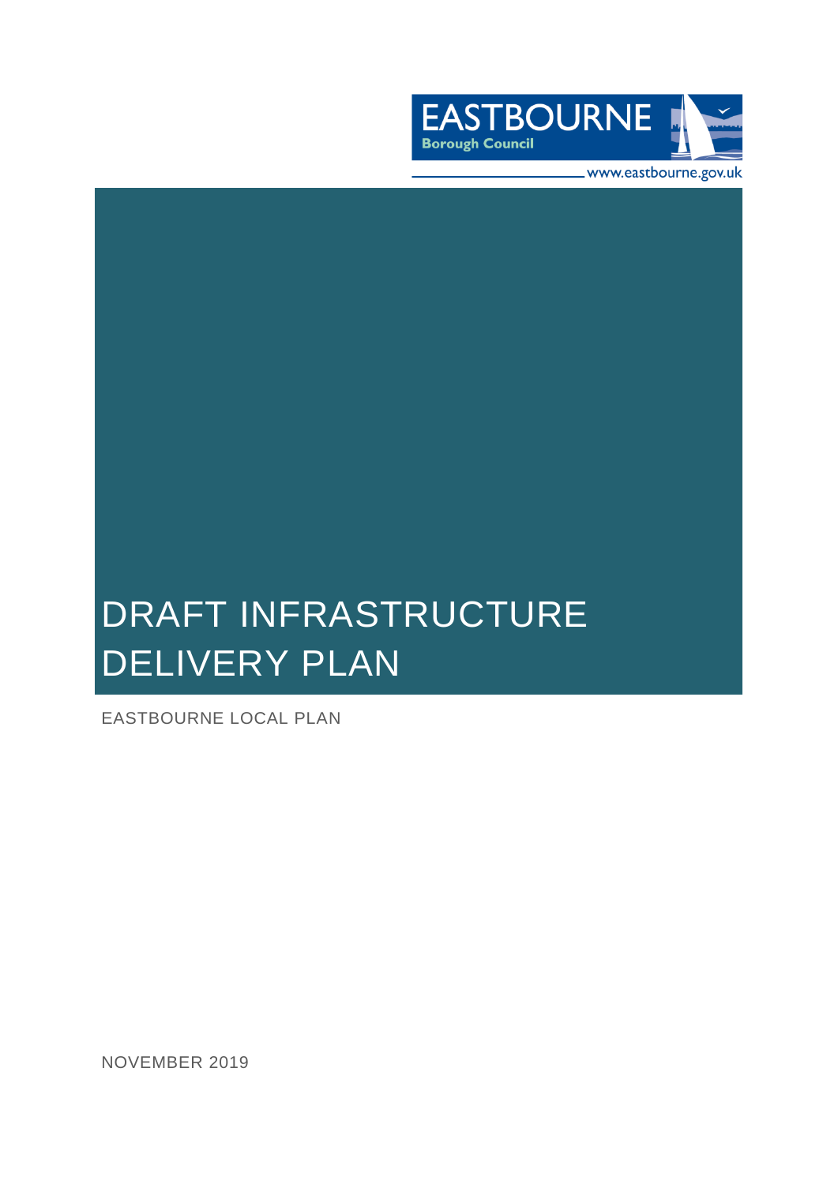EASTBOURNE
Borough Council
www.eastbourne.gov.uk

# DRAFT INFRASTRUCTURE DELIVERY PLAN

EASTBOURNE LOCAL PLAN

NOVEMBER 2019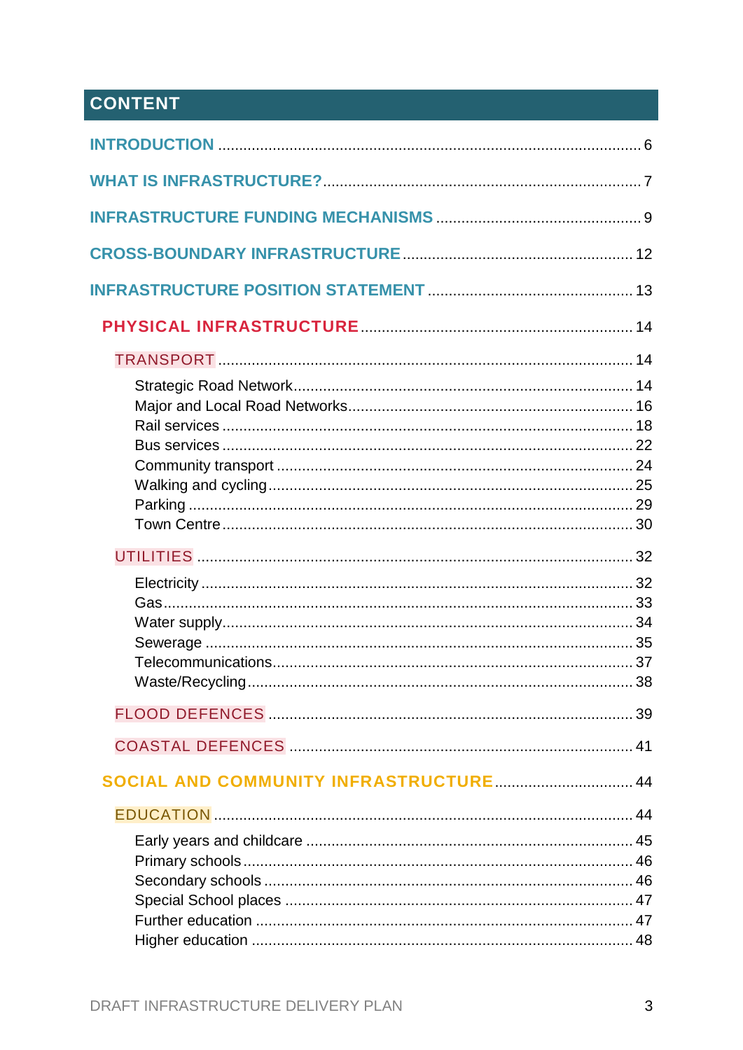# CONTENT

INTRODUCTION ............................................................................................ 6

WHAT IS INFRASTRUCTURE?.......................................................................... 7

INFRASTRUCTURE FUNDING MECHANISMS ................................................ 9

CROSS-BOUNDARY INFRASTRUCTURE ...................................................... 12

INFRASTRUCTURE POSITION STATEMENT ................................................ 13

PHYSICAL INFRASTRUCTURE ................................................................ 14

TRANSPORT ........................................................................................ 14

- Strategic Road Network ........................................................................ 14
- Major and Local Road Networks ............................................................ 16
- Rail services ............................................................................................ 18
- Bus services ............................................................................................ 22
- Community transport ............................................................................. 24
- Walking and cycling ................................................................................ 25
- Parking ..................................................................................................... 29
- Town Centre ............................................................................................ 30

UTILITIES ............................................................................................ 32

- Electricity ................................................................................................. 32
- Gas ........................................................................................................... 33
- Water supply ............................................................................................ 34
- Sewerage ................................................................................................. 35
- Telecommunications ............................................................................... 37
- Waste/Recycling ...................................................................................... 38

FLOOD DEFENCES .............................................................................. 39

COASTAL DEFENCES ......................................................................... 41

SOCIAL AND COMMUNITY INFRASTRUCTURE ..................................... 44

EDUCATION ........................................................................................ 44

- Early years and childcare ....................................................................... 45
- Primary schools ....................................................................................... 46
- Secondary schools .................................................................................. 46
- Special School places ............................................................................. 47
- Further education .................................................................................... 47
- Higher education ..................................................................................... 48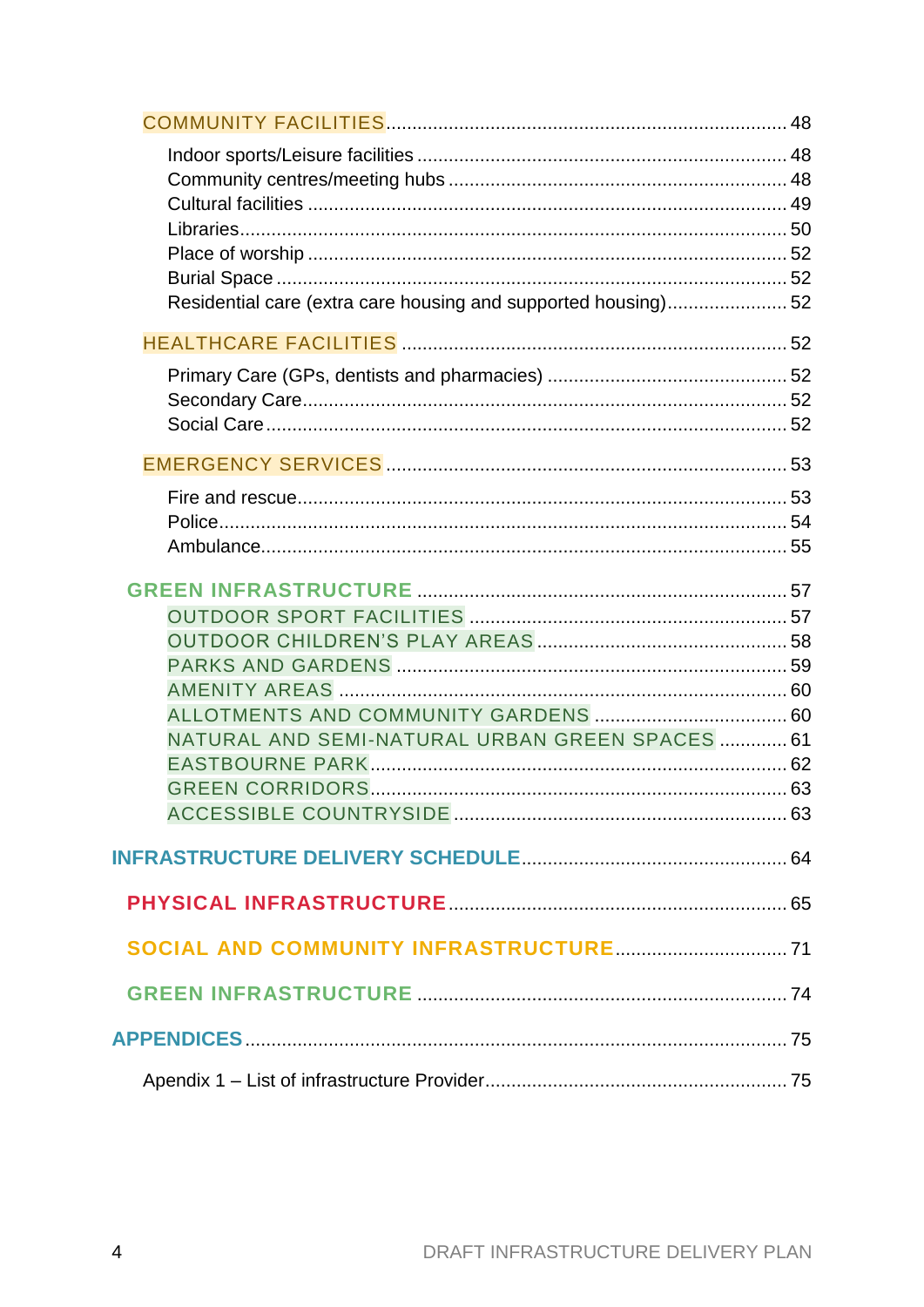COMMUNITY FACILITIES ........................................................................ 48

- Indoor sports/Leisure facilities ........................................................ 48
- Community centres/meeting hubs ..................................................... 48
- Cultural facilities ............................................................................ 49
- Libraries.......................................................................................... 50
- Place of worship .............................................................................. 52
- Burial Space ..................................................................................... 52
- Residential care (extra care housing and supported housing)...................... 52

HEALTHCARE FACILITIES ........................................................................ 52

- Primary Care (GPs, dentists and pharmacies) ........................................ 52
- Secondary Care................................................................................ 52
- Social Care ...................................................................................... 52

EMERGENCY SERVICES ......................................................................... 53

- Fire and rescue................................................................................ 53
- Police.............................................................................................. 54
- Ambulance....................................................................................... 55

GREEN INFRASTRUCTURE ...................................................................... 57

- OUTDOOR SPORT FACILITIES ......................................................... 57
- OUTDOOR CHILDREN'S PLAY AREAS ................................................ 58
- PARKS AND GARDENS ..................................................................... 59
- AMENITY AREAS ............................................................................ 60
- ALLOTMENTS AND COMMUNITY GARDENS ...................................... 60
- NATURAL AND SEMI-NATURAL URBAN GREEN SPACES ...................... 61
- EASTBOURNE PARK.......................................................................... 62
- GREEN CORRIDORS.......................................................................... 63
- ACCESSIBLE COUNTRYSIDE ............................................................ 63

INFRASTRUCTURE DELIVERY SCHEDULE.................................................. 64

PHYSICAL INFRASTRUCTURE.................................................................. 65

SOCIAL AND COMMUNITY INFRASTRUCTURE.......................................... 71

GREEN INFRASTRUCTURE ...................................................................... 74

APPENDICES ........................................................................................ 75

- Apendix 1 – List of infrastructure Provider.............................................. 75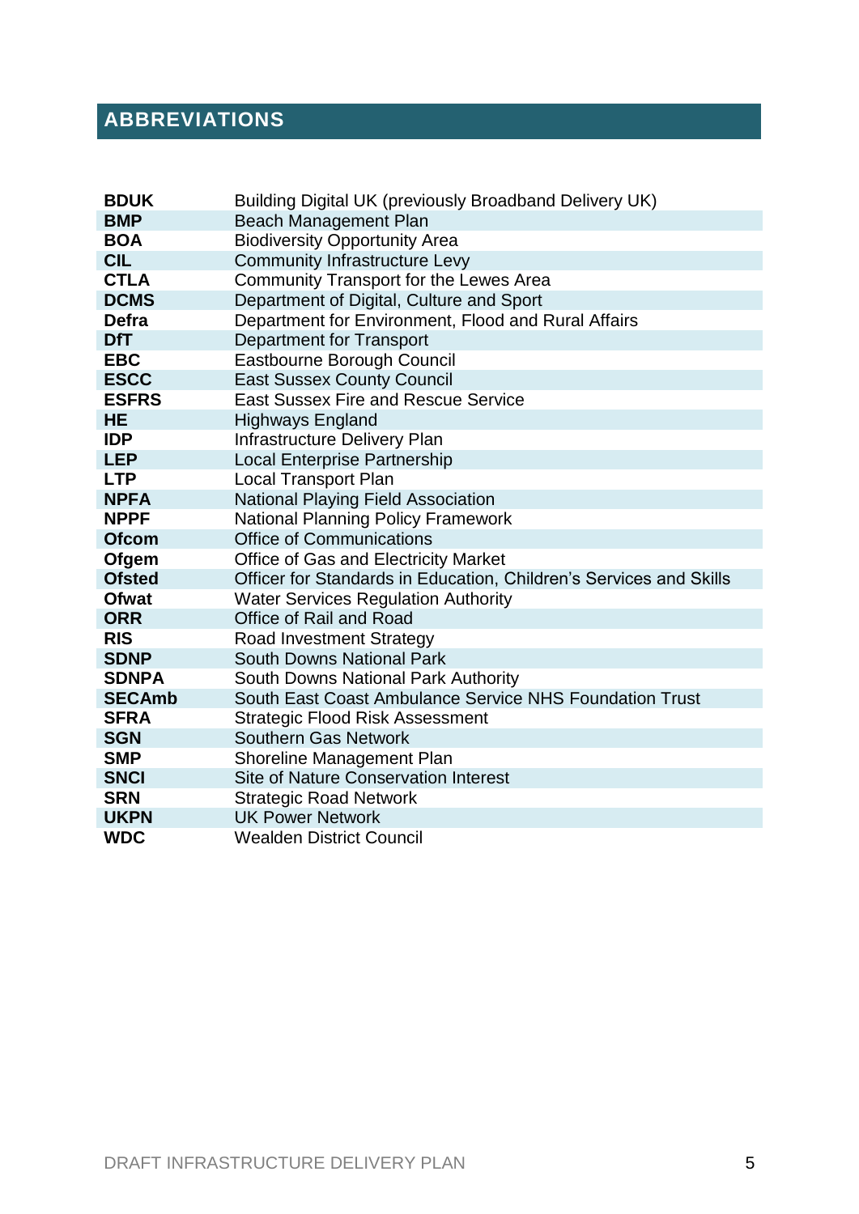## ABBREVIATIONS

| | |
|---|---|
| **BDUK** | Building Digital UK (previously Broadband Delivery UK) |
| **BMP** | Beach Management Plan |
| **BOA** | Biodiversity Opportunity Area |
| **CIL** | Community Infrastructure Levy |
| **CTLA** | Community Transport for the Lewes Area |
| **DCMS** | Department of Digital, Culture and Sport |
| **Defra** | Department for Environment, Flood and Rural Affairs |
| **DfT** | Department for Transport |
| **EBC** | Eastbourne Borough Council |
| **ESCC** | East Sussex County Council |
| **ESFRS** | East Sussex Fire and Rescue Service |
| **HE** | Highways England |
| **IDP** | Infrastructure Delivery Plan |
| **LEP** | Local Enterprise Partnership |
| **LTP** | Local Transport Plan |
| **NPFA** | National Playing Field Association |
| **NPPF** | National Planning Policy Framework |
| **Ofcom** | Office of Communications |
| **Ofgem** | Office of Gas and Electricity Market |
| **Ofsted** | Officer for Standards in Education, Children's Services and Skills |
| **Ofwat** | Water Services Regulation Authority |
| **ORR** | Office of Rail and Road |
| **RIS** | Road Investment Strategy |
| **SDNP** | South Downs National Park |
| **SDNPA** | South Downs National Park Authority |
| **SECAmb** | South East Coast Ambulance Service NHS Foundation Trust |
| **SFRA** | Strategic Flood Risk Assessment |
| **SGN** | Southern Gas Network |
| **SMP** | Shoreline Management Plan |
| **SNCI** | Site of Nature Conservation Interest |
| **SRN** | Strategic Road Network |
| **UKPN** | UK Power Network |
| **WDC** | Wealden District Council |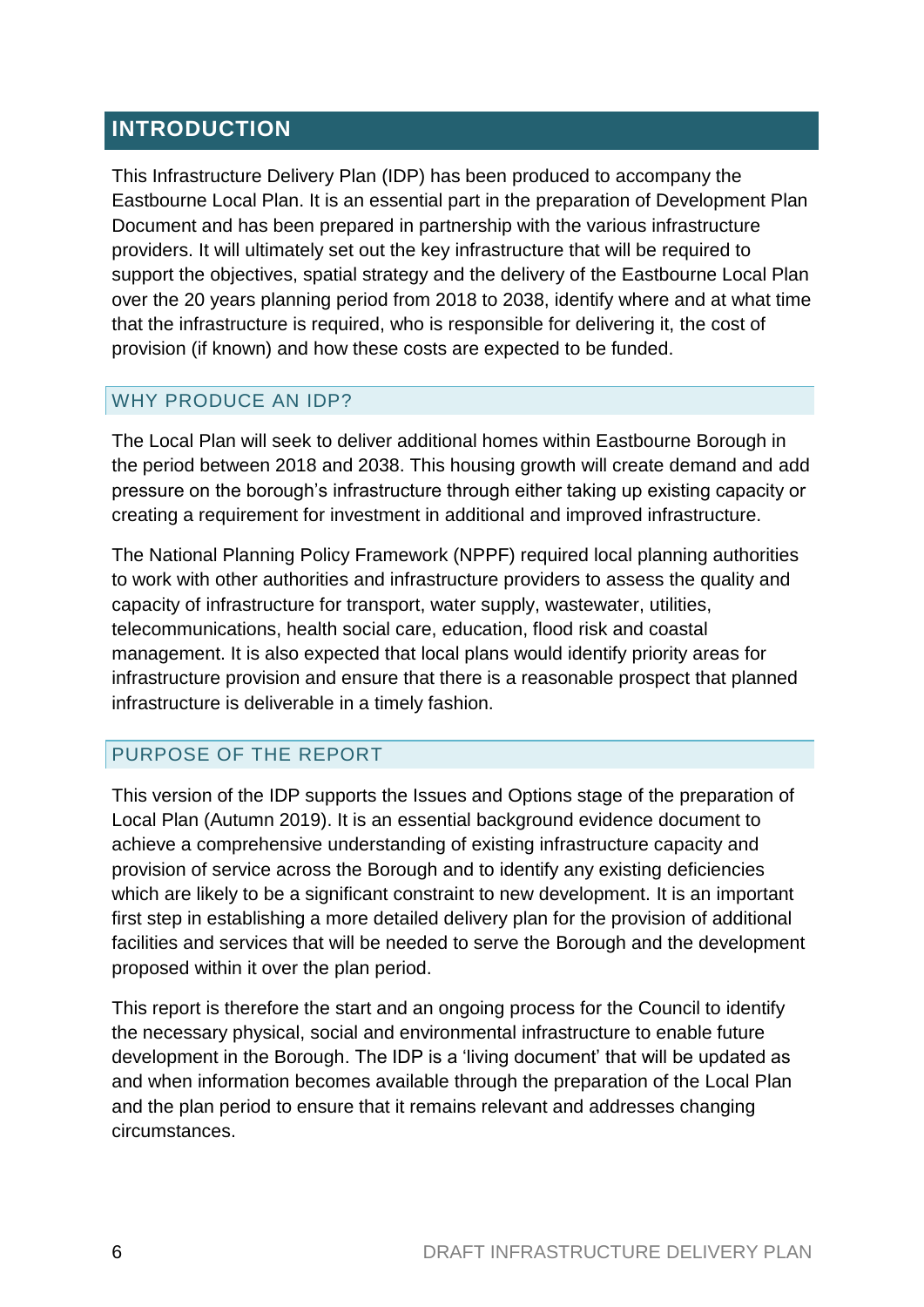## INTRODUCTION

This Infrastructure Delivery Plan (IDP) has been produced to accompany the Eastbourne Local Plan. It is an essential part in the preparation of Development Plan Document and has been prepared in partnership with the various infrastructure providers. It will ultimately set out the key infrastructure that will be required to support the objectives, spatial strategy and the delivery of the Eastbourne Local Plan over the 20 years planning period from 2018 to 2038, identify where and at what time that the infrastructure is required, who is responsible for delivering it, the cost of provision (if known) and how these costs are expected to be funded.

### WHY PRODUCE AN IDP?

The Local Plan will seek to deliver additional homes within Eastbourne Borough in the period between 2018 and 2038. This housing growth will create demand and add pressure on the borough's infrastructure through either taking up existing capacity or creating a requirement for investment in additional and improved infrastructure.

The National Planning Policy Framework (NPPF) required local planning authorities to work with other authorities and infrastructure providers to assess the quality and capacity of infrastructure for transport, water supply, wastewater, utilities, telecommunications, health social care, education, flood risk and coastal management. It is also expected that local plans would identify priority areas for infrastructure provision and ensure that there is a reasonable prospect that planned infrastructure is deliverable in a timely fashion.

### PURPOSE OF THE REPORT

This version of the IDP supports the Issues and Options stage of the preparation of Local Plan (Autumn 2019). It is an essential background evidence document to achieve a comprehensive understanding of existing infrastructure capacity and provision of service across the Borough and to identify any existing deficiencies which are likely to be a significant constraint to new development. It is an important first step in establishing a more detailed delivery plan for the provision of additional facilities and services that will be needed to serve the Borough and the development proposed within it over the plan period.

This report is therefore the start and an ongoing process for the Council to identify the necessary physical, social and environmental infrastructure to enable future development in the Borough. The IDP is a 'living document' that will be updated as and when information becomes available through the preparation of the Local Plan and the plan period to ensure that it remains relevant and addresses changing circumstances.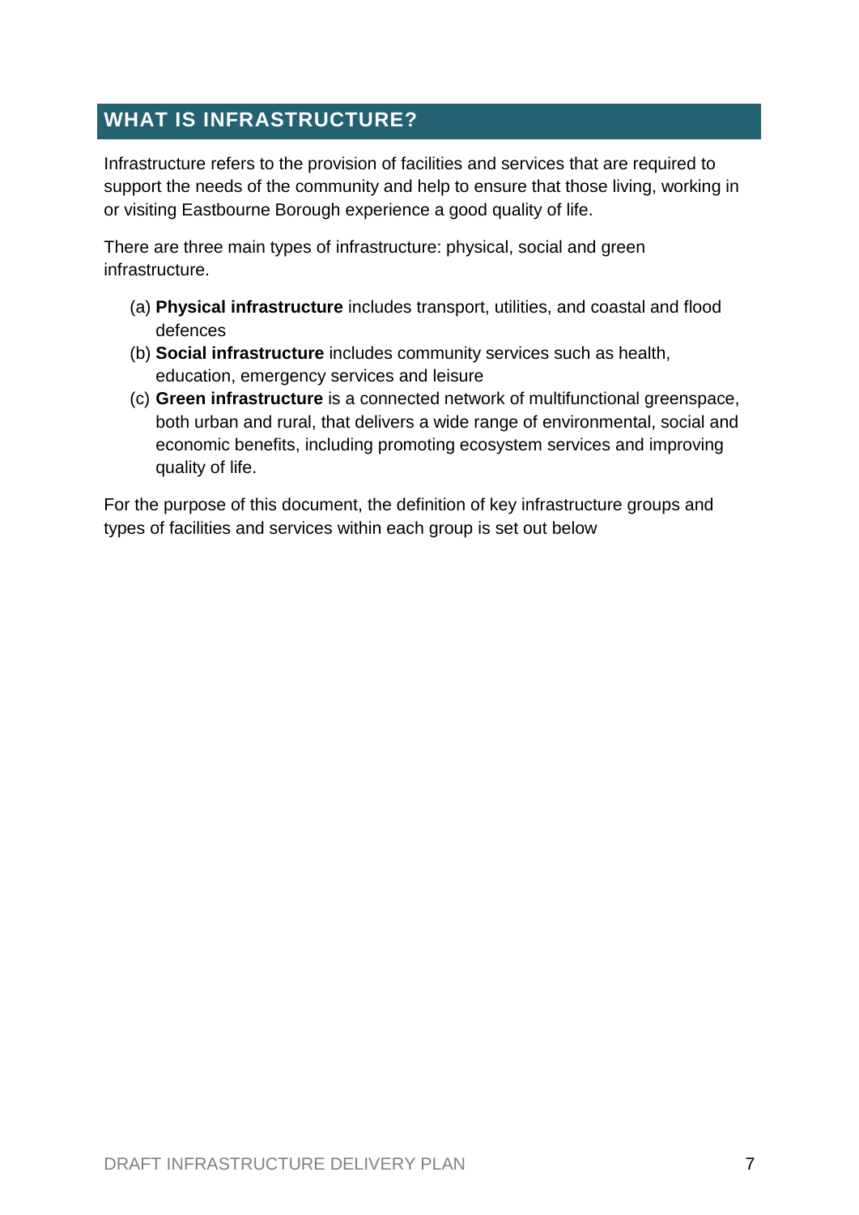## WHAT IS INFRASTRUCTURE?

Infrastructure refers to the provision of facilities and services that are required to support the needs of the community and help to ensure that those living, working in or visiting Eastbourne Borough experience a good quality of life.

There are three main types of infrastructure: physical, social and green infrastructure.

(a) **Physical infrastructure** includes transport, utilities, and coastal and flood defences

(b) **Social infrastructure** includes community services such as health, education, emergency services and leisure

(c) **Green infrastructure** is a connected network of multifunctional greenspace, both urban and rural, that delivers a wide range of environmental, social and economic benefits, including promoting ecosystem services and improving quality of life.

For the purpose of this document, the definition of key infrastructure groups and types of facilities and services within each group is set out below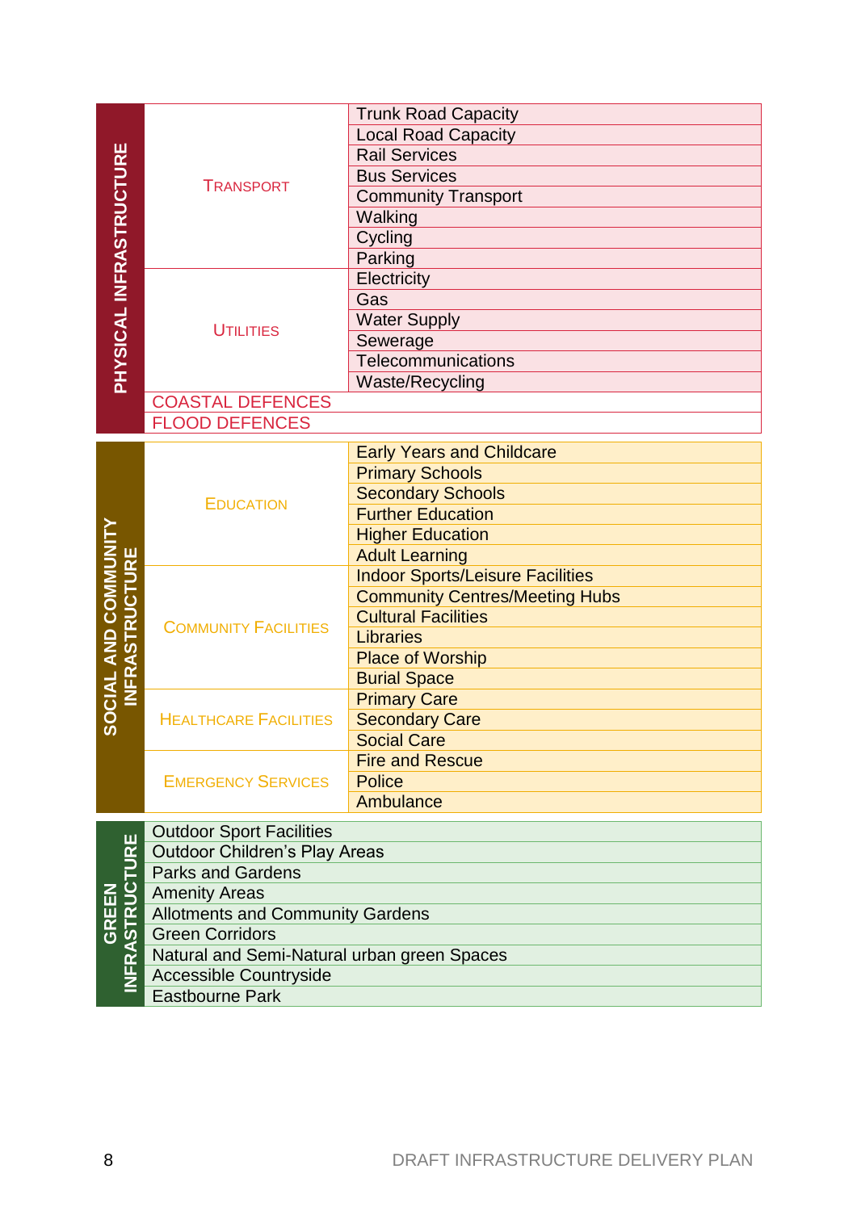| Infrastructure Type | Category | Sub-category |
|---|---|---|
| PHYSICAL INFRASTRUCTURE | TRANSPORT | Trunk Road Capacity |
| | | Local Road Capacity |
| | | Rail Services |
| | | Bus Services |
| | | Community Transport |
| | | Walking |
| | | Cycling |
| | | Parking |
| | UTILITIES | Electricity |
| | | Gas |
| | | Water Supply |
| | | Sewerage |
| | | Telecommunications |
| | | Waste/Recycling |
| | COASTAL DEFENCES | |
| | FLOOD DEFENCES | |
| SOCIAL AND COMMUNITY INFRASTRUCTURE | EDUCATION | Early Years and Childcare |
| | | Primary Schools |
| | | Secondary Schools |
| | | Further Education |
| | | Higher Education |
| | | Adult Learning |
| | COMMUNITY FACILITIES | Indoor Sports/Leisure Facilities |
| | | Community Centres/Meeting Hubs |
| | | Cultural Facilities |
| | | Libraries |
| | | Place of Worship |
| | | Burial Space |
| | HEALTHCARE FACILITIES | Primary Care |
| | | Secondary Care |
| | | Social Care |
| | EMERGENCY SERVICES | Fire and Rescue |
| | | Police |
| | | Ambulance |
| GREEN INFRASTRUCTURE | Outdoor Sport Facilities | |
| | Outdoor Children's Play Areas | |
| | Parks and Gardens | |
| | Amenity Areas | |
| | Allotments and Community Gardens | |
| | Green Corridors | |
| | Natural and Semi-Natural urban green Spaces | |
| | Accessible Countryside | |
| | Eastbourne Park | |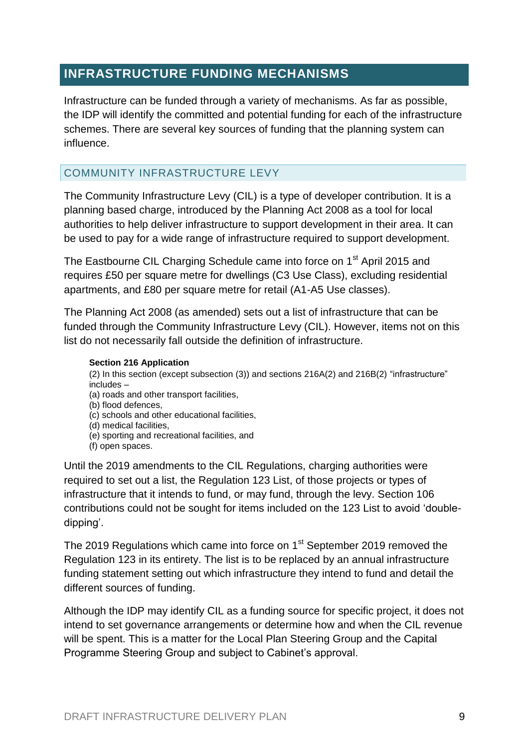## INFRASTRUCTURE FUNDING MECHANISMS

Infrastructure can be funded through a variety of mechanisms. As far as possible, the IDP will identify the committed and potential funding for each of the infrastructure schemes. There are several key sources of funding that the planning system can influence.

### COMMUNITY INFRASTRUCTURE LEVY

The Community Infrastructure Levy (CIL) is a type of developer contribution. It is a planning based charge, introduced by the Planning Act 2008 as a tool for local authorities to help deliver infrastructure to support development in their area. It can be used to pay for a wide range of infrastructure required to support development.

The Eastbourne CIL Charging Schedule came into force on 1st April 2015 and requires £50 per square metre for dwellings (C3 Use Class), excluding residential apartments, and £80 per square metre for retail (A1-A5 Use classes).

The Planning Act 2008 (as amended) sets out a list of infrastructure that can be funded through the Community Infrastructure Levy (CIL). However, items not on this list do not necessarily fall outside the definition of infrastructure.

> **Section 216 Application**
>
> (2) In this section (except subsection (3)) and sections 216A(2) and 216B(2) "infrastructure" includes –
>
> (a) roads and other transport facilities,
> (b) flood defences,
> (c) schools and other educational facilities,
> (d) medical facilities,
> (e) sporting and recreational facilities, and
> (f) open spaces.

Until the 2019 amendments to the CIL Regulations, charging authorities were required to set out a list, the Regulation 123 List, of those projects or types of infrastructure that it intends to fund, or may fund, through the levy. Section 106 contributions could not be sought for items included on the 123 List to avoid 'double-dipping'.

The 2019 Regulations which came into force on 1st September 2019 removed the Regulation 123 in its entirety. The list is to be replaced by an annual infrastructure funding statement setting out which infrastructure they intend to fund and detail the different sources of funding.

Although the IDP may identify CIL as a funding source for specific project, it does not intend to set governance arrangements or determine how and when the CIL revenue will be spent. This is a matter for the Local Plan Steering Group and the Capital Programme Steering Group and subject to Cabinet's approval.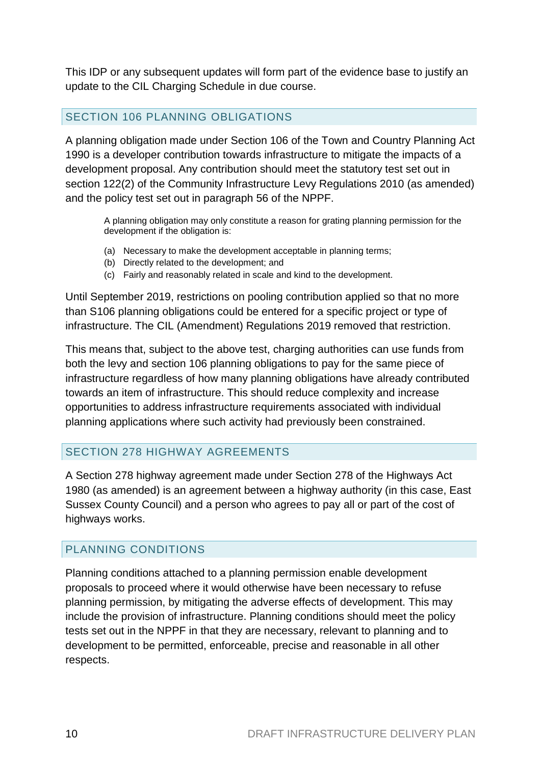This IDP or any subsequent updates will form part of the evidence base to justify an update to the CIL Charging Schedule in due course.

## SECTION 106 PLANNING OBLIGATIONS

A planning obligation made under Section 106 of the Town and Country Planning Act 1990 is a developer contribution towards infrastructure to mitigate the impacts of a development proposal. Any contribution should meet the statutory test set out in section 122(2) of the Community Infrastructure Levy Regulations 2010 (as amended) and the policy test set out in paragraph 56 of the NPPF.

> A planning obligation may only constitute a reason for grating planning permission for the development if the obligation is:
>
> (a) Necessary to make the development acceptable in planning terms;
> (b) Directly related to the development; and
> (c) Fairly and reasonably related in scale and kind to the development.

Until September 2019, restrictions on pooling contribution applied so that no more than S106 planning obligations could be entered for a specific project or type of infrastructure. The CIL (Amendment) Regulations 2019 removed that restriction.

This means that, subject to the above test, charging authorities can use funds from both the levy and section 106 planning obligations to pay for the same piece of infrastructure regardless of how many planning obligations have already contributed towards an item of infrastructure. This should reduce complexity and increase opportunities to address infrastructure requirements associated with individual planning applications where such activity had previously been constrained.

## SECTION 278 HIGHWAY AGREEMENTS

A Section 278 highway agreement made under Section 278 of the Highways Act 1980 (as amended) is an agreement between a highway authority (in this case, East Sussex County Council) and a person who agrees to pay all or part of the cost of highways works.

## PLANNING CONDITIONS

Planning conditions attached to a planning permission enable development proposals to proceed where it would otherwise have been necessary to refuse planning permission, by mitigating the adverse effects of development. This may include the provision of infrastructure. Planning conditions should meet the policy tests set out in the NPPF in that they are necessary, relevant to planning and to development to be permitted, enforceable, precise and reasonable in all other respects.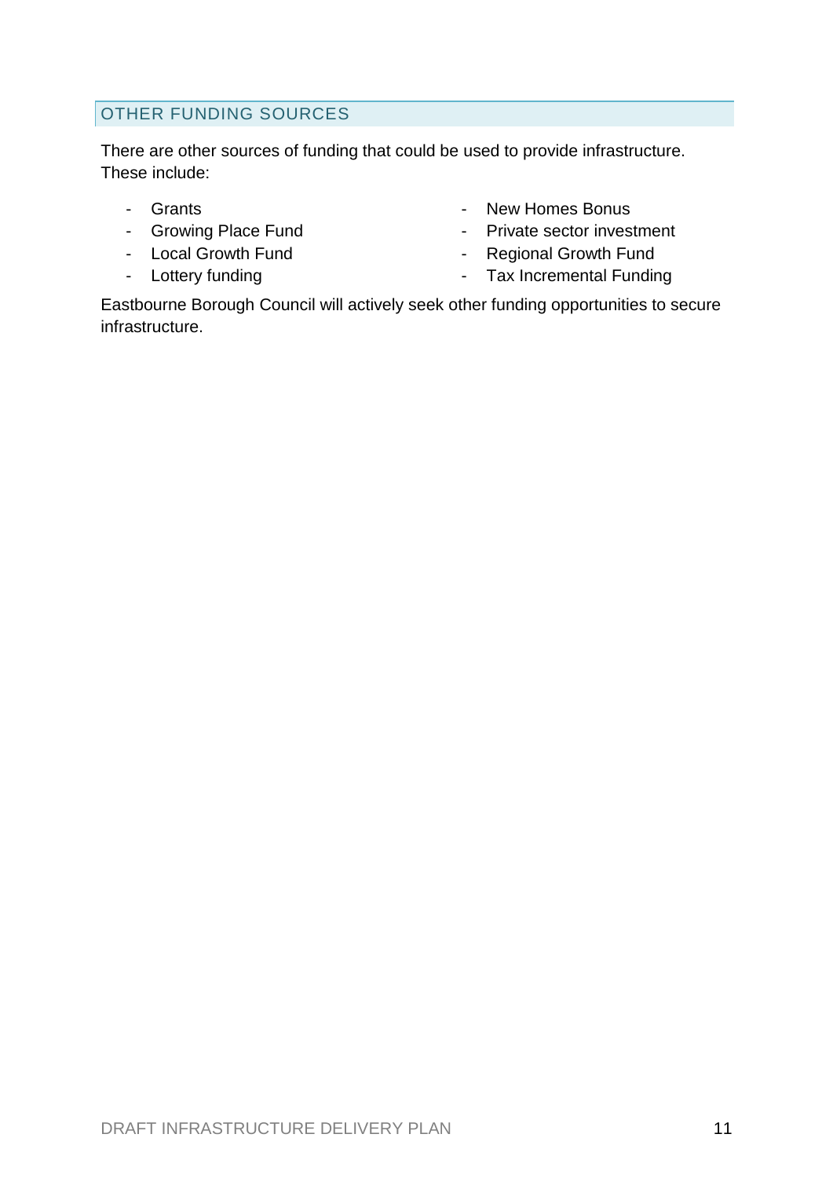## OTHER FUNDING SOURCES

There are other sources of funding that could be used to provide infrastructure. These include:

- Grants
- Growing Place Fund
- Local Growth Fund
- Lottery funding
- New Homes Bonus
- Private sector investment
- Regional Growth Fund
- Tax Incremental Funding

Eastbourne Borough Council will actively seek other funding opportunities to secure infrastructure.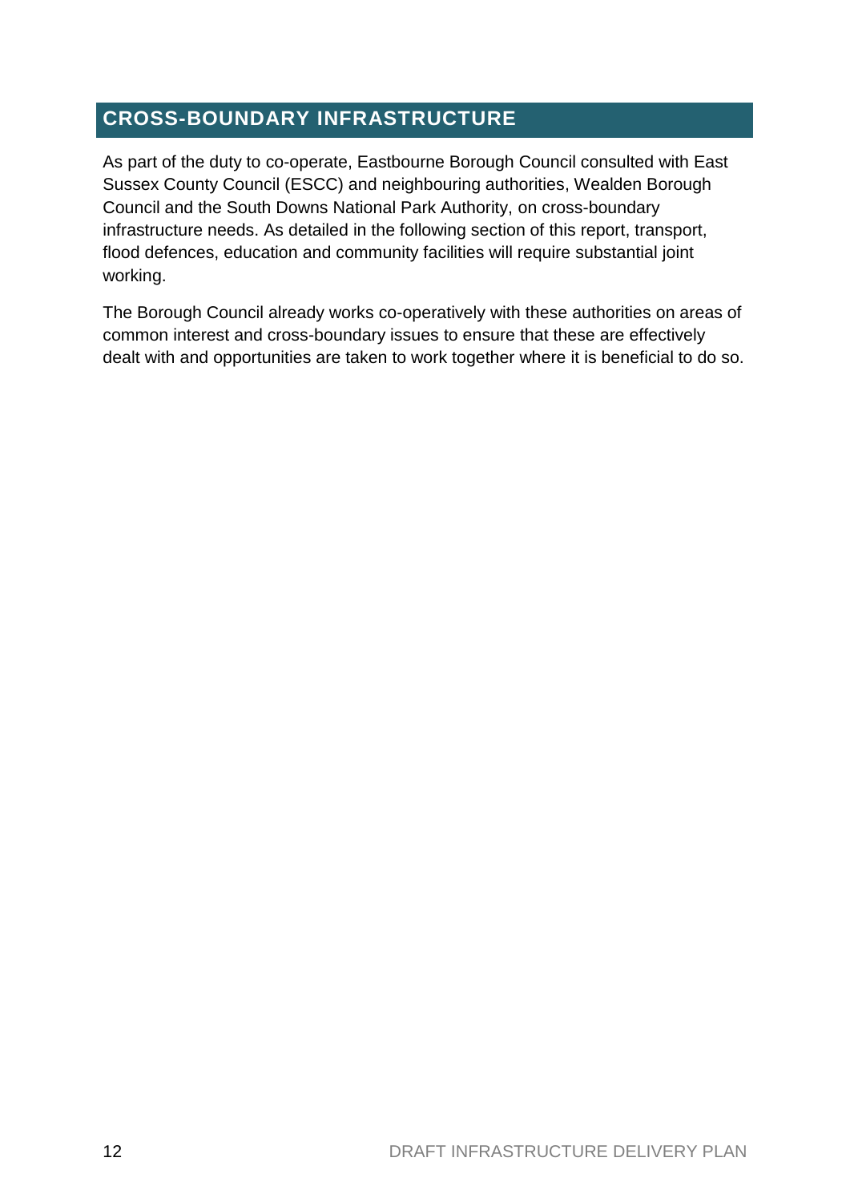## CROSS-BOUNDARY INFRASTRUCTURE

As part of the duty to co-operate, Eastbourne Borough Council consulted with East Sussex County Council (ESCC) and neighbouring authorities, Wealden Borough Council and the South Downs National Park Authority, on cross-boundary infrastructure needs. As detailed in the following section of this report, transport, flood defences, education and community facilities will require substantial joint working.

The Borough Council already works co-operatively with these authorities on areas of common interest and cross-boundary issues to ensure that these are effectively dealt with and opportunities are taken to work together where it is beneficial to do so.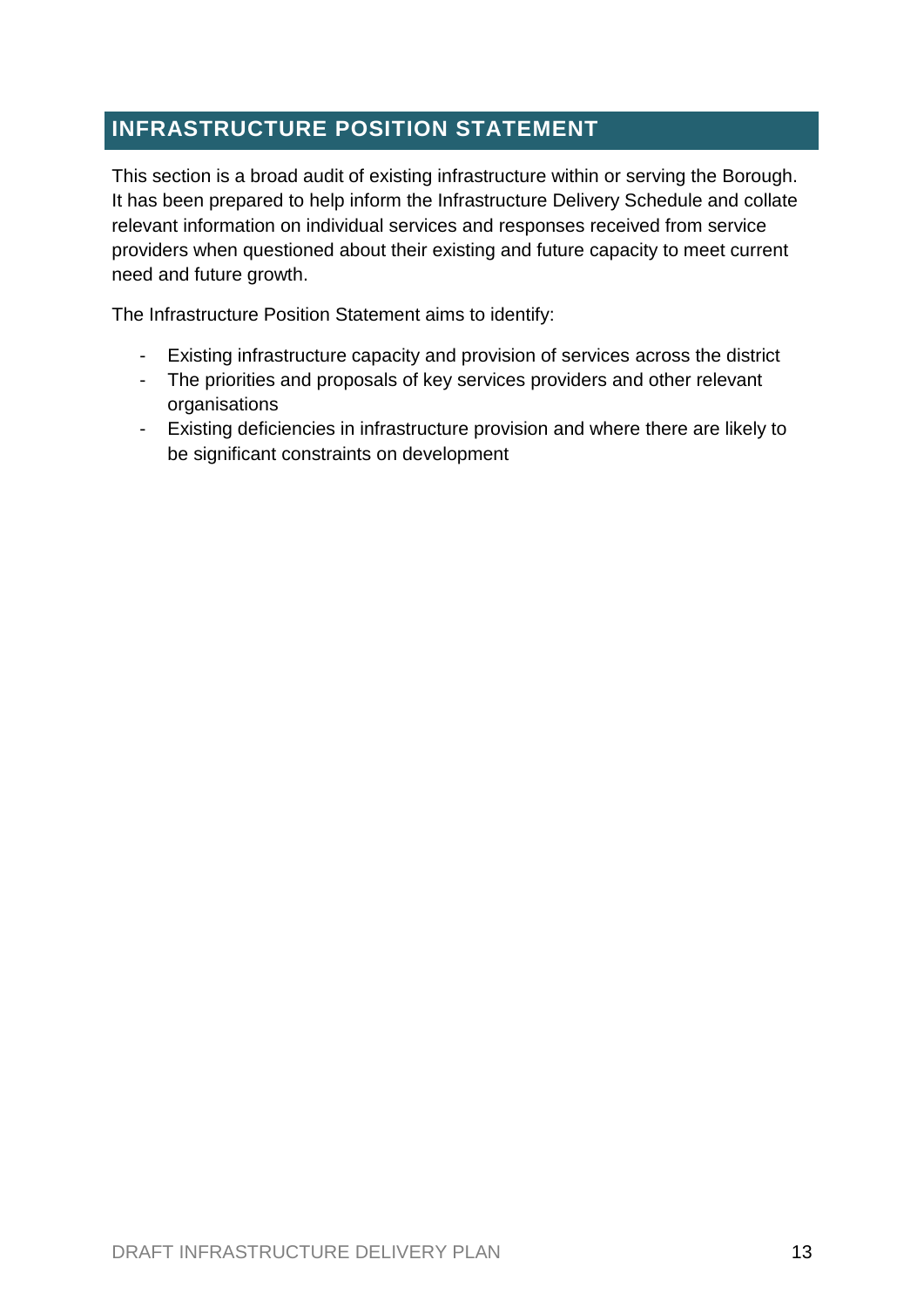## INFRASTRUCTURE POSITION STATEMENT

This section is a broad audit of existing infrastructure within or serving the Borough. It has been prepared to help inform the Infrastructure Delivery Schedule and collate relevant information on individual services and responses received from service providers when questioned about their existing and future capacity to meet current need and future growth.

The Infrastructure Position Statement aims to identify:

- Existing infrastructure capacity and provision of services across the district
- The priorities and proposals of key services providers and other relevant organisations
- Existing deficiencies in infrastructure provision and where there are likely to be significant constraints on development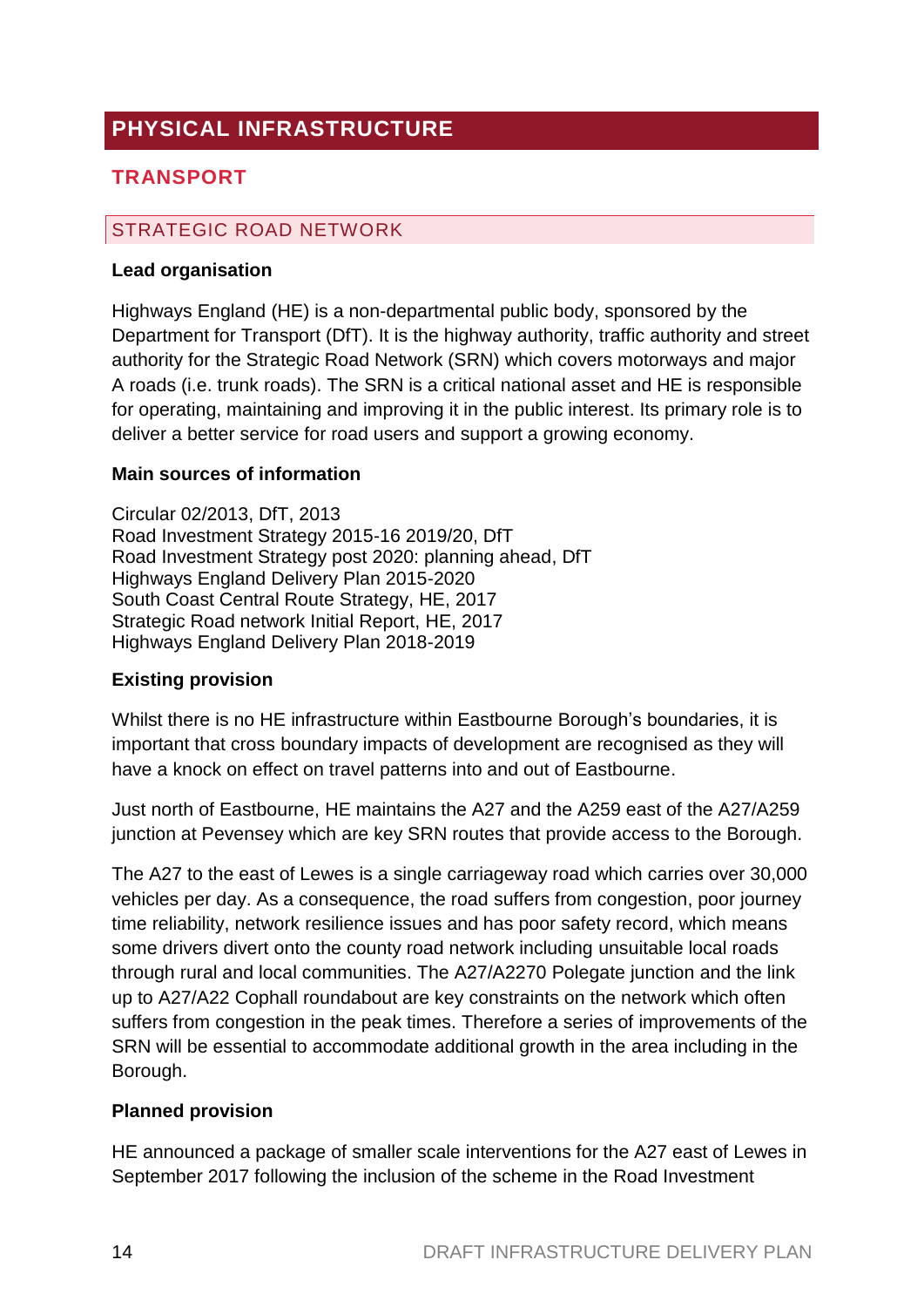# PHYSICAL INFRASTRUCTURE

## TRANSPORT

### STRATEGIC ROAD NETWORK

**Lead organisation**

Highways England (HE) is a non-departmental public body, sponsored by the Department for Transport (DfT). It is the highway authority, traffic authority and street authority for the Strategic Road Network (SRN) which covers motorways and major A roads (i.e. trunk roads). The SRN is a critical national asset and HE is responsible for operating, maintaining and improving it in the public interest. Its primary role is to deliver a better service for road users and support a growing economy.

**Main sources of information**

Circular 02/2013, DfT, 2013
Road Investment Strategy 2015-16 2019/20, DfT
Road Investment Strategy post 2020: planning ahead, DfT
Highways England Delivery Plan 2015-2020
South Coast Central Route Strategy, HE, 2017
Strategic Road network Initial Report, HE, 2017
Highways England Delivery Plan 2018-2019

**Existing provision**

Whilst there is no HE infrastructure within Eastbourne Borough's boundaries, it is important that cross boundary impacts of development are recognised as they will have a knock on effect on travel patterns into and out of Eastbourne.

Just north of Eastbourne, HE maintains the A27 and the A259 east of the A27/A259 junction at Pevensey which are key SRN routes that provide access to the Borough.

The A27 to the east of Lewes is a single carriageway road which carries over 30,000 vehicles per day. As a consequence, the road suffers from congestion, poor journey time reliability, network resilience issues and has poor safety record, which means some drivers divert onto the county road network including unsuitable local roads through rural and local communities. The A27/A2270 Polegate junction and the link up to A27/A22 Cophall roundabout are key constraints on the network which often suffers from congestion in the peak times. Therefore a series of improvements of the SRN will be essential to accommodate additional growth in the area including in the Borough.

**Planned provision**

HE announced a package of smaller scale interventions for the A27 east of Lewes in September 2017 following the inclusion of the scheme in the Road Investment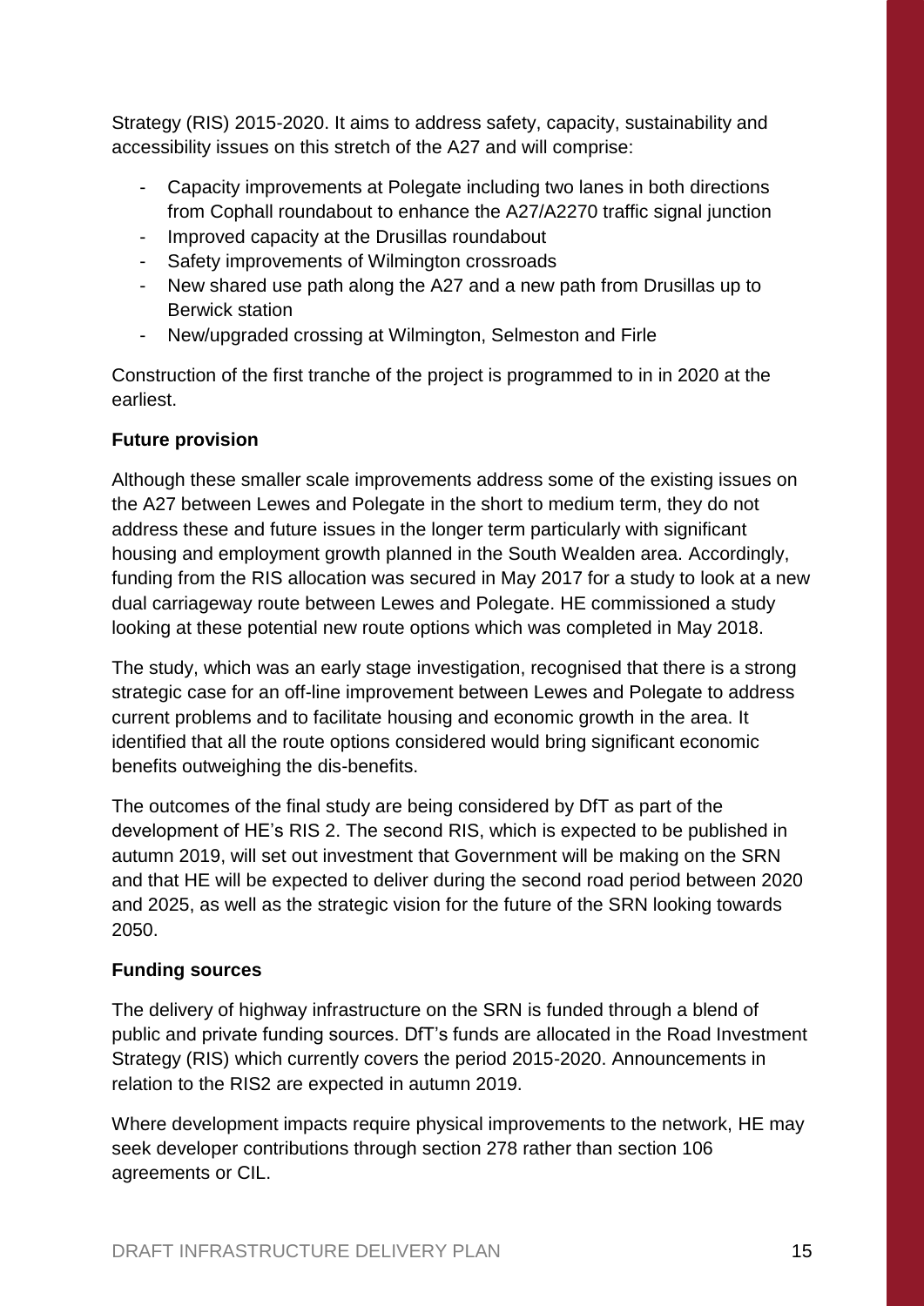Strategy (RIS) 2015-2020. It aims to address safety, capacity, sustainability and accessibility issues on this stretch of the A27 and will comprise:

- Capacity improvements at Polegate including two lanes in both directions from Cophall roundabout to enhance the A27/A2270 traffic signal junction
- Improved capacity at the Drusillas roundabout
- Safety improvements of Wilmington crossroads
- New shared use path along the A27 and a new path from Drusillas up to Berwick station
- New/upgraded crossing at Wilmington, Selmeston and Firle

Construction of the first tranche of the project is programmed to in in 2020 at the earliest.

**Future provision**

Although these smaller scale improvements address some of the existing issues on the A27 between Lewes and Polegate in the short to medium term, they do not address these and future issues in the longer term particularly with significant housing and employment growth planned in the South Wealden area. Accordingly, funding from the RIS allocation was secured in May 2017 for a study to look at a new dual carriageway route between Lewes and Polegate. HE commissioned a study looking at these potential new route options which was completed in May 2018.

The study, which was an early stage investigation, recognised that there is a strong strategic case for an off-line improvement between Lewes and Polegate to address current problems and to facilitate housing and economic growth in the area. It identified that all the route options considered would bring significant economic benefits outweighing the dis-benefits.

The outcomes of the final study are being considered by DfT as part of the development of HE's RIS 2. The second RIS, which is expected to be published in autumn 2019, will set out investment that Government will be making on the SRN and that HE will be expected to deliver during the second road period between 2020 and 2025, as well as the strategic vision for the future of the SRN looking towards 2050.

**Funding sources**

The delivery of highway infrastructure on the SRN is funded through a blend of public and private funding sources. DfT's funds are allocated in the Road Investment Strategy (RIS) which currently covers the period 2015-2020. Announcements in relation to the RIS2 are expected in autumn 2019.

Where development impacts require physical improvements to the network, HE may seek developer contributions through section 278 rather than section 106 agreements or CIL.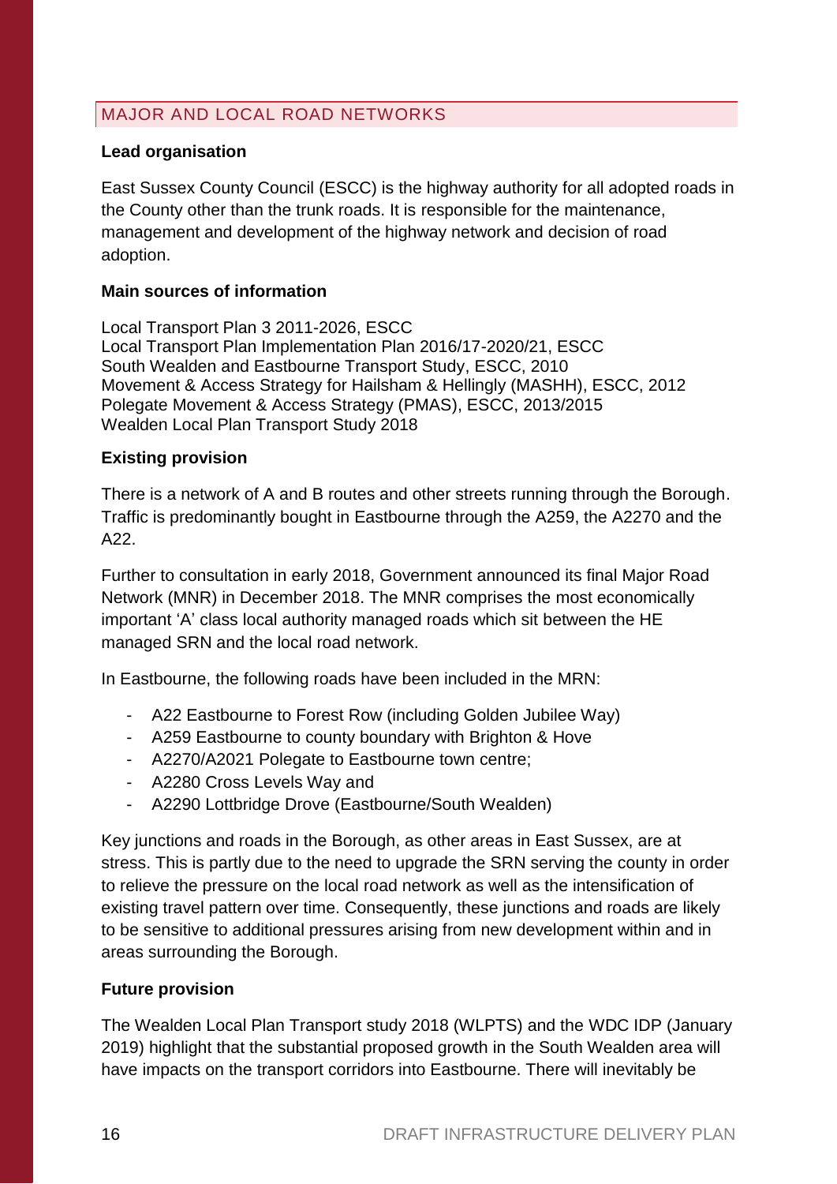## MAJOR AND LOCAL ROAD NETWORKS

**Lead organisation**

East Sussex County Council (ESCC) is the highway authority for all adopted roads in the County other than the trunk roads. It is responsible for the maintenance, management and development of the highway network and decision of road adoption.

**Main sources of information**

Local Transport Plan 3 2011-2026, ESCC
Local Transport Plan Implementation Plan 2016/17-2020/21, ESCC
South Wealden and Eastbourne Transport Study, ESCC, 2010
Movement & Access Strategy for Hailsham & Hellingly (MASHH), ESCC, 2012
Polegate Movement & Access Strategy (PMAS), ESCC, 2013/2015
Wealden Local Plan Transport Study 2018

**Existing provision**

There is a network of A and B routes and other streets running through the Borough. Traffic is predominantly bought in Eastbourne through the A259, the A2270 and the A22.

Further to consultation in early 2018, Government announced its final Major Road Network (MNR) in December 2018. The MNR comprises the most economically important 'A' class local authority managed roads which sit between the HE managed SRN and the local road network.

In Eastbourne, the following roads have been included in the MRN:

- A22 Eastbourne to Forest Row (including Golden Jubilee Way)
- A259 Eastbourne to county boundary with Brighton & Hove
- A2270/A2021 Polegate to Eastbourne town centre;
- A2280 Cross Levels Way and
- A2290 Lottbridge Drove (Eastbourne/South Wealden)

Key junctions and roads in the Borough, as other areas in East Sussex, are at stress. This is partly due to the need to upgrade the SRN serving the county in order to relieve the pressure on the local road network as well as the intensification of existing travel pattern over time. Consequently, these junctions and roads are likely to be sensitive to additional pressures arising from new development within and in areas surrounding the Borough.

**Future provision**

The Wealden Local Plan Transport study 2018 (WLPTS) and the WDC IDP (January 2019) highlight that the substantial proposed growth in the South Wealden area will have impacts on the transport corridors into Eastbourne. There will inevitably be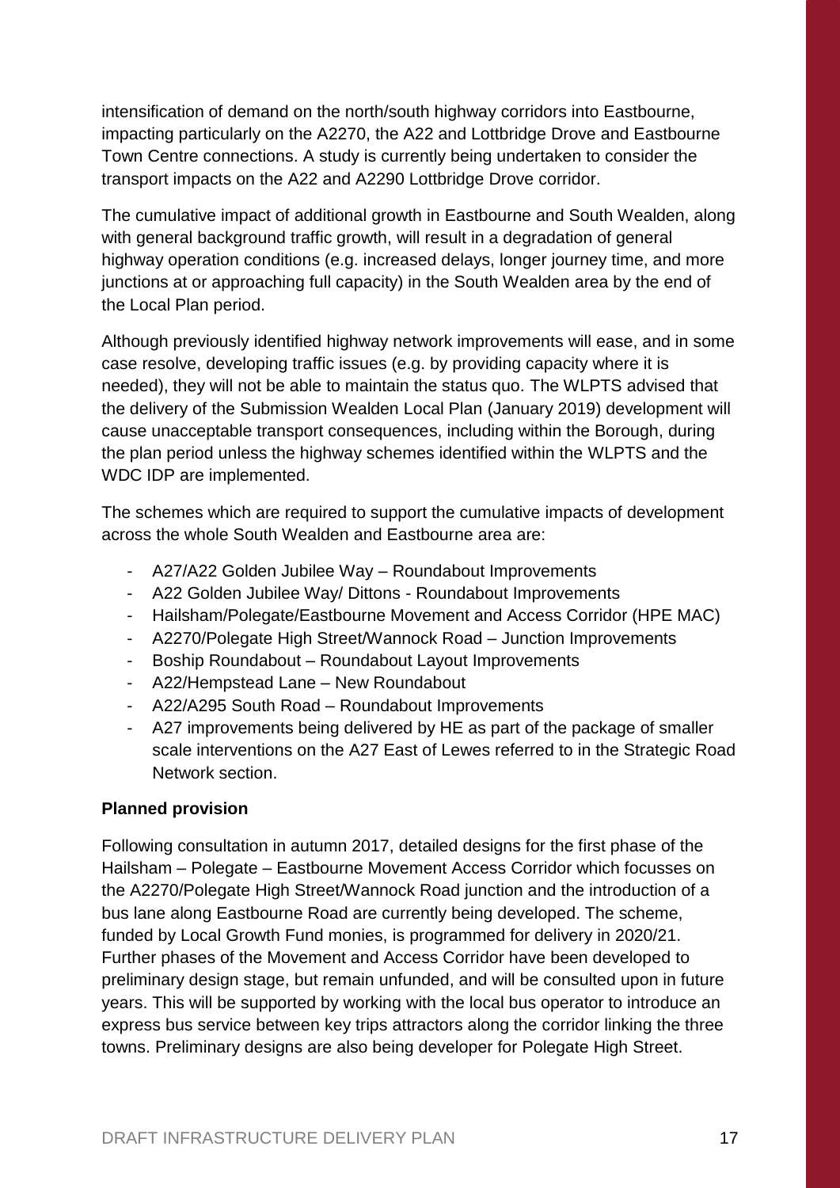intensification of demand on the north/south highway corridors into Eastbourne, impacting particularly on the A2270, the A22 and Lottbridge Drove and Eastbourne Town Centre connections. A study is currently being undertaken to consider the transport impacts on the A22 and A2290 Lottbridge Drove corridor.

The cumulative impact of additional growth in Eastbourne and South Wealden, along with general background traffic growth, will result in a degradation of general highway operation conditions (e.g. increased delays, longer journey time, and more junctions at or approaching full capacity) in the South Wealden area by the end of the Local Plan period.

Although previously identified highway network improvements will ease, and in some case resolve, developing traffic issues (e.g. by providing capacity where it is needed), they will not be able to maintain the status quo. The WLPTS advised that the delivery of the Submission Wealden Local Plan (January 2019) development will cause unacceptable transport consequences, including within the Borough, during the plan period unless the highway schemes identified within the WLPTS and the WDC IDP are implemented.

The schemes which are required to support the cumulative impacts of development across the whole South Wealden and Eastbourne area are:

- A27/A22 Golden Jubilee Way – Roundabout Improvements
- A22 Golden Jubilee Way/ Dittons - Roundabout Improvements
- Hailsham/Polegate/Eastbourne Movement and Access Corridor (HPE MAC)
- A2270/Polegate High Street/Wannock Road – Junction Improvements
- Boship Roundabout – Roundabout Layout Improvements
- A22/Hempstead Lane – New Roundabout
- A22/A295 South Road – Roundabout Improvements
- A27 improvements being delivered by HE as part of the package of smaller scale interventions on the A27 East of Lewes referred to in the Strategic Road Network section.

**Planned provision**

Following consultation in autumn 2017, detailed designs for the first phase of the Hailsham – Polegate – Eastbourne Movement Access Corridor which focusses on the A2270/Polegate High Street/Wannock Road junction and the introduction of a bus lane along Eastbourne Road are currently being developed. The scheme, funded by Local Growth Fund monies, is programmed for delivery in 2020/21. Further phases of the Movement and Access Corridor have been developed to preliminary design stage, but remain unfunded, and will be consulted upon in future years. This will be supported by working with the local bus operator to introduce an express bus service between key trips attractors along the corridor linking the three towns. Preliminary designs are also being developer for Polegate High Street.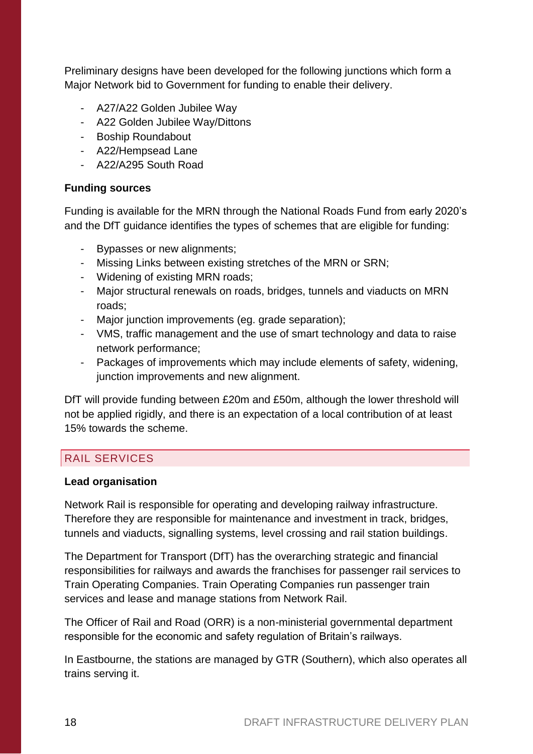Preliminary designs have been developed for the following junctions which form a Major Network bid to Government for funding to enable their delivery.

- A27/A22 Golden Jubilee Way
- A22 Golden Jubilee Way/Dittons
- Boship Roundabout
- A22/Hempsead Lane
- A22/A295 South Road

**Funding sources**

Funding is available for the MRN through the National Roads Fund from early 2020's and the DfT guidance identifies the types of schemes that are eligible for funding:

- Bypasses or new alignments;
- Missing Links between existing stretches of the MRN or SRN;
- Widening of existing MRN roads;
- Major structural renewals on roads, bridges, tunnels and viaducts on MRN roads;
- Major junction improvements (eg. grade separation);
- VMS, traffic management and the use of smart technology and data to raise network performance;
- Packages of improvements which may include elements of safety, widening, junction improvements and new alignment.

DfT will provide funding between £20m and £50m, although the lower threshold will not be applied rigidly, and there is an expectation of a local contribution of at least 15% towards the scheme.

## RAIL SERVICES

**Lead organisation**

Network Rail is responsible for operating and developing railway infrastructure. Therefore they are responsible for maintenance and investment in track, bridges, tunnels and viaducts, signalling systems, level crossing and rail station buildings.

The Department for Transport (DfT) has the overarching strategic and financial responsibilities for railways and awards the franchises for passenger rail services to Train Operating Companies. Train Operating Companies run passenger train services and lease and manage stations from Network Rail.

The Officer of Rail and Road (ORR) is a non-ministerial governmental department responsible for the economic and safety regulation of Britain's railways.

In Eastbourne, the stations are managed by GTR (Southern), which also operates all trains serving it.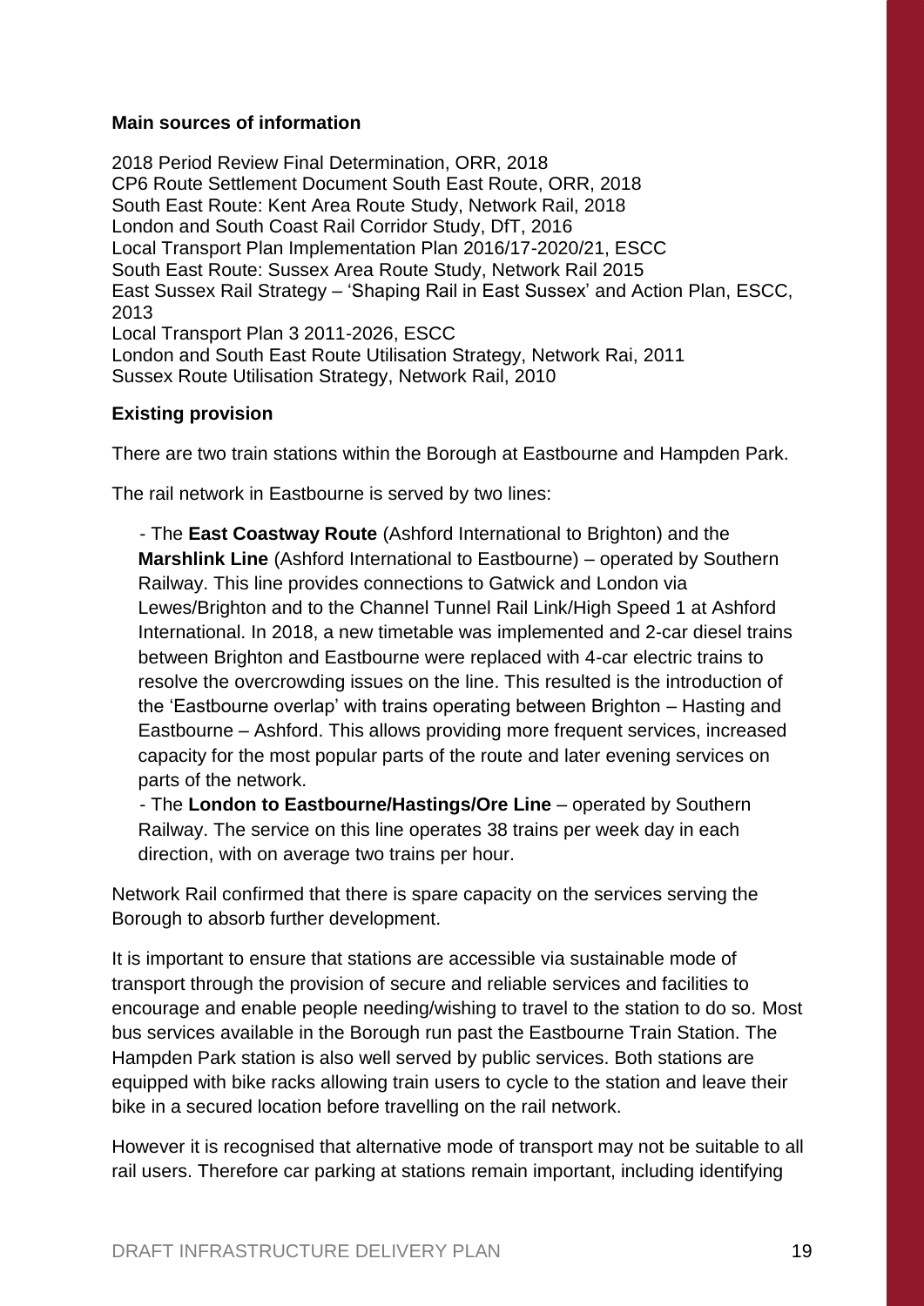**Main sources of information**

2018 Period Review Final Determination, ORR, 2018
CP6 Route Settlement Document South East Route, ORR, 2018
South East Route: Kent Area Route Study, Network Rail, 2018
London and South Coast Rail Corridor Study, DfT, 2016
Local Transport Plan Implementation Plan 2016/17-2020/21, ESCC
South East Route: Sussex Area Route Study, Network Rail 2015
East Sussex Rail Strategy – 'Shaping Rail in East Sussex' and Action Plan, ESCC, 2013
Local Transport Plan 3 2011-2026, ESCC
London and South East Route Utilisation Strategy, Network Rai, 2011
Sussex Route Utilisation Strategy, Network Rail, 2010

**Existing provision**

There are two train stations within the Borough at Eastbourne and Hampden Park.

The rail network in Eastbourne is served by two lines:

- The **East Coastway Route** (Ashford International to Brighton) and the **Marshlink Line** (Ashford International to Eastbourne) – operated by Southern Railway. This line provides connections to Gatwick and London via Lewes/Brighton and to the Channel Tunnel Rail Link/High Speed 1 at Ashford International. In 2018, a new timetable was implemented and 2-car diesel trains between Brighton and Eastbourne were replaced with 4-car electric trains to resolve the overcrowding issues on the line. This resulted is the introduction of the 'Eastbourne overlap' with trains operating between Brighton – Hasting and Eastbourne – Ashford. This allows providing more frequent services, increased capacity for the most popular parts of the route and later evening services on parts of the network.
- The **London to Eastbourne/Hastings/Ore Line** – operated by Southern Railway. The service on this line operates 38 trains per week day in each direction, with on average two trains per hour.

Network Rail confirmed that there is spare capacity on the services serving the Borough to absorb further development.

It is important to ensure that stations are accessible via sustainable mode of transport through the provision of secure and reliable services and facilities to encourage and enable people needing/wishing to travel to the station to do so. Most bus services available in the Borough run past the Eastbourne Train Station. The Hampden Park station is also well served by public services. Both stations are equipped with bike racks allowing train users to cycle to the station and leave their bike in a secured location before travelling on the rail network.

However it is recognised that alternative mode of transport may not be suitable to all rail users. Therefore car parking at stations remain important, including identifying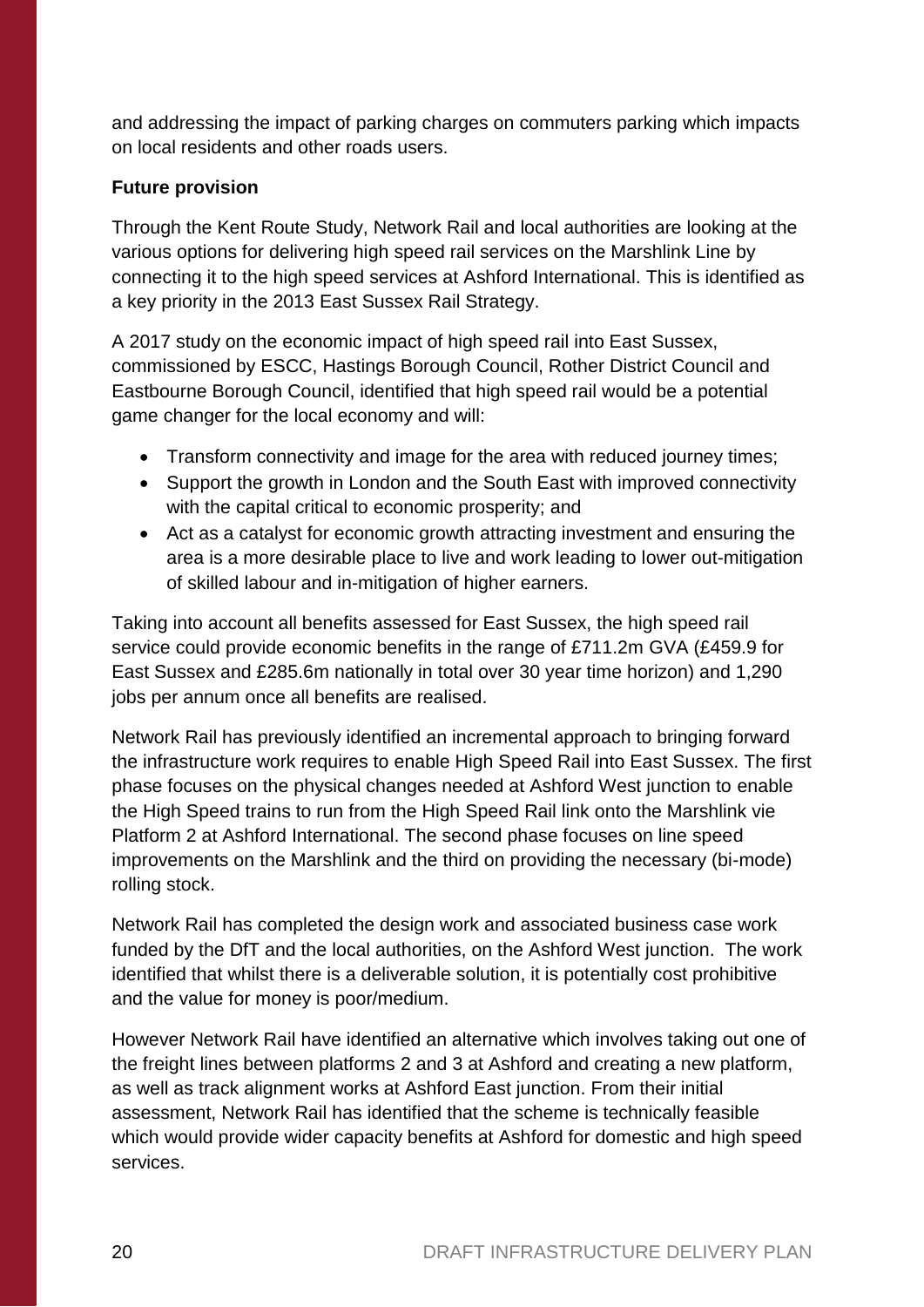and addressing the impact of parking charges on commuters parking which impacts on local residents and other roads users.

**Future provision**

Through the Kent Route Study, Network Rail and local authorities are looking at the various options for delivering high speed rail services on the Marshlink Line by connecting it to the high speed services at Ashford International. This is identified as a key priority in the 2013 East Sussex Rail Strategy.

A 2017 study on the economic impact of high speed rail into East Sussex, commissioned by ESCC, Hastings Borough Council, Rother District Council and Eastbourne Borough Council, identified that high speed rail would be a potential game changer for the local economy and will:

- Transform connectivity and image for the area with reduced journey times;
- Support the growth in London and the South East with improved connectivity with the capital critical to economic prosperity; and
- Act as a catalyst for economic growth attracting investment and ensuring the area is a more desirable place to live and work leading to lower out-mitigation of skilled labour and in-mitigation of higher earners.

Taking into account all benefits assessed for East Sussex, the high speed rail service could provide economic benefits in the range of £711.2m GVA (£459.9 for East Sussex and £285.6m nationally in total over 30 year time horizon) and 1,290 jobs per annum once all benefits are realised.

Network Rail has previously identified an incremental approach to bringing forward the infrastructure work requires to enable High Speed Rail into East Sussex. The first phase focuses on the physical changes needed at Ashford West junction to enable the High Speed trains to run from the High Speed Rail link onto the Marshlink vie Platform 2 at Ashford International. The second phase focuses on line speed improvements on the Marshlink and the third on providing the necessary (bi-mode) rolling stock.

Network Rail has completed the design work and associated business case work funded by the DfT and the local authorities, on the Ashford West junction. The work identified that whilst there is a deliverable solution, it is potentially cost prohibitive and the value for money is poor/medium.

However Network Rail have identified an alternative which involves taking out one of the freight lines between platforms 2 and 3 at Ashford and creating a new platform, as well as track alignment works at Ashford East junction. From their initial assessment, Network Rail has identified that the scheme is technically feasible which would provide wider capacity benefits at Ashford for domestic and high speed services.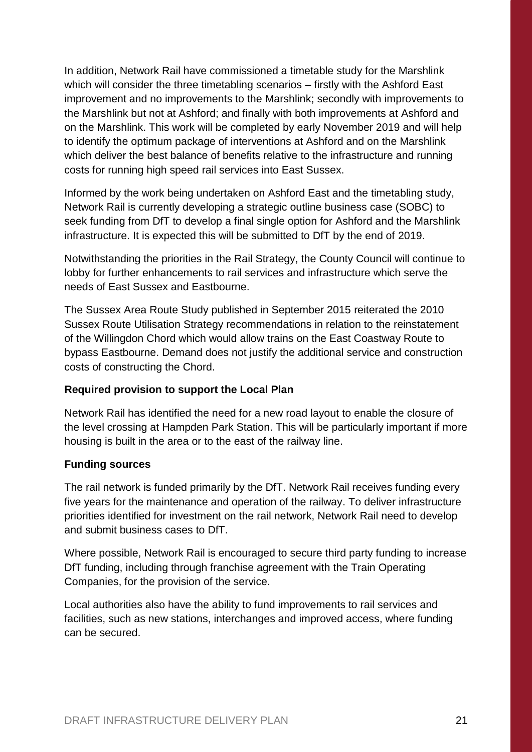In addition, Network Rail have commissioned a timetable study for the Marshlink which will consider the three timetabling scenarios – firstly with the Ashford East improvement and no improvements to the Marshlink; secondly with improvements to the Marshlink but not at Ashford; and finally with both improvements at Ashford and on the Marshlink. This work will be completed by early November 2019 and will help to identify the optimum package of interventions at Ashford and on the Marshlink which deliver the best balance of benefits relative to the infrastructure and running costs for running high speed rail services into East Sussex.

Informed by the work being undertaken on Ashford East and the timetabling study, Network Rail is currently developing a strategic outline business case (SOBC) to seek funding from DfT to develop a final single option for Ashford and the Marshlink infrastructure. It is expected this will be submitted to DfT by the end of 2019.

Notwithstanding the priorities in the Rail Strategy, the County Council will continue to lobby for further enhancements to rail services and infrastructure which serve the needs of East Sussex and Eastbourne.

The Sussex Area Route Study published in September 2015 reiterated the 2010 Sussex Route Utilisation Strategy recommendations in relation to the reinstatement of the Willingdon Chord which would allow trains on the East Coastway Route to bypass Eastbourne. Demand does not justify the additional service and construction costs of constructing the Chord.

**Required provision to support the Local Plan**

Network Rail has identified the need for a new road layout to enable the closure of the level crossing at Hampden Park Station. This will be particularly important if more housing is built in the area or to the east of the railway line.

**Funding sources**

The rail network is funded primarily by the DfT. Network Rail receives funding every five years for the maintenance and operation of the railway. To deliver infrastructure priorities identified for investment on the rail network, Network Rail need to develop and submit business cases to DfT.

Where possible, Network Rail is encouraged to secure third party funding to increase DfT funding, including through franchise agreement with the Train Operating Companies, for the provision of the service.

Local authorities also have the ability to fund improvements to rail services and facilities, such as new stations, interchanges and improved access, where funding can be secured.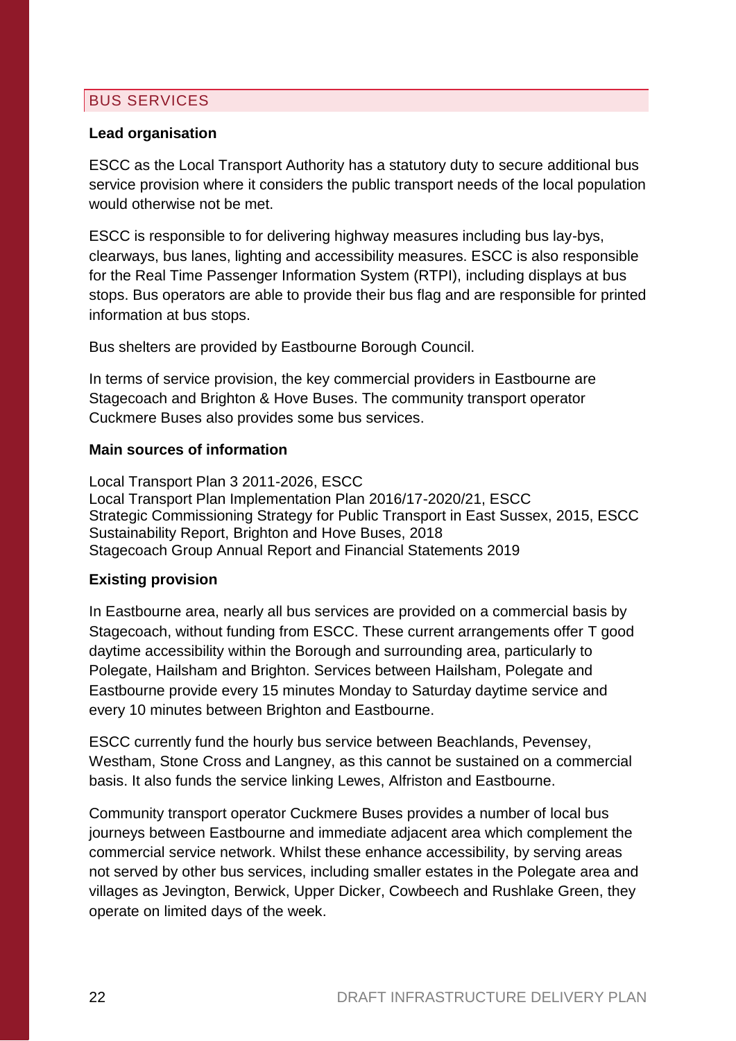## BUS SERVICES

**Lead organisation**

ESCC as the Local Transport Authority has a statutory duty to secure additional bus service provision where it considers the public transport needs of the local population would otherwise not be met.

ESCC is responsible to for delivering highway measures including bus lay-bys, clearways, bus lanes, lighting and accessibility measures. ESCC is also responsible for the Real Time Passenger Information System (RTPI), including displays at bus stops. Bus operators are able to provide their bus flag and are responsible for printed information at bus stops.

Bus shelters are provided by Eastbourne Borough Council.

In terms of service provision, the key commercial providers in Eastbourne are Stagecoach and Brighton & Hove Buses. The community transport operator Cuckmere Buses also provides some bus services.

**Main sources of information**

Local Transport Plan 3 2011-2026, ESCC
Local Transport Plan Implementation Plan 2016/17-2020/21, ESCC
Strategic Commissioning Strategy for Public Transport in East Sussex, 2015, ESCC
Sustainability Report, Brighton and Hove Buses, 2018
Stagecoach Group Annual Report and Financial Statements 2019

**Existing provision**

In Eastbourne area, nearly all bus services are provided on a commercial basis by Stagecoach, without funding from ESCC. These current arrangements offer T good daytime accessibility within the Borough and surrounding area, particularly to Polegate, Hailsham and Brighton. Services between Hailsham, Polegate and Eastbourne provide every 15 minutes Monday to Saturday daytime service and every 10 minutes between Brighton and Eastbourne.

ESCC currently fund the hourly bus service between Beachlands, Pevensey, Westham, Stone Cross and Langney, as this cannot be sustained on a commercial basis. It also funds the service linking Lewes, Alfriston and Eastbourne.

Community transport operator Cuckmere Buses provides a number of local bus journeys between Eastbourne and immediate adjacent area which complement the commercial service network. Whilst these enhance accessibility, by serving areas not served by other bus services, including smaller estates in the Polegate area and villages as Jevington, Berwick, Upper Dicker, Cowbeech and Rushlake Green, they operate on limited days of the week.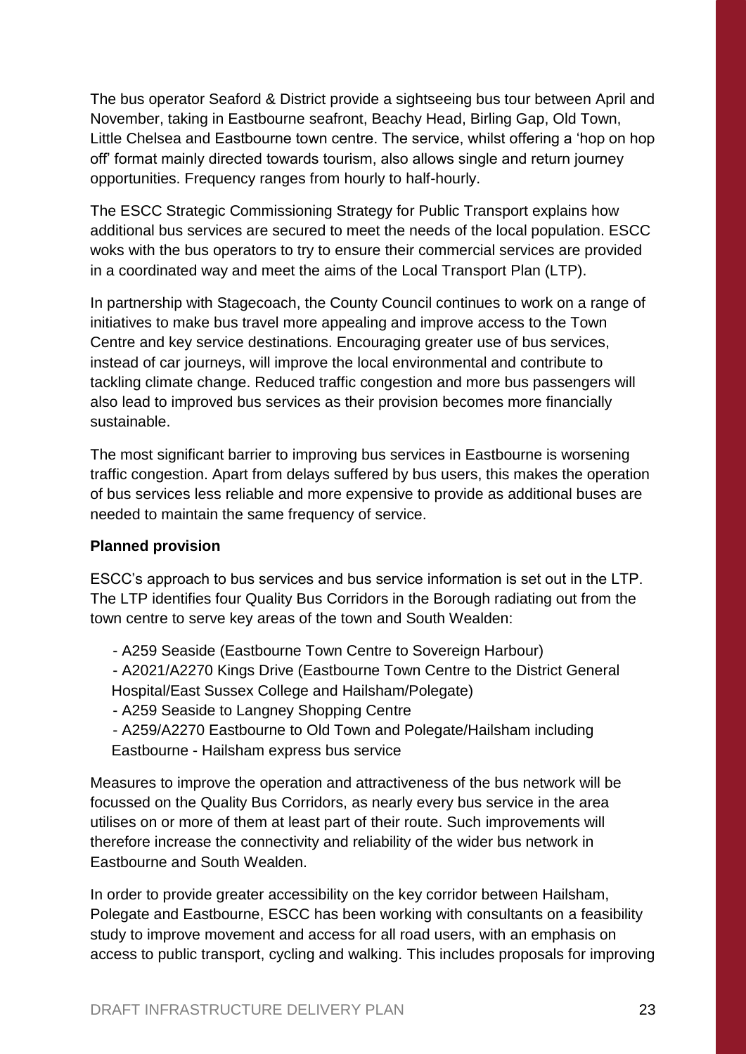The bus operator Seaford & District provide a sightseeing bus tour between April and November, taking in Eastbourne seafront, Beachy Head, Birling Gap, Old Town, Little Chelsea and Eastbourne town centre. The service, whilst offering a 'hop on hop off' format mainly directed towards tourism, also allows single and return journey opportunities. Frequency ranges from hourly to half-hourly.

The ESCC Strategic Commissioning Strategy for Public Transport explains how additional bus services are secured to meet the needs of the local population. ESCC woks with the bus operators to try to ensure their commercial services are provided in a coordinated way and meet the aims of the Local Transport Plan (LTP).

In partnership with Stagecoach, the County Council continues to work on a range of initiatives to make bus travel more appealing and improve access to the Town Centre and key service destinations. Encouraging greater use of bus services, instead of car journeys, will improve the local environmental and contribute to tackling climate change. Reduced traffic congestion and more bus passengers will also lead to improved bus services as their provision becomes more financially sustainable.

The most significant barrier to improving bus services in Eastbourne is worsening traffic congestion. Apart from delays suffered by bus users, this makes the operation of bus services less reliable and more expensive to provide as additional buses are needed to maintain the same frequency of service.

**Planned provision**

ESCC's approach to bus services and bus service information is set out in the LTP. The LTP identifies four Quality Bus Corridors in the Borough radiating out from the town centre to serve key areas of the town and South Wealden:

- A259 Seaside (Eastbourne Town Centre to Sovereign Harbour)
- A2021/A2270 Kings Drive (Eastbourne Town Centre to the District General Hospital/East Sussex College and Hailsham/Polegate)
- A259 Seaside to Langney Shopping Centre
- A259/A2270 Eastbourne to Old Town and Polegate/Hailsham including Eastbourne - Hailsham express bus service

Measures to improve the operation and attractiveness of the bus network will be focussed on the Quality Bus Corridors, as nearly every bus service in the area utilises on or more of them at least part of their route. Such improvements will therefore increase the connectivity and reliability of the wider bus network in Eastbourne and South Wealden.

In order to provide greater accessibility on the key corridor between Hailsham, Polegate and Eastbourne, ESCC has been working with consultants on a feasibility study to improve movement and access for all road users, with an emphasis on access to public transport, cycling and walking. This includes proposals for improving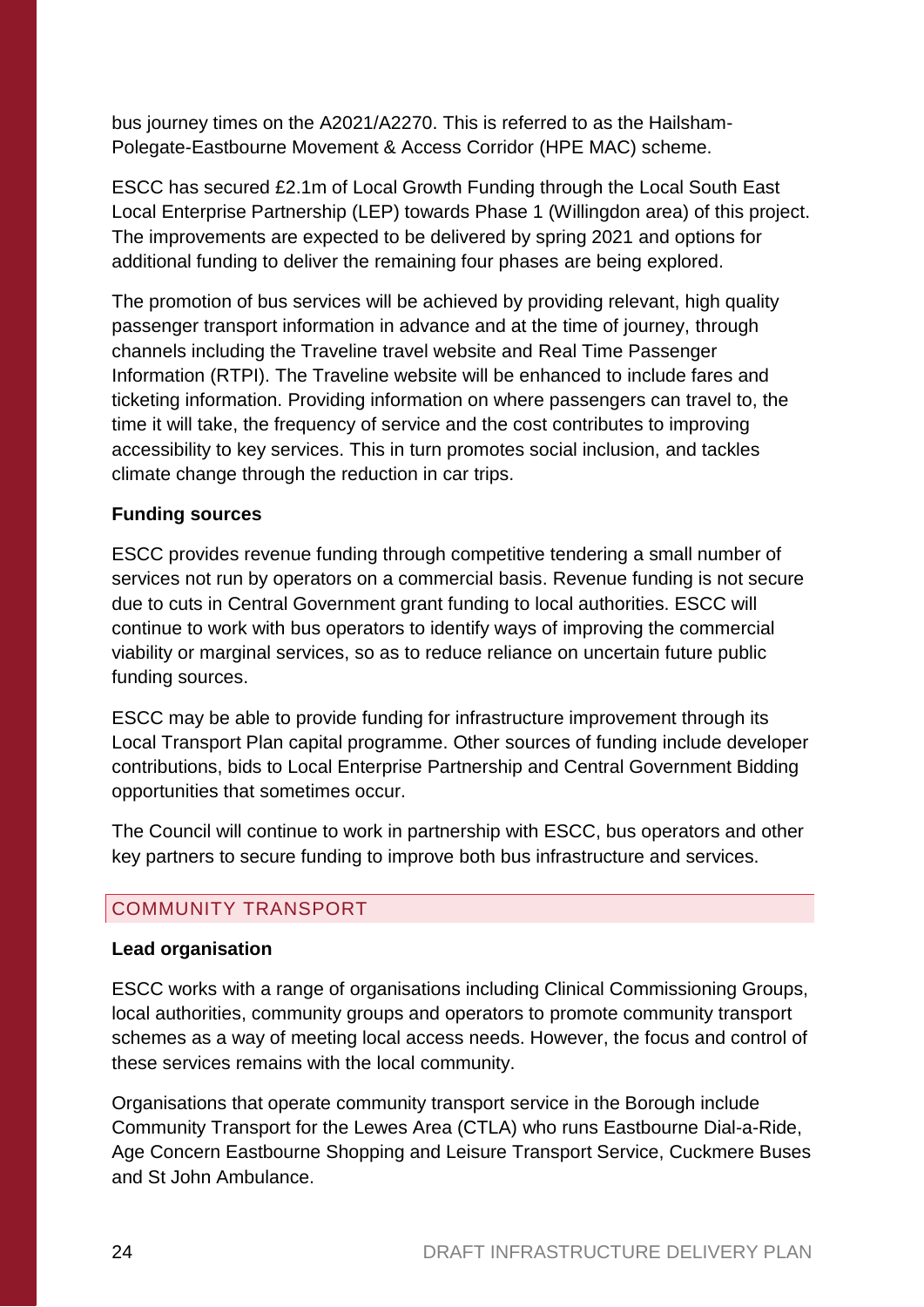bus journey times on the A2021/A2270. This is referred to as the Hailsham-Polegate-Eastbourne Movement & Access Corridor (HPE MAC) scheme.

ESCC has secured £2.1m of Local Growth Funding through the Local South East Local Enterprise Partnership (LEP) towards Phase 1 (Willingdon area) of this project. The improvements are expected to be delivered by spring 2021 and options for additional funding to deliver the remaining four phases are being explored.

The promotion of bus services will be achieved by providing relevant, high quality passenger transport information in advance and at the time of journey, through channels including the Traveline travel website and Real Time Passenger Information (RTPI). The Traveline website will be enhanced to include fares and ticketing information. Providing information on where passengers can travel to, the time it will take, the frequency of service and the cost contributes to improving accessibility to key services. This in turn promotes social inclusion, and tackles climate change through the reduction in car trips.

**Funding sources**

ESCC provides revenue funding through competitive tendering a small number of services not run by operators on a commercial basis. Revenue funding is not secure due to cuts in Central Government grant funding to local authorities. ESCC will continue to work with bus operators to identify ways of improving the commercial viability or marginal services, so as to reduce reliance on uncertain future public funding sources.

ESCC may be able to provide funding for infrastructure improvement through its Local Transport Plan capital programme. Other sources of funding include developer contributions, bids to Local Enterprise Partnership and Central Government Bidding opportunities that sometimes occur.

The Council will continue to work in partnership with ESCC, bus operators and other key partners to secure funding to improve both bus infrastructure and services.

## COMMUNITY TRANSPORT

**Lead organisation**

ESCC works with a range of organisations including Clinical Commissioning Groups, local authorities, community groups and operators to promote community transport schemes as a way of meeting local access needs. However, the focus and control of these services remains with the local community.

Organisations that operate community transport service in the Borough include Community Transport for the Lewes Area (CTLA) who runs Eastbourne Dial-a-Ride, Age Concern Eastbourne Shopping and Leisure Transport Service, Cuckmere Buses and St John Ambulance.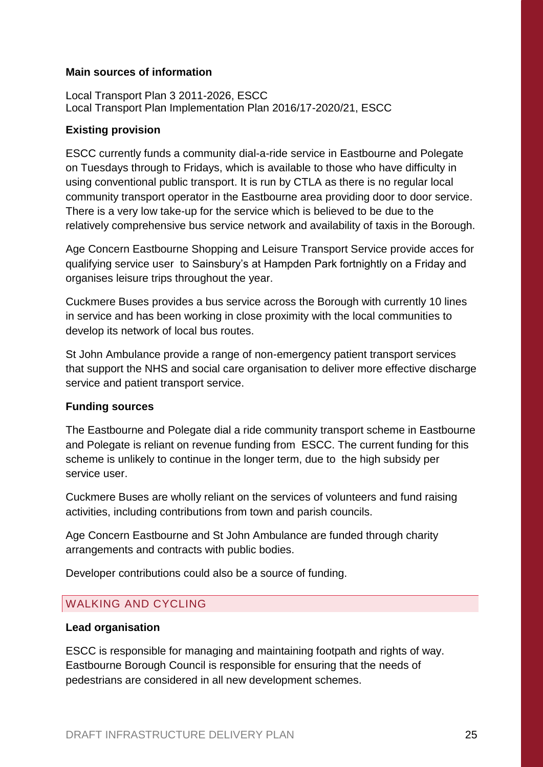**Main sources of information**

Local Transport Plan 3 2011-2026, ESCC
Local Transport Plan Implementation Plan 2016/17-2020/21, ESCC

**Existing provision**

ESCC currently funds a community dial-a-ride service in Eastbourne and Polegate on Tuesdays through to Fridays, which is available to those who have difficulty in using conventional public transport. It is run by CTLA as there is no regular local community transport operator in the Eastbourne area providing door to door service. There is a very low take-up for the service which is believed to be due to the relatively comprehensive bus service network and availability of taxis in the Borough.

Age Concern Eastbourne Shopping and Leisure Transport Service provide acces for qualifying service user to Sainsbury's at Hampden Park fortnightly on a Friday and organises leisure trips throughout the year.

Cuckmere Buses provides a bus service across the Borough with currently 10 lines in service and has been working in close proximity with the local communities to develop its network of local bus routes.

St John Ambulance provide a range of non-emergency patient transport services that support the NHS and social care organisation to deliver more effective discharge service and patient transport service.

**Funding sources**

The Eastbourne and Polegate dial a ride community transport scheme in Eastbourne and Polegate is reliant on revenue funding from ESCC. The current funding for this scheme is unlikely to continue in the longer term, due to the high subsidy per service user.

Cuckmere Buses are wholly reliant on the services of volunteers and fund raising activities, including contributions from town and parish councils.

Age Concern Eastbourne and St John Ambulance are funded through charity arrangements and contracts with public bodies.

Developer contributions could also be a source of funding.

## WALKING AND CYCLING

**Lead organisation**

ESCC is responsible for managing and maintaining footpath and rights of way. Eastbourne Borough Council is responsible for ensuring that the needs of pedestrians are considered in all new development schemes.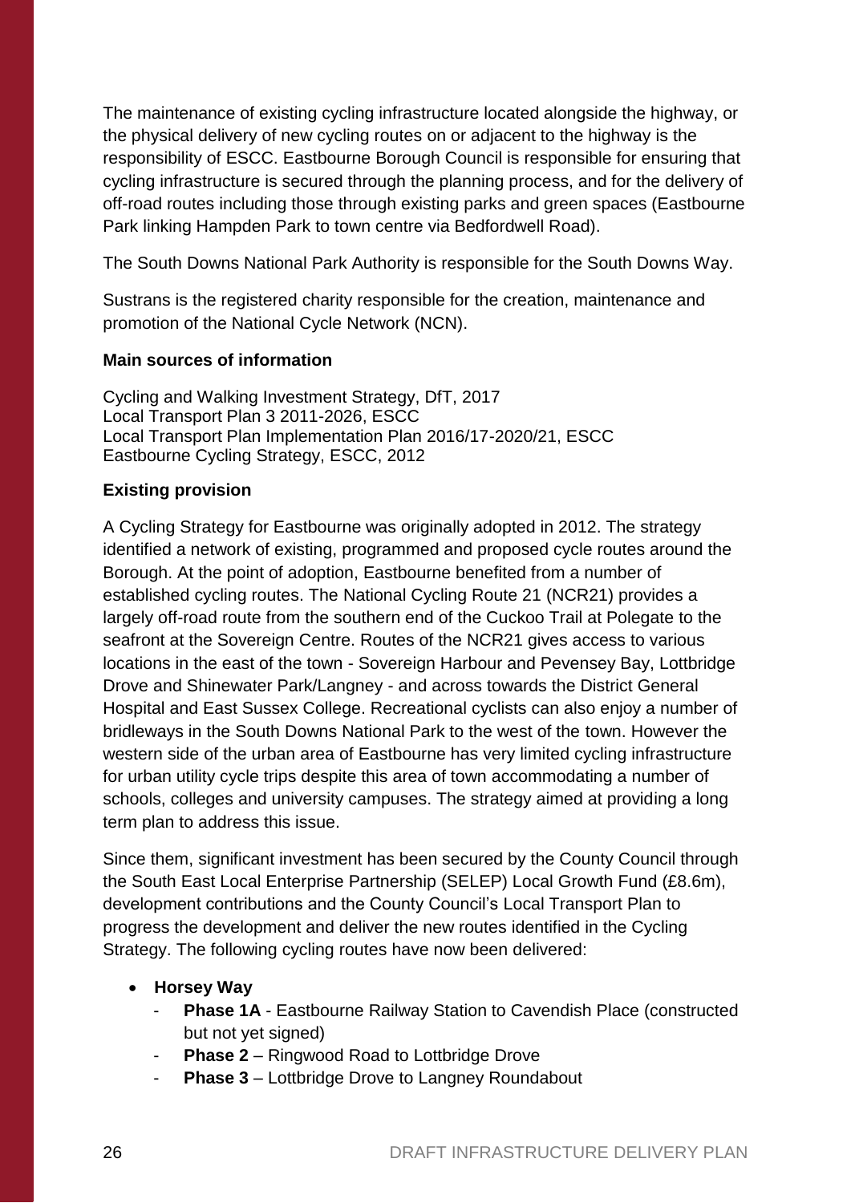The maintenance of existing cycling infrastructure located alongside the highway, or the physical delivery of new cycling routes on or adjacent to the highway is the responsibility of ESCC. Eastbourne Borough Council is responsible for ensuring that cycling infrastructure is secured through the planning process, and for the delivery of off-road routes including those through existing parks and green spaces (Eastbourne Park linking Hampden Park to town centre via Bedfordwell Road).

The South Downs National Park Authority is responsible for the South Downs Way.

Sustrans is the registered charity responsible for the creation, maintenance and promotion of the National Cycle Network (NCN).

**Main sources of information**

Cycling and Walking Investment Strategy, DfT, 2017
Local Transport Plan 3 2011-2026, ESCC
Local Transport Plan Implementation Plan 2016/17-2020/21, ESCC
Eastbourne Cycling Strategy, ESCC, 2012

**Existing provision**

A Cycling Strategy for Eastbourne was originally adopted in 2012. The strategy identified a network of existing, programmed and proposed cycle routes around the Borough. At the point of adoption, Eastbourne benefited from a number of established cycling routes. The National Cycling Route 21 (NCR21) provides a largely off-road route from the southern end of the Cuckoo Trail at Polegate to the seafront at the Sovereign Centre. Routes of the NCR21 gives access to various locations in the east of the town - Sovereign Harbour and Pevensey Bay, Lottbridge Drove and Shinewater Park/Langney - and across towards the District General Hospital and East Sussex College. Recreational cyclists can also enjoy a number of bridleways in the South Downs National Park to the west of the town. However the western side of the urban area of Eastbourne has very limited cycling infrastructure for urban utility cycle trips despite this area of town accommodating a number of schools, colleges and university campuses. The strategy aimed at providing a long term plan to address this issue.

Since them, significant investment has been secured by the County Council through the South East Local Enterprise Partnership (SELEP) Local Growth Fund (£8.6m), development contributions and the County Council's Local Transport Plan to progress the development and deliver the new routes identified in the Cycling Strategy. The following cycling routes have now been delivered:

- **Horsey Way**
  - **Phase 1A** - Eastbourne Railway Station to Cavendish Place (constructed but not yet signed)
  - **Phase 2** – Ringwood Road to Lottbridge Drove
  - **Phase 3** – Lottbridge Drove to Langney Roundabout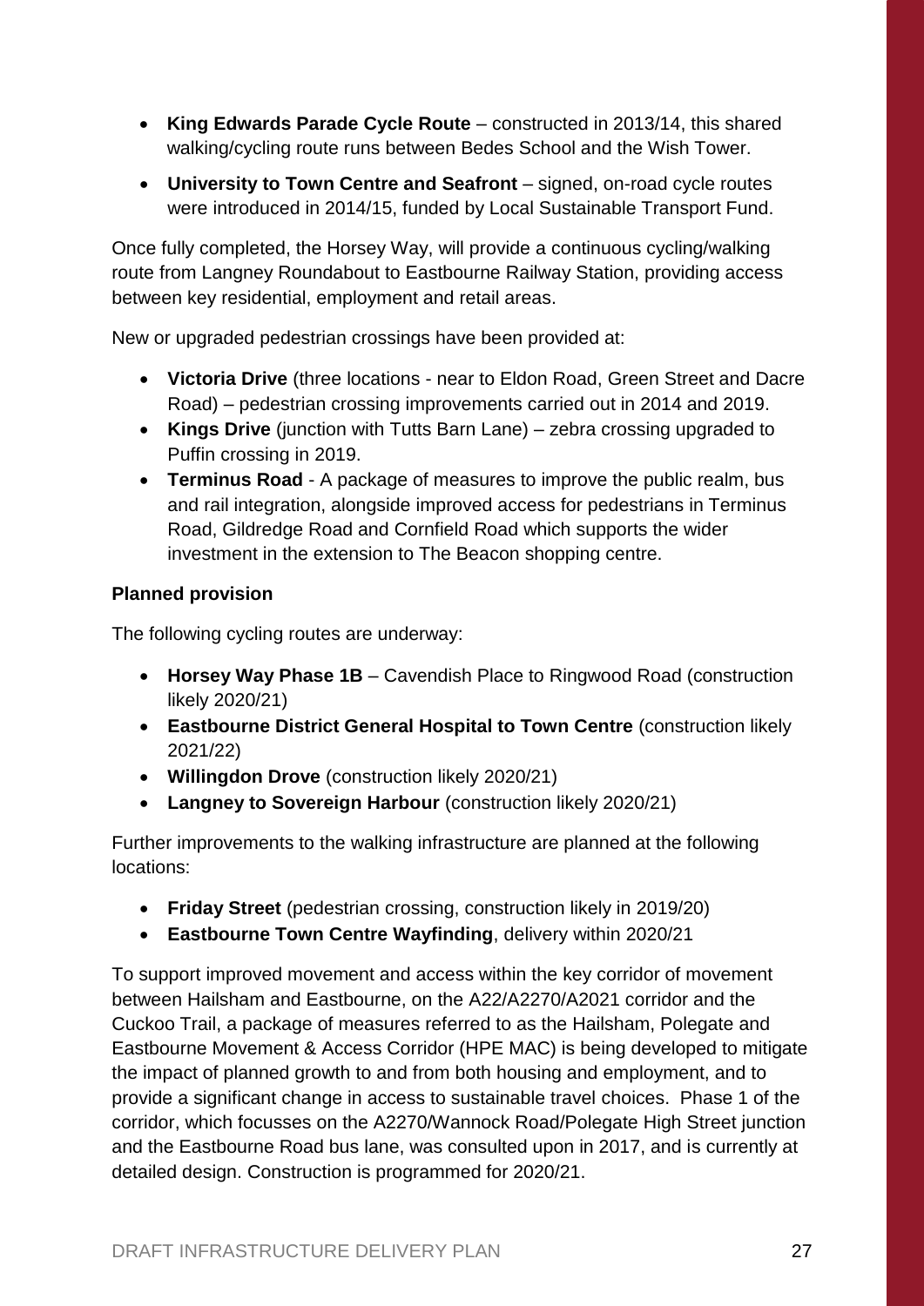- **King Edwards Parade Cycle Route** – constructed in 2013/14, this shared walking/cycling route runs between Bedes School and the Wish Tower.
- **University to Town Centre and Seafront** – signed, on-road cycle routes were introduced in 2014/15, funded by Local Sustainable Transport Fund.

Once fully completed, the Horsey Way, will provide a continuous cycling/walking route from Langney Roundabout to Eastbourne Railway Station, providing access between key residential, employment and retail areas.

New or upgraded pedestrian crossings have been provided at:

- **Victoria Drive** (three locations - near to Eldon Road, Green Street and Dacre Road) – pedestrian crossing improvements carried out in 2014 and 2019.
- **Kings Drive** (junction with Tutts Barn Lane) – zebra crossing upgraded to Puffin crossing in 2019.
- **Terminus Road** - A package of measures to improve the public realm, bus and rail integration, alongside improved access for pedestrians in Terminus Road, Gildredge Road and Cornfield Road which supports the wider investment in the extension to The Beacon shopping centre.

**Planned provision**

The following cycling routes are underway:

- **Horsey Way Phase 1B** – Cavendish Place to Ringwood Road (construction likely 2020/21)
- **Eastbourne District General Hospital to Town Centre** (construction likely 2021/22)
- **Willingdon Drove** (construction likely 2020/21)
- **Langney to Sovereign Harbour** (construction likely 2020/21)

Further improvements to the walking infrastructure are planned at the following locations:

- **Friday Street** (pedestrian crossing, construction likely in 2019/20)
- **Eastbourne Town Centre Wayfinding**, delivery within 2020/21

To support improved movement and access within the key corridor of movement between Hailsham and Eastbourne, on the A22/A2270/A2021 corridor and the Cuckoo Trail, a package of measures referred to as the Hailsham, Polegate and Eastbourne Movement & Access Corridor (HPE MAC) is being developed to mitigate the impact of planned growth to and from both housing and employment, and to provide a significant change in access to sustainable travel choices. Phase 1 of the corridor, which focusses on the A2270/Wannock Road/Polegate High Street junction and the Eastbourne Road bus lane, was consulted upon in 2017, and is currently at detailed design. Construction is programmed for 2020/21.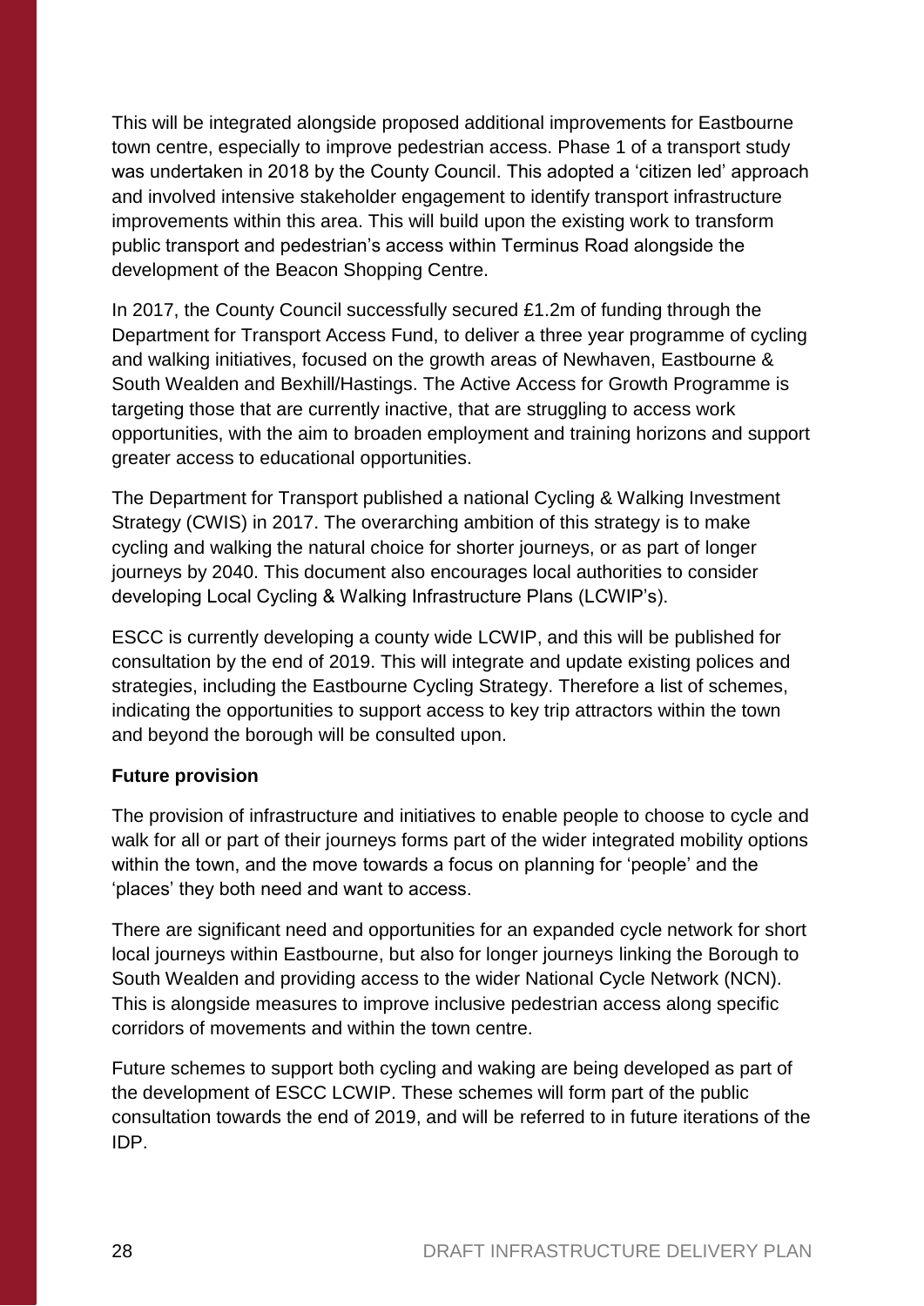This will be integrated alongside proposed additional improvements for Eastbourne town centre, especially to improve pedestrian access. Phase 1 of a transport study was undertaken in 2018 by the County Council. This adopted a 'citizen led' approach and involved intensive stakeholder engagement to identify transport infrastructure improvements within this area. This will build upon the existing work to transform public transport and pedestrian's access within Terminus Road alongside the development of the Beacon Shopping Centre.

In 2017, the County Council successfully secured £1.2m of funding through the Department for Transport Access Fund, to deliver a three year programme of cycling and walking initiatives, focused on the growth areas of Newhaven, Eastbourne & South Wealden and Bexhill/Hastings. The Active Access for Growth Programme is targeting those that are currently inactive, that are struggling to access work opportunities, with the aim to broaden employment and training horizons and support greater access to educational opportunities.

The Department for Transport published a national Cycling & Walking Investment Strategy (CWIS) in 2017. The overarching ambition of this strategy is to make cycling and walking the natural choice for shorter journeys, or as part of longer journeys by 2040. This document also encourages local authorities to consider developing Local Cycling & Walking Infrastructure Plans (LCWIP's).

ESCC is currently developing a county wide LCWIP, and this will be published for consultation by the end of 2019. This will integrate and update existing polices and strategies, including the Eastbourne Cycling Strategy. Therefore a list of schemes, indicating the opportunities to support access to key trip attractors within the town and beyond the borough will be consulted upon.

**Future provision**

The provision of infrastructure and initiatives to enable people to choose to cycle and walk for all or part of their journeys forms part of the wider integrated mobility options within the town, and the move towards a focus on planning for 'people' and the 'places' they both need and want to access.

There are significant need and opportunities for an expanded cycle network for short local journeys within Eastbourne, but also for longer journeys linking the Borough to South Wealden and providing access to the wider National Cycle Network (NCN). This is alongside measures to improve inclusive pedestrian access along specific corridors of movements and within the town centre.

Future schemes to support both cycling and waking are being developed as part of the development of ESCC LCWIP. These schemes will form part of the public consultation towards the end of 2019, and will be referred to in future iterations of the IDP.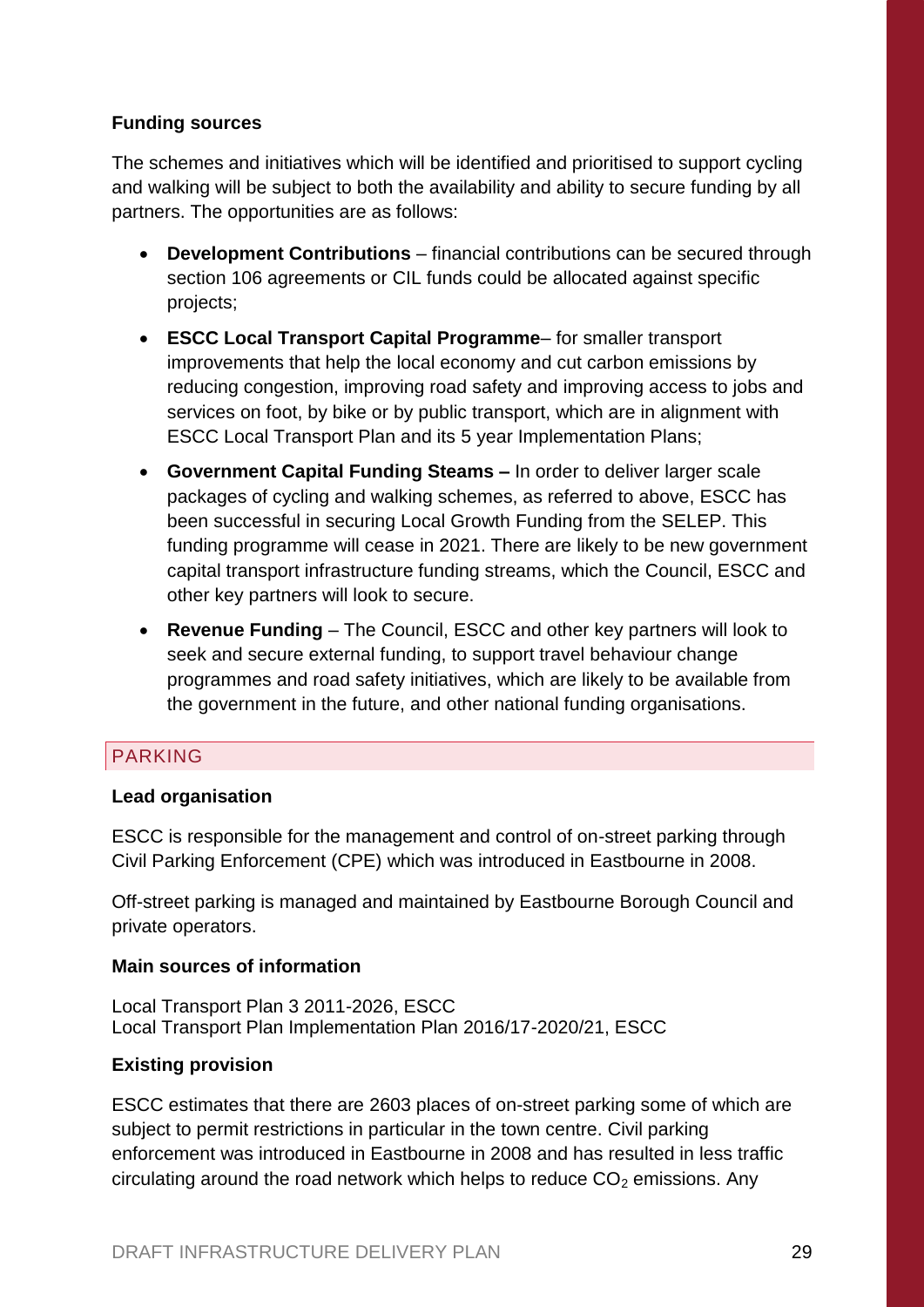**Funding sources**

The schemes and initiatives which will be identified and prioritised to support cycling and walking will be subject to both the availability and ability to secure funding by all partners. The opportunities are as follows:

- **Development Contributions** – financial contributions can be secured through section 106 agreements or CIL funds could be allocated against specific projects;
- **ESCC Local Transport Capital Programme**– for smaller transport improvements that help the local economy and cut carbon emissions by reducing congestion, improving road safety and improving access to jobs and services on foot, by bike or by public transport, which are in alignment with ESCC Local Transport Plan and its 5 year Implementation Plans;
- **Government Capital Funding Steams –** In order to deliver larger scale packages of cycling and walking schemes, as referred to above, ESCC has been successful in securing Local Growth Funding from the SELEP. This funding programme will cease in 2021. There are likely to be new government capital transport infrastructure funding streams, which the Council, ESCC and other key partners will look to secure.
- **Revenue Funding** – The Council, ESCC and other key partners will look to seek and secure external funding, to support travel behaviour change programmes and road safety initiatives, which are likely to be available from the government in the future, and other national funding organisations.

## PARKING

**Lead organisation**

ESCC is responsible for the management and control of on-street parking through Civil Parking Enforcement (CPE) which was introduced in Eastbourne in 2008.

Off-street parking is managed and maintained by Eastbourne Borough Council and private operators.

**Main sources of information**

Local Transport Plan 3 2011-2026, ESCC
Local Transport Plan Implementation Plan 2016/17-2020/21, ESCC

**Existing provision**

ESCC estimates that there are 2603 places of on-street parking some of which are subject to permit restrictions in particular in the town centre. Civil parking enforcement was introduced in Eastbourne in 2008 and has resulted in less traffic circulating around the road network which helps to reduce $CO_2$ emissions. Any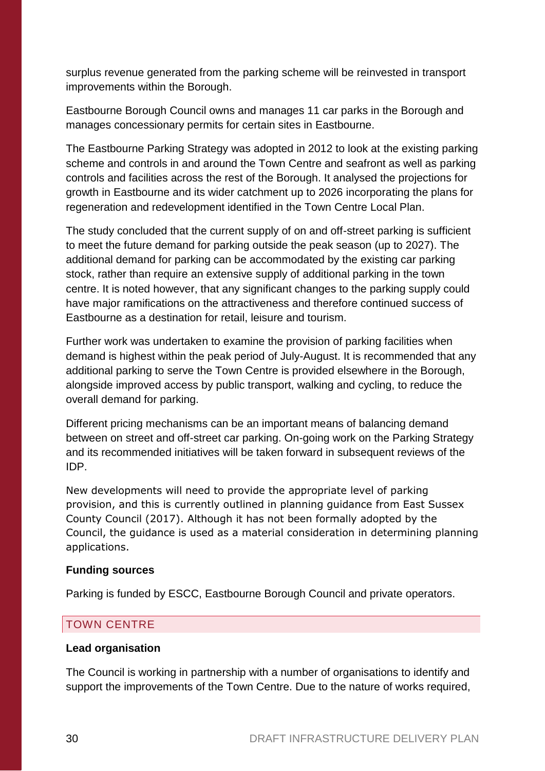surplus revenue generated from the parking scheme will be reinvested in transport improvements within the Borough.

Eastbourne Borough Council owns and manages 11 car parks in the Borough and manages concessionary permits for certain sites in Eastbourne.

The Eastbourne Parking Strategy was adopted in 2012 to look at the existing parking scheme and controls in and around the Town Centre and seafront as well as parking controls and facilities across the rest of the Borough. It analysed the projections for growth in Eastbourne and its wider catchment up to 2026 incorporating the plans for regeneration and redevelopment identified in the Town Centre Local Plan.

The study concluded that the current supply of on and off-street parking is sufficient to meet the future demand for parking outside the peak season (up to 2027). The additional demand for parking can be accommodated by the existing car parking stock, rather than require an extensive supply of additional parking in the town centre. It is noted however, that any significant changes to the parking supply could have major ramifications on the attractiveness and therefore continued success of Eastbourne as a destination for retail, leisure and tourism.

Further work was undertaken to examine the provision of parking facilities when demand is highest within the peak period of July-August. It is recommended that any additional parking to serve the Town Centre is provided elsewhere in the Borough, alongside improved access by public transport, walking and cycling, to reduce the overall demand for parking.

Different pricing mechanisms can be an important means of balancing demand between on street and off-street car parking. On-going work on the Parking Strategy and its recommended initiatives will be taken forward in subsequent reviews of the IDP.

New developments will need to provide the appropriate level of parking provision, and this is currently outlined in planning guidance from East Sussex County Council (2017). Although it has not been formally adopted by the Council, the guidance is used as a material consideration in determining planning applications.

**Funding sources**

Parking is funded by ESCC, Eastbourne Borough Council and private operators.

## TOWN CENTRE

**Lead organisation**

The Council is working in partnership with a number of organisations to identify and support the improvements of the Town Centre. Due to the nature of works required,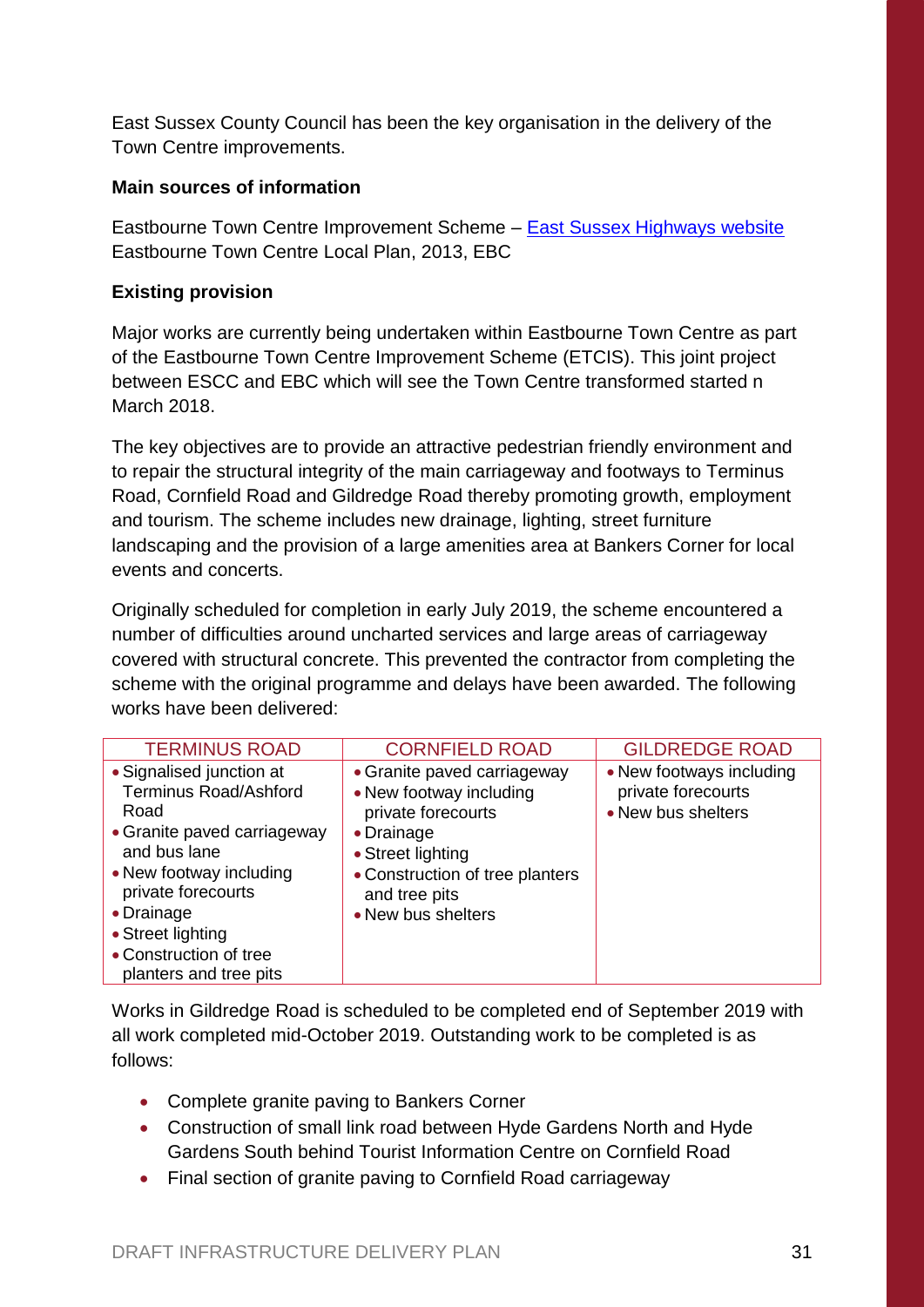East Sussex County Council has been the key organisation in the delivery of the Town Centre improvements.

**Main sources of information**

Eastbourne Town Centre Improvement Scheme – [East Sussex Highways website](#)
Eastbourne Town Centre Local Plan, 2013, EBC

**Existing provision**

Major works are currently being undertaken within Eastbourne Town Centre as part of the Eastbourne Town Centre Improvement Scheme (ETCIS). This joint project between ESCC and EBC which will see the Town Centre transformed started n March 2018.

The key objectives are to provide an attractive pedestrian friendly environment and to repair the structural integrity of the main carriageway and footways to Terminus Road, Cornfield Road and Gildredge Road thereby promoting growth, employment and tourism. The scheme includes new drainage, lighting, street furniture landscaping and the provision of a large amenities area at Bankers Corner for local events and concerts.

Originally scheduled for completion in early July 2019, the scheme encountered a number of difficulties around uncharted services and large areas of carriageway covered with structural concrete. This prevented the contractor from completing the scheme with the original programme and delays have been awarded. The following works have been delivered:

| TERMINUS ROAD | CORNFIELD ROAD | GILDREDGE ROAD |
|---|---|---|
| • Signalised junction at Terminus Road/Ashford Road<br>• Granite paved carriageway and bus lane<br>• New footway including private forecourts<br>• Drainage<br>• Street lighting<br>• Construction of tree planters and tree pits | • Granite paved carriageway<br>• New footway including private forecourts<br>• Drainage<br>• Street lighting<br>• Construction of tree planters and tree pits<br>• New bus shelters | • New footways including private forecourts<br>• New bus shelters |

Works in Gildredge Road is scheduled to be completed end of September 2019 with all work completed mid-October 2019. Outstanding work to be completed is as follows:

- Complete granite paving to Bankers Corner
- Construction of small link road between Hyde Gardens North and Hyde Gardens South behind Tourist Information Centre on Cornfield Road
- Final section of granite paving to Cornfield Road carriageway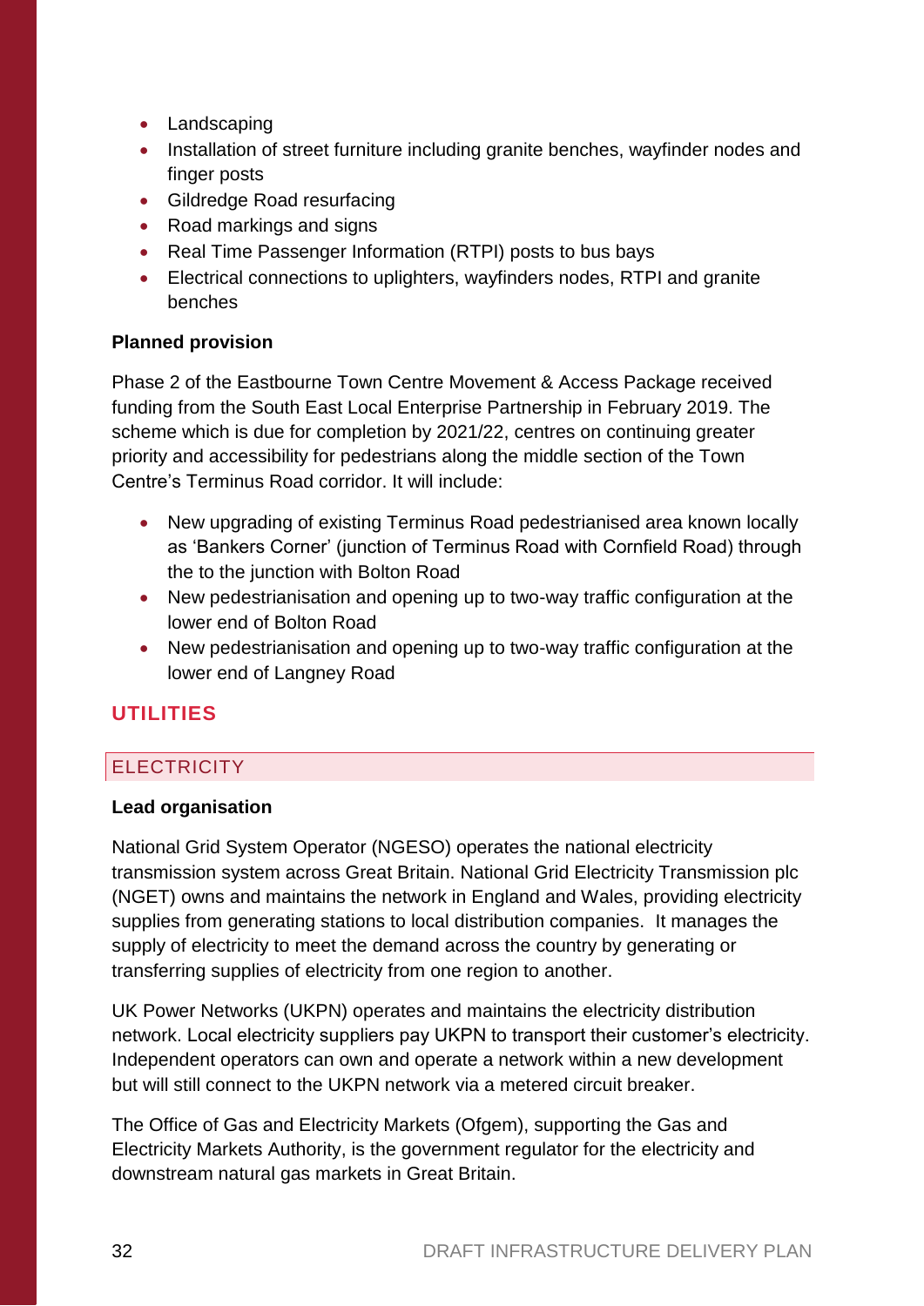- Landscaping
- Installation of street furniture including granite benches, wayfinder nodes and finger posts
- Gildredge Road resurfacing
- Road markings and signs
- Real Time Passenger Information (RTPI) posts to bus bays
- Electrical connections to uplighters, wayfinders nodes, RTPI and granite benches

**Planned provision**

Phase 2 of the Eastbourne Town Centre Movement & Access Package received funding from the South East Local Enterprise Partnership in February 2019. The scheme which is due for completion by 2021/22, centres on continuing greater priority and accessibility for pedestrians along the middle section of the Town Centre's Terminus Road corridor. It will include:

- New upgrading of existing Terminus Road pedestrianised area known locally as 'Bankers Corner' (junction of Terminus Road with Cornfield Road) through the to the junction with Bolton Road
- New pedestrianisation and opening up to two-way traffic configuration at the lower end of Bolton Road
- New pedestrianisation and opening up to two-way traffic configuration at the lower end of Langney Road

## UTILITIES

### ELECTRICITY

**Lead organisation**

National Grid System Operator (NGESO) operates the national electricity transmission system across Great Britain. National Grid Electricity Transmission plc (NGET) owns and maintains the network in England and Wales, providing electricity supplies from generating stations to local distribution companies. It manages the supply of electricity to meet the demand across the country by generating or transferring supplies of electricity from one region to another.

UK Power Networks (UKPN) operates and maintains the electricity distribution network. Local electricity suppliers pay UKPN to transport their customer's electricity. Independent operators can own and operate a network within a new development but will still connect to the UKPN network via a metered circuit breaker.

The Office of Gas and Electricity Markets (Ofgem), supporting the Gas and Electricity Markets Authority, is the government regulator for the electricity and downstream natural gas markets in Great Britain.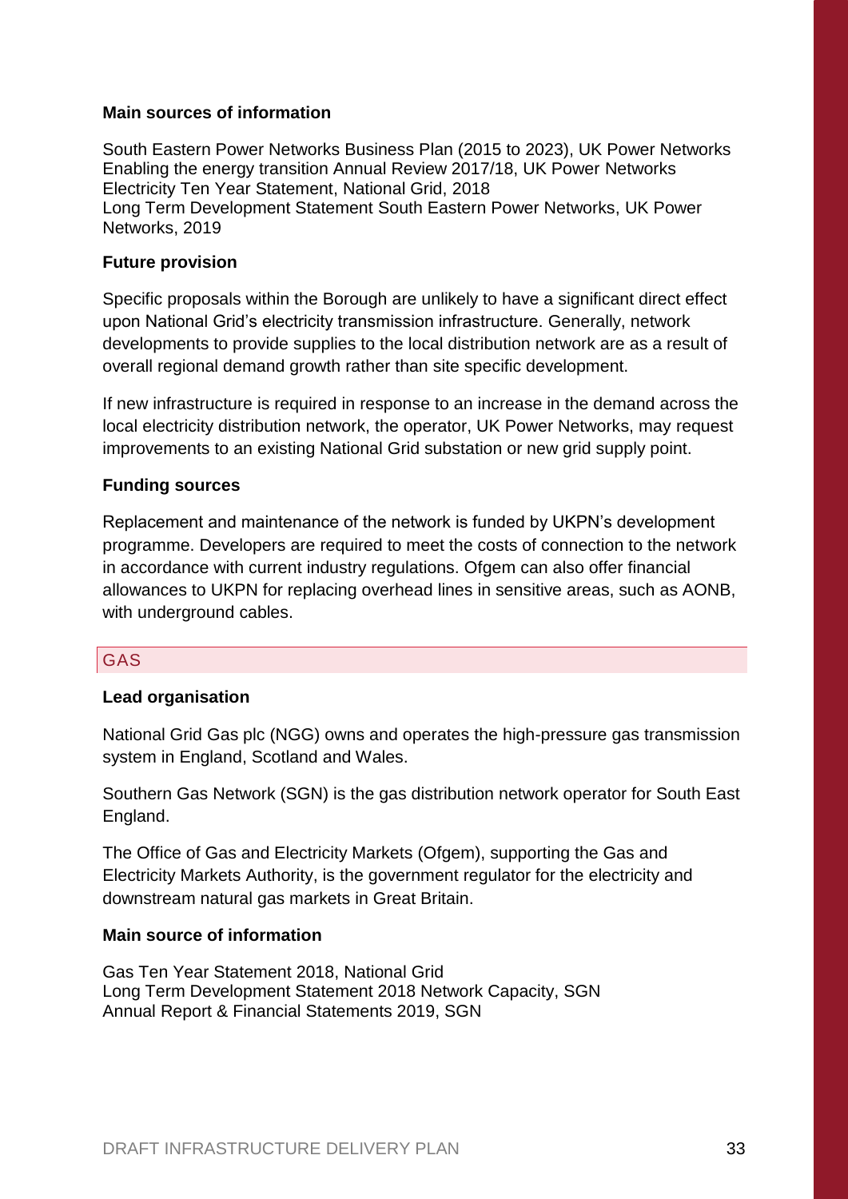**Main sources of information**

South Eastern Power Networks Business Plan (2015 to 2023), UK Power Networks
Enabling the energy transition Annual Review 2017/18, UK Power Networks
Electricity Ten Year Statement, National Grid, 2018
Long Term Development Statement South Eastern Power Networks, UK Power Networks, 2019

**Future provision**

Specific proposals within the Borough are unlikely to have a significant direct effect upon National Grid's electricity transmission infrastructure. Generally, network developments to provide supplies to the local distribution network are as a result of overall regional demand growth rather than site specific development.

If new infrastructure is required in response to an increase in the demand across the local electricity distribution network, the operator, UK Power Networks, may request improvements to an existing National Grid substation or new grid supply point.

**Funding sources**

Replacement and maintenance of the network is funded by UKPN's development programme. Developers are required to meet the costs of connection to the network in accordance with current industry regulations. Ofgem can also offer financial allowances to UKPN for replacing overhead lines in sensitive areas, such as AONB, with underground cables.

## GAS

**Lead organisation**

National Grid Gas plc (NGG) owns and operates the high-pressure gas transmission system in England, Scotland and Wales.

Southern Gas Network (SGN) is the gas distribution network operator for South East England.

The Office of Gas and Electricity Markets (Ofgem), supporting the Gas and Electricity Markets Authority, is the government regulator for the electricity and downstream natural gas markets in Great Britain.

**Main source of information**

Gas Ten Year Statement 2018, National Grid
Long Term Development Statement 2018 Network Capacity, SGN
Annual Report & Financial Statements 2019, SGN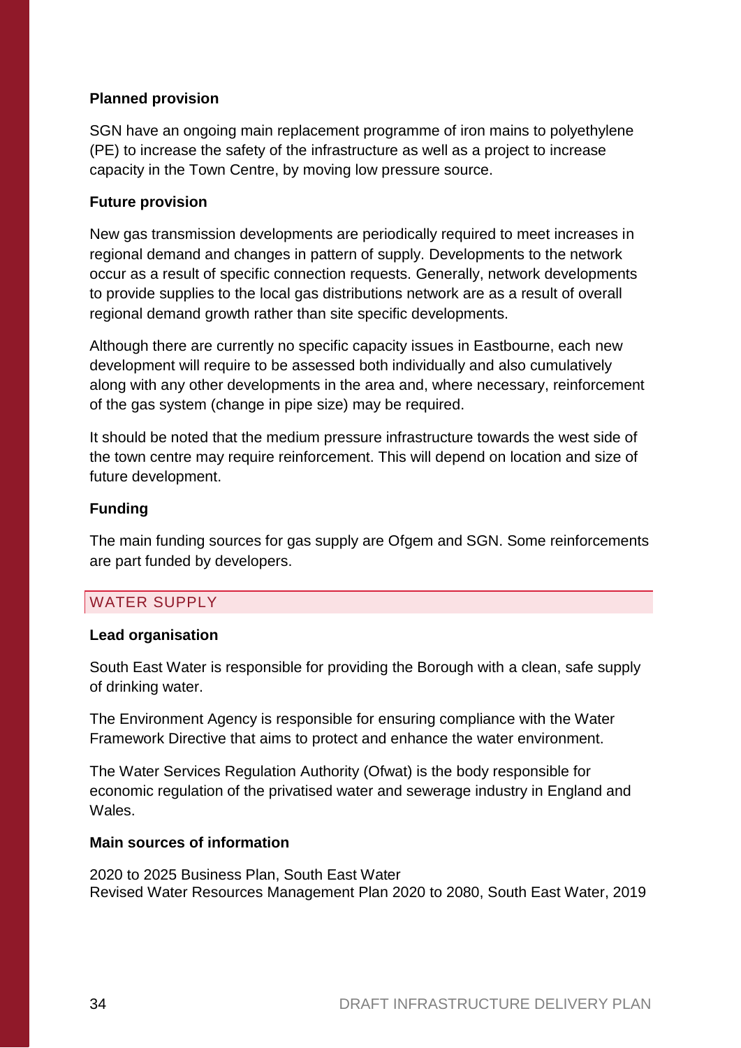**Planned provision**

SGN have an ongoing main replacement programme of iron mains to polyethylene (PE) to increase the safety of the infrastructure as well as a project to increase capacity in the Town Centre, by moving low pressure source.

**Future provision**

New gas transmission developments are periodically required to meet increases in regional demand and changes in pattern of supply. Developments to the network occur as a result of specific connection requests. Generally, network developments to provide supplies to the local gas distributions network are as a result of overall regional demand growth rather than site specific developments.

Although there are currently no specific capacity issues in Eastbourne, each new development will require to be assessed both individually and also cumulatively along with any other developments in the area and, where necessary, reinforcement of the gas system (change in pipe size) may be required.

It should be noted that the medium pressure infrastructure towards the west side of the town centre may require reinforcement. This will depend on location and size of future development.

**Funding**

The main funding sources for gas supply are Ofgem and SGN. Some reinforcements are part funded by developers.

## WATER SUPPLY

**Lead organisation**

South East Water is responsible for providing the Borough with a clean, safe supply of drinking water.

The Environment Agency is responsible for ensuring compliance with the Water Framework Directive that aims to protect and enhance the water environment.

The Water Services Regulation Authority (Ofwat) is the body responsible for economic regulation of the privatised water and sewerage industry in England and Wales.

**Main sources of information**

2020 to 2025 Business Plan, South East Water
Revised Water Resources Management Plan 2020 to 2080, South East Water, 2019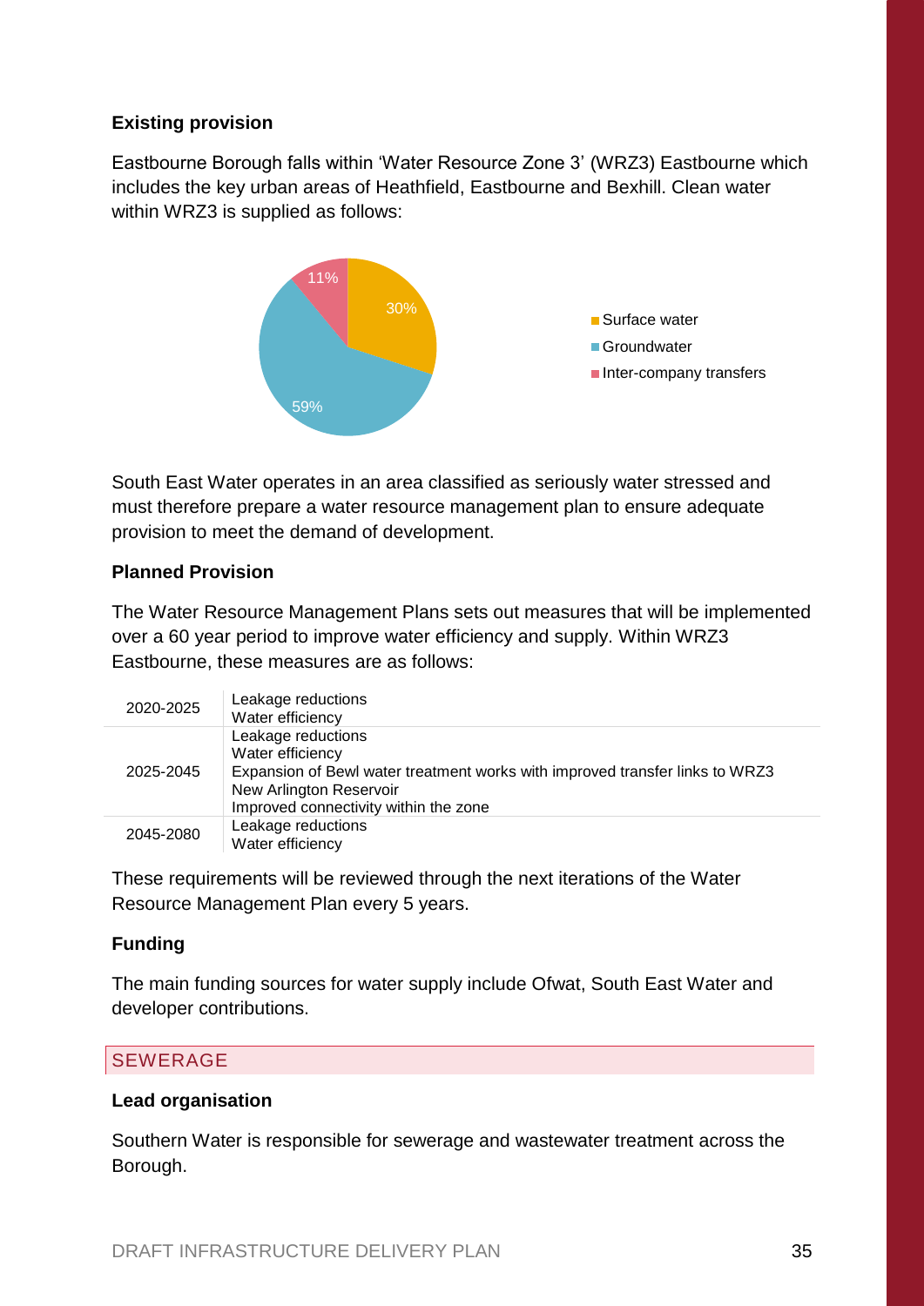**Existing provision**

Eastbourne Borough falls within 'Water Resource Zone 3' (WRZ3) Eastbourne which includes the key urban areas of Heathfield, Eastbourne and Bexhill. Clean water within WRZ3 is supplied as follows:

| Source | Share |
| --- | --- |
| Surface water | 30% |
| Groundwater | 59% |
| Inter-company transfers | 11% |

South East Water operates in an area classified as seriously water stressed and must therefore prepare a water resource management plan to ensure adequate provision to meet the demand of development.

**Planned Provision**

The Water Resource Management Plans sets out measures that will be implemented over a 60 year period to improve water efficiency and supply. Within WRZ3 Eastbourne, these measures are as follows:

| Period | Measures |
| --- | --- |
| 2020-2025 | Leakage reductions<br>Water efficiency |
| 2025-2045 | Leakage reductions<br>Water efficiency<br>Expansion of Bewl water treatment works with improved transfer links to WRZ3<br>New Arlington Reservoir<br>Improved connectivity within the zone |
| 2045-2080 | Leakage reductions<br>Water efficiency |

These requirements will be reviewed through the next iterations of the Water Resource Management Plan every 5 years.

**Funding**

The main funding sources for water supply include Ofwat, South East Water and developer contributions.

## SEWERAGE

**Lead organisation**

Southern Water is responsible for sewerage and wastewater treatment across the Borough.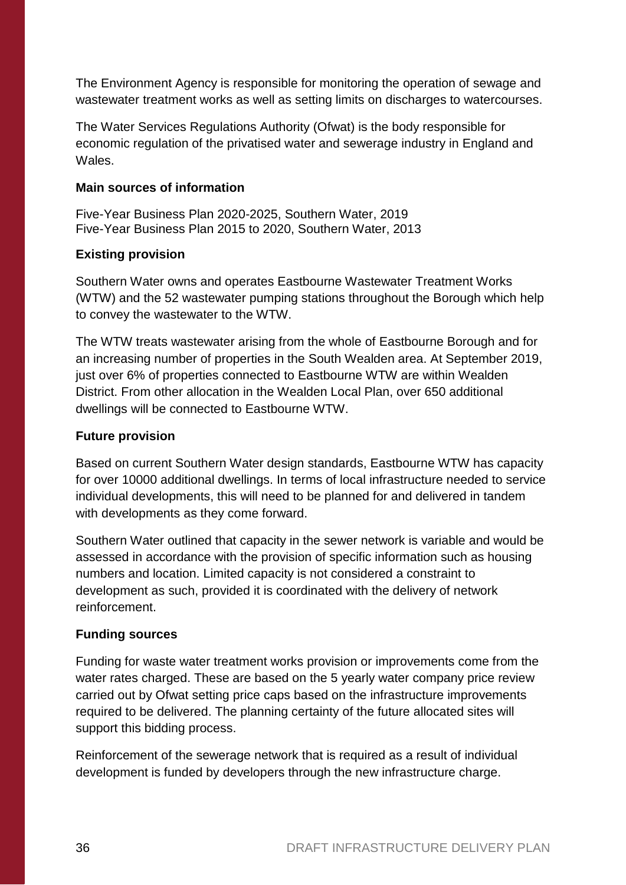The Environment Agency is responsible for monitoring the operation of sewage and wastewater treatment works as well as setting limits on discharges to watercourses.

The Water Services Regulations Authority (Ofwat) is the body responsible for economic regulation of the privatised water and sewerage industry in England and Wales.

**Main sources of information**

Five-Year Business Plan 2020-2025, Southern Water, 2019
Five-Year Business Plan 2015 to 2020, Southern Water, 2013

**Existing provision**

Southern Water owns and operates Eastbourne Wastewater Treatment Works (WTW) and the 52 wastewater pumping stations throughout the Borough which help to convey the wastewater to the WTW.

The WTW treats wastewater arising from the whole of Eastbourne Borough and for an increasing number of properties in the South Wealden area. At September 2019, just over 6% of properties connected to Eastbourne WTW are within Wealden District. From other allocation in the Wealden Local Plan, over 650 additional dwellings will be connected to Eastbourne WTW.

**Future provision**

Based on current Southern Water design standards, Eastbourne WTW has capacity for over 10000 additional dwellings. In terms of local infrastructure needed to service individual developments, this will need to be planned for and delivered in tandem with developments as they come forward.

Southern Water outlined that capacity in the sewer network is variable and would be assessed in accordance with the provision of specific information such as housing numbers and location. Limited capacity is not considered a constraint to development as such, provided it is coordinated with the delivery of network reinforcement.

**Funding sources**

Funding for waste water treatment works provision or improvements come from the water rates charged. These are based on the 5 yearly water company price review carried out by Ofwat setting price caps based on the infrastructure improvements required to be delivered. The planning certainty of the future allocated sites will support this bidding process.

Reinforcement of the sewerage network that is required as a result of individual development is funded by developers through the new infrastructure charge.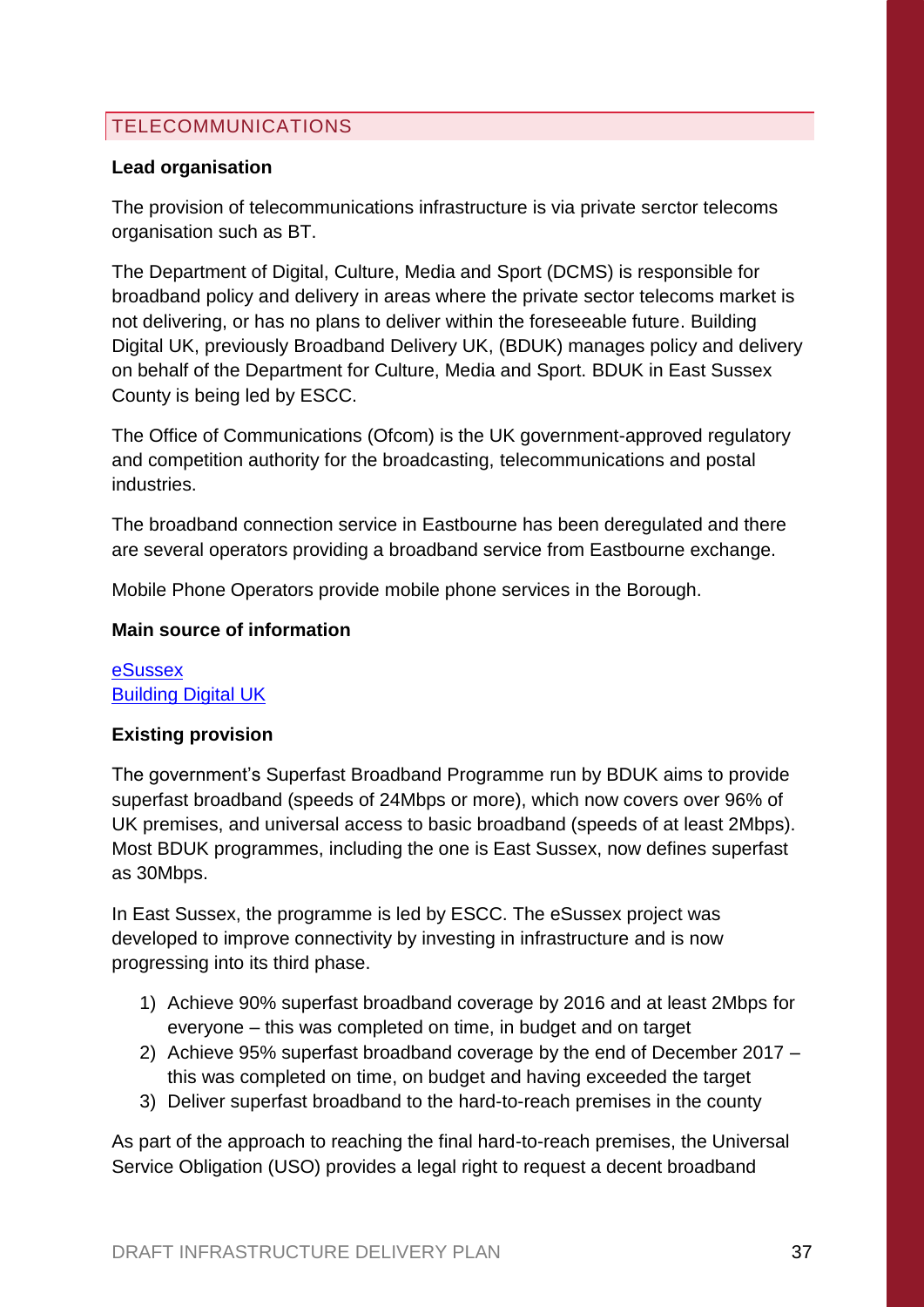## TELECOMMUNICATIONS

**Lead organisation**

The provision of telecommunications infrastructure is via private serctor telecoms organisation such as BT.

The Department of Digital, Culture, Media and Sport (DCMS) is responsible for broadband policy and delivery in areas where the private sector telecoms market is not delivering, or has no plans to deliver within the foreseeable future. Building Digital UK, previously Broadband Delivery UK, (BDUK) manages policy and delivery on behalf of the Department for Culture, Media and Sport. BDUK in East Sussex County is being led by ESCC.

The Office of Communications (Ofcom) is the UK government-approved regulatory and competition authority for the broadcasting, telecommunications and postal industries.

The broadband connection service in Eastbourne has been deregulated and there are several operators providing a broadband service from Eastbourne exchange.

Mobile Phone Operators provide mobile phone services in the Borough.

**Main source of information**

eSussex
Building Digital UK

**Existing provision**

The government's Superfast Broadband Programme run by BDUK aims to provide superfast broadband (speeds of 24Mbps or more), which now covers over 96% of UK premises, and universal access to basic broadband (speeds of at least 2Mbps). Most BDUK programmes, including the one is East Sussex, now defines superfast as 30Mbps.

In East Sussex, the programme is led by ESCC. The eSussex project was developed to improve connectivity by investing in infrastructure and is now progressing into its third phase.

1) Achieve 90% superfast broadband coverage by 2016 and at least 2Mbps for everyone – this was completed on time, in budget and on target
2) Achieve 95% superfast broadband coverage by the end of December 2017 – this was completed on time, on budget and having exceeded the target
3) Deliver superfast broadband to the hard-to-reach premises in the county

As part of the approach to reaching the final hard-to-reach premises, the Universal Service Obligation (USO) provides a legal right to request a decent broadband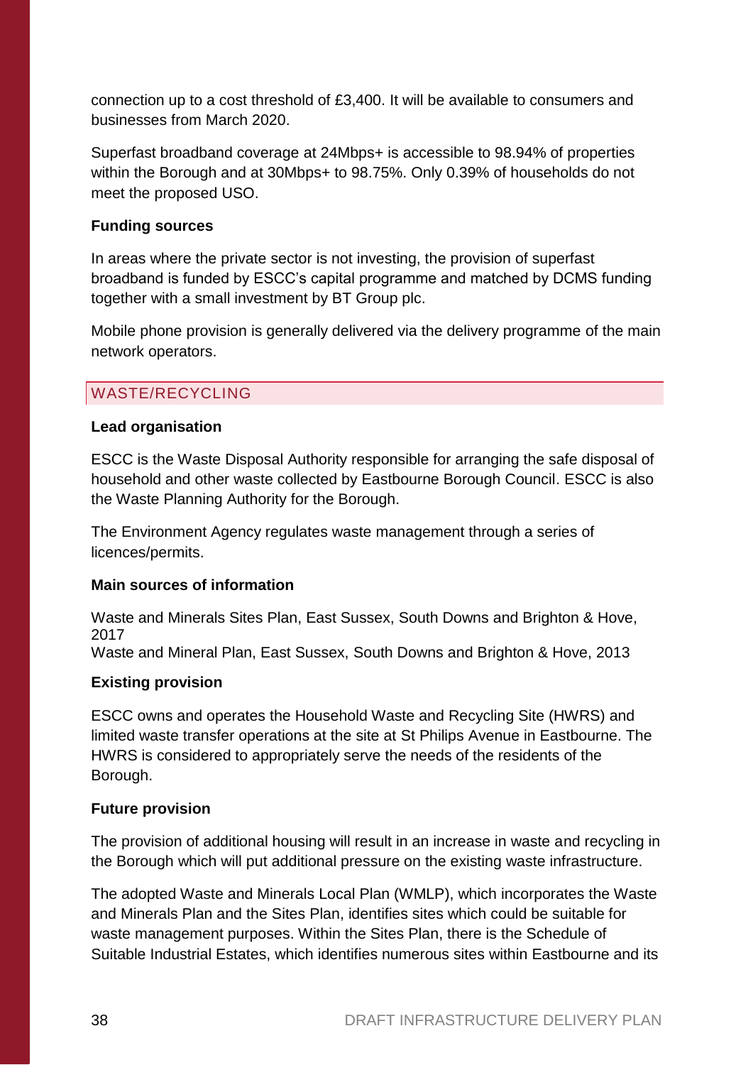connection up to a cost threshold of £3,400. It will be available to consumers and businesses from March 2020.

Superfast broadband coverage at 24Mbps+ is accessible to 98.94% of properties within the Borough and at 30Mbps+ to 98.75%. Only 0.39% of households do not meet the proposed USO.

**Funding sources**

In areas where the private sector is not investing, the provision of superfast broadband is funded by ESCC's capital programme and matched by DCMS funding together with a small investment by BT Group plc.

Mobile phone provision is generally delivered via the delivery programme of the main network operators.

## WASTE/RECYCLING

**Lead organisation**

ESCC is the Waste Disposal Authority responsible for arranging the safe disposal of household and other waste collected by Eastbourne Borough Council. ESCC is also the Waste Planning Authority for the Borough.

The Environment Agency regulates waste management through a series of licences/permits.

**Main sources of information**

Waste and Minerals Sites Plan, East Sussex, South Downs and Brighton & Hove, 2017
Waste and Mineral Plan, East Sussex, South Downs and Brighton & Hove, 2013

**Existing provision**

ESCC owns and operates the Household Waste and Recycling Site (HWRS) and limited waste transfer operations at the site at St Philips Avenue in Eastbourne. The HWRS is considered to appropriately serve the needs of the residents of the Borough.

**Future provision**

The provision of additional housing will result in an increase in waste and recycling in the Borough which will put additional pressure on the existing waste infrastructure.

The adopted Waste and Minerals Local Plan (WMLP), which incorporates the Waste and Minerals Plan and the Sites Plan, identifies sites which could be suitable for waste management purposes. Within the Sites Plan, there is the Schedule of Suitable Industrial Estates, which identifies numerous sites within Eastbourne and its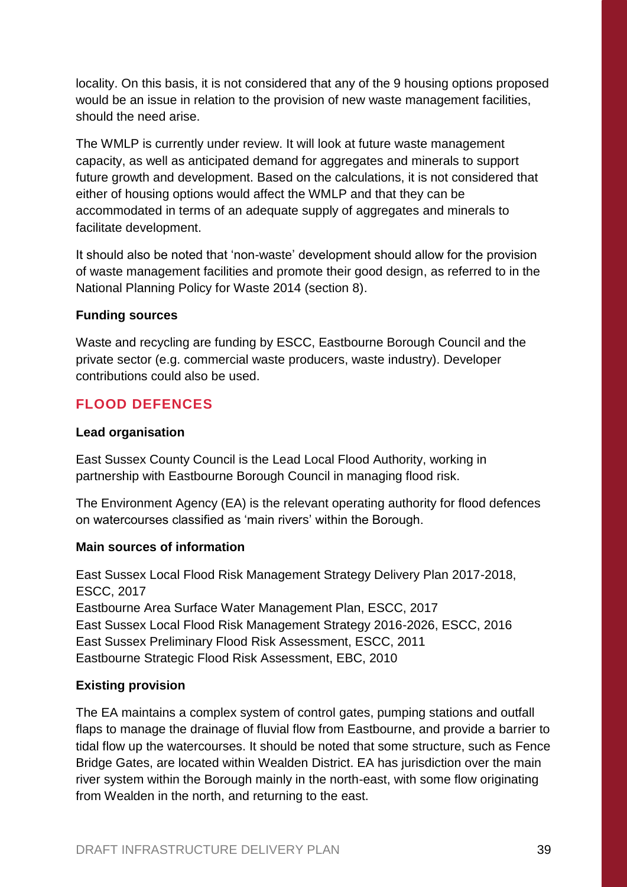locality. On this basis, it is not considered that any of the 9 housing options proposed would be an issue in relation to the provision of new waste management facilities, should the need arise.

The WMLP is currently under review. It will look at future waste management capacity, as well as anticipated demand for aggregates and minerals to support future growth and development. Based on the calculations, it is not considered that either of housing options would affect the WMLP and that they can be accommodated in terms of an adequate supply of aggregates and minerals to facilitate development.

It should also be noted that 'non-waste' development should allow for the provision of waste management facilities and promote their good design, as referred to in the National Planning Policy for Waste 2014 (section 8).

**Funding sources**

Waste and recycling are funding by ESCC, Eastbourne Borough Council and the private sector (e.g. commercial waste producers, waste industry). Developer contributions could also be used.

## FLOOD DEFENCES

**Lead organisation**

East Sussex County Council is the Lead Local Flood Authority, working in partnership with Eastbourne Borough Council in managing flood risk.

The Environment Agency (EA) is the relevant operating authority for flood defences on watercourses classified as 'main rivers' within the Borough.

**Main sources of information**

East Sussex Local Flood Risk Management Strategy Delivery Plan 2017-2018, ESCC, 2017
Eastbourne Area Surface Water Management Plan, ESCC, 2017
East Sussex Local Flood Risk Management Strategy 2016-2026, ESCC, 2016
East Sussex Preliminary Flood Risk Assessment, ESCC, 2011
Eastbourne Strategic Flood Risk Assessment, EBC, 2010

**Existing provision**

The EA maintains a complex system of control gates, pumping stations and outfall flaps to manage the drainage of fluvial flow from Eastbourne, and provide a barrier to tidal flow up the watercourses. It should be noted that some structure, such as Fence Bridge Gates, are located within Wealden District. EA has jurisdiction over the main river system within the Borough mainly in the north-east, with some flow originating from Wealden in the north, and returning to the east.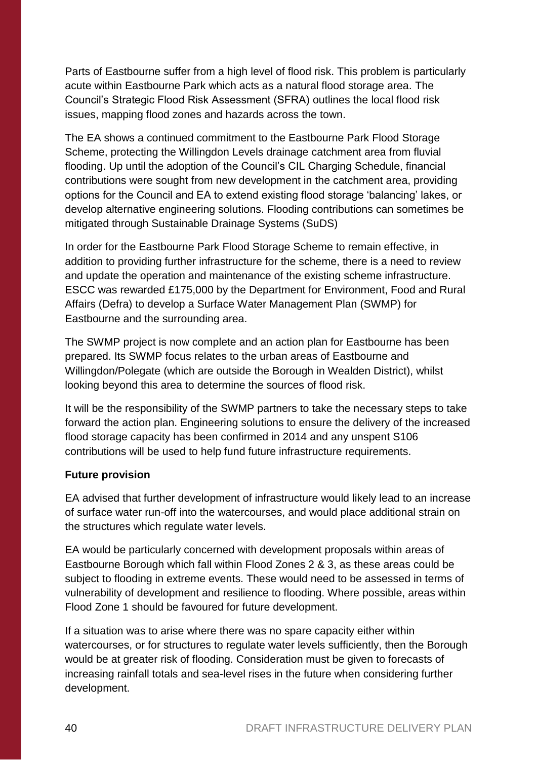Parts of Eastbourne suffer from a high level of flood risk. This problem is particularly acute within Eastbourne Park which acts as a natural flood storage area. The Council's Strategic Flood Risk Assessment (SFRA) outlines the local flood risk issues, mapping flood zones and hazards across the town.

The EA shows a continued commitment to the Eastbourne Park Flood Storage Scheme, protecting the Willingdon Levels drainage catchment area from fluvial flooding. Up until the adoption of the Council's CIL Charging Schedule, financial contributions were sought from new development in the catchment area, providing options for the Council and EA to extend existing flood storage 'balancing' lakes, or develop alternative engineering solutions. Flooding contributions can sometimes be mitigated through Sustainable Drainage Systems (SuDS)

In order for the Eastbourne Park Flood Storage Scheme to remain effective, in addition to providing further infrastructure for the scheme, there is a need to review and update the operation and maintenance of the existing scheme infrastructure. ESCC was rewarded £175,000 by the Department for Environment, Food and Rural Affairs (Defra) to develop a Surface Water Management Plan (SWMP) for Eastbourne and the surrounding area.

The SWMP project is now complete and an action plan for Eastbourne has been prepared. Its SWMP focus relates to the urban areas of Eastbourne and Willingdon/Polegate (which are outside the Borough in Wealden District), whilst looking beyond this area to determine the sources of flood risk.

It will be the responsibility of the SWMP partners to take the necessary steps to take forward the action plan. Engineering solutions to ensure the delivery of the increased flood storage capacity has been confirmed in 2014 and any unspent S106 contributions will be used to help fund future infrastructure requirements.

**Future provision**

EA advised that further development of infrastructure would likely lead to an increase of surface water run-off into the watercourses, and would place additional strain on the structures which regulate water levels.

EA would be particularly concerned with development proposals within areas of Eastbourne Borough which fall within Flood Zones 2 & 3, as these areas could be subject to flooding in extreme events. These would need to be assessed in terms of vulnerability of development and resilience to flooding. Where possible, areas within Flood Zone 1 should be favoured for future development.

If a situation was to arise where there was no spare capacity either within watercourses, or for structures to regulate water levels sufficiently, then the Borough would be at greater risk of flooding. Consideration must be given to forecasts of increasing rainfall totals and sea-level rises in the future when considering further development.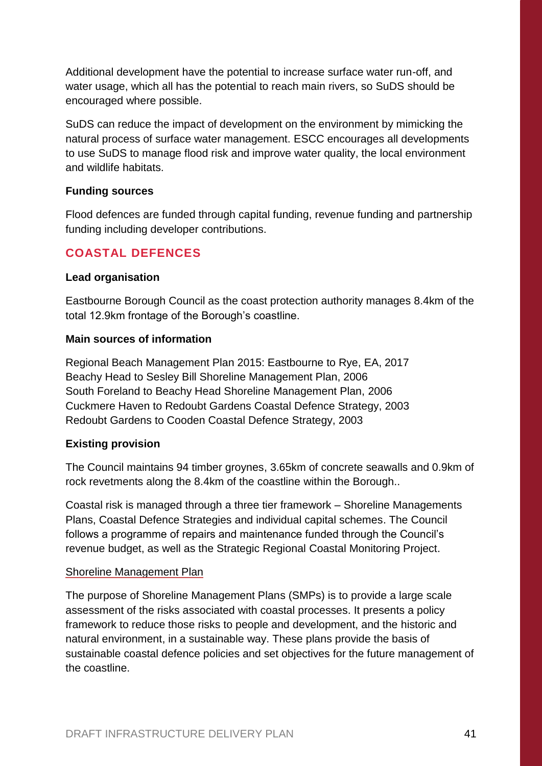Additional development have the potential to increase surface water run-off, and water usage, which all has the potential to reach main rivers, so SuDS should be encouraged where possible.

SuDS can reduce the impact of development on the environment by mimicking the natural process of surface water management. ESCC encourages all developments to use SuDS to manage flood risk and improve water quality, the local environment and wildlife habitats.

**Funding sources**

Flood defences are funded through capital funding, revenue funding and partnership funding including developer contributions.

## COASTAL DEFENCES

**Lead organisation**

Eastbourne Borough Council as the coast protection authority manages 8.4km of the total 12.9km frontage of the Borough's coastline.

**Main sources of information**

Regional Beach Management Plan 2015: Eastbourne to Rye, EA, 2017
Beachy Head to Sesley Bill Shoreline Management Plan, 2006
South Foreland to Beachy Head Shoreline Management Plan, 2006
Cuckmere Haven to Redoubt Gardens Coastal Defence Strategy, 2003
Redoubt Gardens to Cooden Coastal Defence Strategy, 2003

**Existing provision**

The Council maintains 94 timber groynes, 3.65km of concrete seawalls and 0.9km of rock revetments along the 8.4km of the coastline within the Borough..

Coastal risk is managed through a three tier framework – Shoreline Managements Plans, Coastal Defence Strategies and individual capital schemes. The Council follows a programme of repairs and maintenance funded through the Council's revenue budget, as well as the Strategic Regional Coastal Monitoring Project.

Shoreline Management Plan

The purpose of Shoreline Management Plans (SMPs) is to provide a large scale assessment of the risks associated with coastal processes. It presents a policy framework to reduce those risks to people and development, and the historic and natural environment, in a sustainable way. These plans provide the basis of sustainable coastal defence policies and set objectives for the future management of the coastline.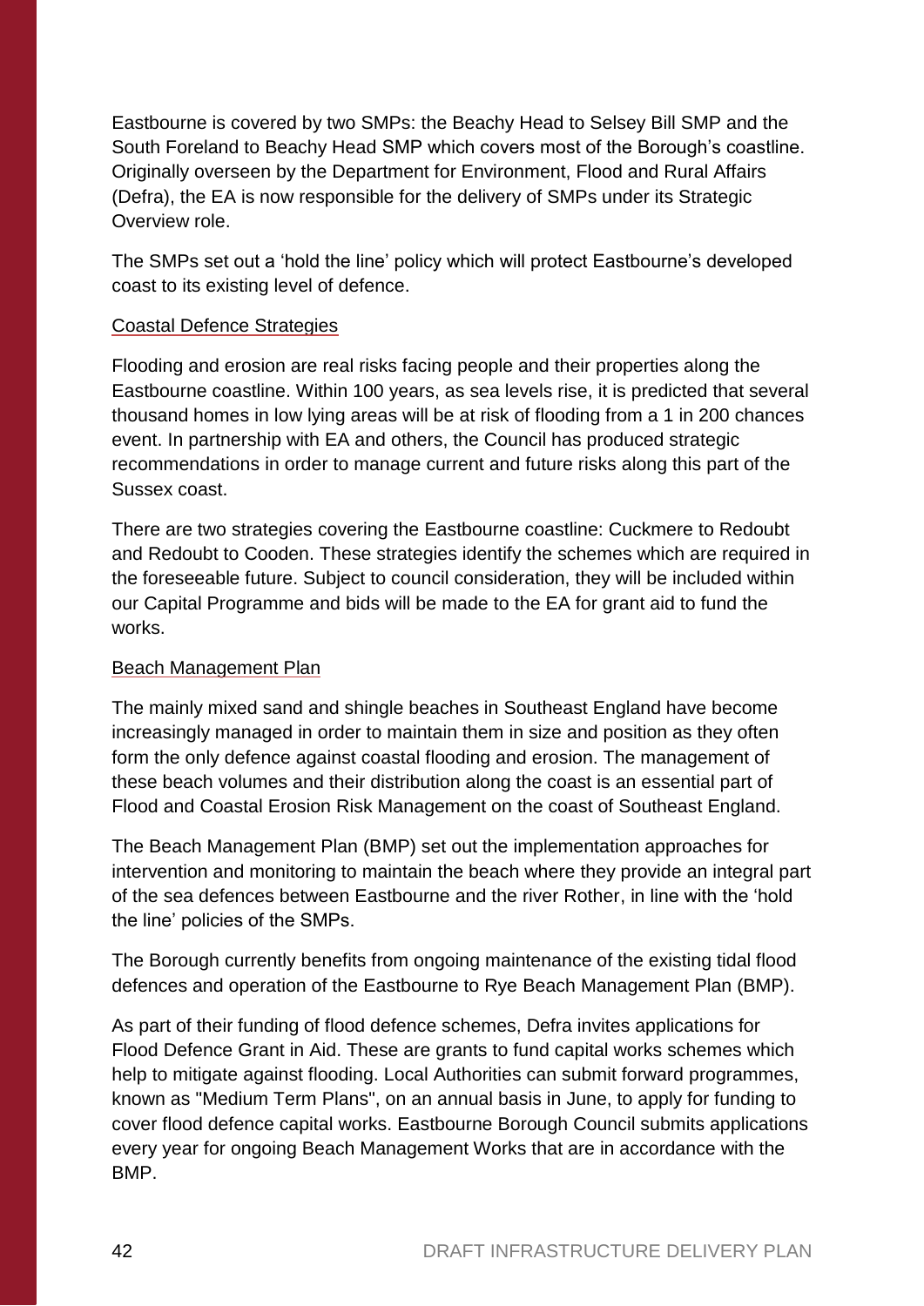Eastbourne is covered by two SMPs: the Beachy Head to Selsey Bill SMP and the South Foreland to Beachy Head SMP which covers most of the Borough's coastline. Originally overseen by the Department for Environment, Flood and Rural Affairs (Defra), the EA is now responsible for the delivery of SMPs under its Strategic Overview role.

The SMPs set out a 'hold the line' policy which will protect Eastbourne's developed coast to its existing level of defence.

### Coastal Defence Strategies

Flooding and erosion are real risks facing people and their properties along the Eastbourne coastline. Within 100 years, as sea levels rise, it is predicted that several thousand homes in low lying areas will be at risk of flooding from a 1 in 200 chances event. In partnership with EA and others, the Council has produced strategic recommendations in order to manage current and future risks along this part of the Sussex coast.

There are two strategies covering the Eastbourne coastline: Cuckmere to Redoubt and Redoubt to Cooden. These strategies identify the schemes which are required in the foreseeable future. Subject to council consideration, they will be included within our Capital Programme and bids will be made to the EA for grant aid to fund the works.

### Beach Management Plan

The mainly mixed sand and shingle beaches in Southeast England have become increasingly managed in order to maintain them in size and position as they often form the only defence against coastal flooding and erosion. The management of these beach volumes and their distribution along the coast is an essential part of Flood and Coastal Erosion Risk Management on the coast of Southeast England.

The Beach Management Plan (BMP) set out the implementation approaches for intervention and monitoring to maintain the beach where they provide an integral part of the sea defences between Eastbourne and the river Rother, in line with the 'hold the line' policies of the SMPs.

The Borough currently benefits from ongoing maintenance of the existing tidal flood defences and operation of the Eastbourne to Rye Beach Management Plan (BMP).

As part of their funding of flood defence schemes, Defra invites applications for Flood Defence Grant in Aid. These are grants to fund capital works schemes which help to mitigate against flooding. Local Authorities can submit forward programmes, known as "Medium Term Plans", on an annual basis in June, to apply for funding to cover flood defence capital works. Eastbourne Borough Council submits applications every year for ongoing Beach Management Works that are in accordance with the BMP.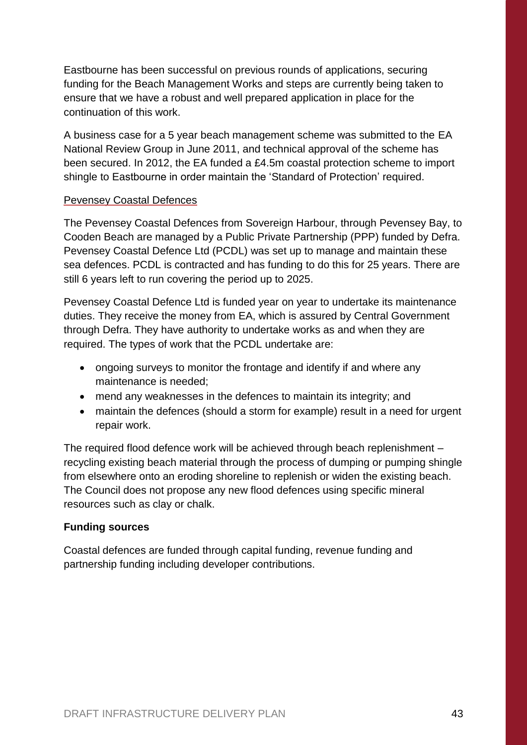Eastbourne has been successful on previous rounds of applications, securing funding for the Beach Management Works and steps are currently being taken to ensure that we have a robust and well prepared application in place for the continuation of this work.

A business case for a 5 year beach management scheme was submitted to the EA National Review Group in June 2011, and technical approval of the scheme has been secured. In 2012, the EA funded a £4.5m coastal protection scheme to import shingle to Eastbourne in order maintain the 'Standard of Protection' required.

<u>Pevensey Coastal Defences</u>

The Pevensey Coastal Defences from Sovereign Harbour, through Pevensey Bay, to Cooden Beach are managed by a Public Private Partnership (PPP) funded by Defra. Pevensey Coastal Defence Ltd (PCDL) was set up to manage and maintain these sea defences. PCDL is contracted and has funding to do this for 25 years. There are still 6 years left to run covering the period up to 2025.

Pevensey Coastal Defence Ltd is funded year on year to undertake its maintenance duties. They receive the money from EA, which is assured by Central Government through Defra. They have authority to undertake works as and when they are required. The types of work that the PCDL undertake are:

- ongoing surveys to monitor the frontage and identify if and where any maintenance is needed;
- mend any weaknesses in the defences to maintain its integrity; and
- maintain the defences (should a storm for example) result in a need for urgent repair work.

The required flood defence work will be achieved through beach replenishment – recycling existing beach material through the process of dumping or pumping shingle from elsewhere onto an eroding shoreline to replenish or widen the existing beach. The Council does not propose any new flood defences using specific mineral resources such as clay or chalk.

**Funding sources**

Coastal defences are funded through capital funding, revenue funding and partnership funding including developer contributions.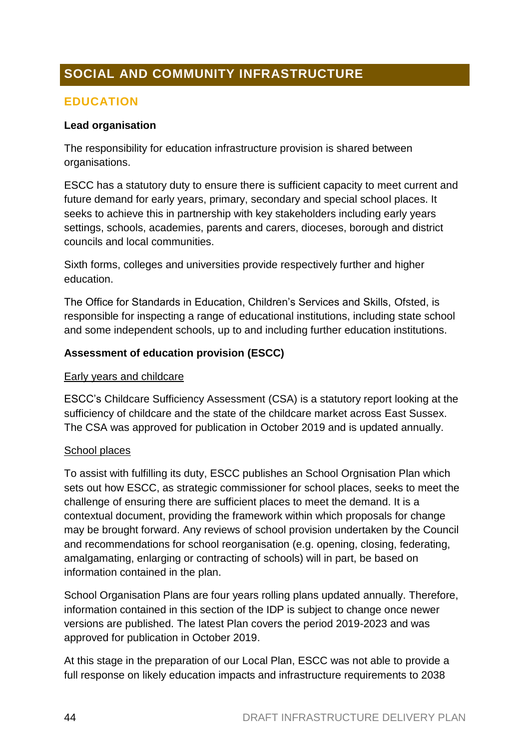# SOCIAL AND COMMUNITY INFRASTRUCTURE

## EDUCATION

**Lead organisation**

The responsibility for education infrastructure provision is shared between organisations.

ESCC has a statutory duty to ensure there is sufficient capacity to meet current and future demand for early years, primary, secondary and special school places. It seeks to achieve this in partnership with key stakeholders including early years settings, schools, academies, parents and carers, dioceses, borough and district councils and local communities.

Sixth forms, colleges and universities provide respectively further and higher education.

The Office for Standards in Education, Children's Services and Skills, Ofsted, is responsible for inspecting a range of educational institutions, including state school and some independent schools, up to and including further education institutions.

**Assessment of education provision (ESCC)**

<u>Early years and childcare</u>

ESCC's Childcare Sufficiency Assessment (CSA) is a statutory report looking at the sufficiency of childcare and the state of the childcare market across East Sussex. The CSA was approved for publication in October 2019 and is updated annually.

<u>School places</u>

To assist with fulfilling its duty, ESCC publishes an School Orgnisation Plan which sets out how ESCC, as strategic commissioner for school places, seeks to meet the challenge of ensuring there are sufficient places to meet the demand. It is a contextual document, providing the framework within which proposals for change may be brought forward. Any reviews of school provision undertaken by the Council and recommendations for school reorganisation (e.g. opening, closing, federating, amalgamating, enlarging or contracting of schools) will in part, be based on information contained in the plan.

School Organisation Plans are four years rolling plans updated annually. Therefore, information contained in this section of the IDP is subject to change once newer versions are published. The latest Plan covers the period 2019-2023 and was approved for publication in October 2019.

At this stage in the preparation of our Local Plan, ESCC was not able to provide a full response on likely education impacts and infrastructure requirements to 2038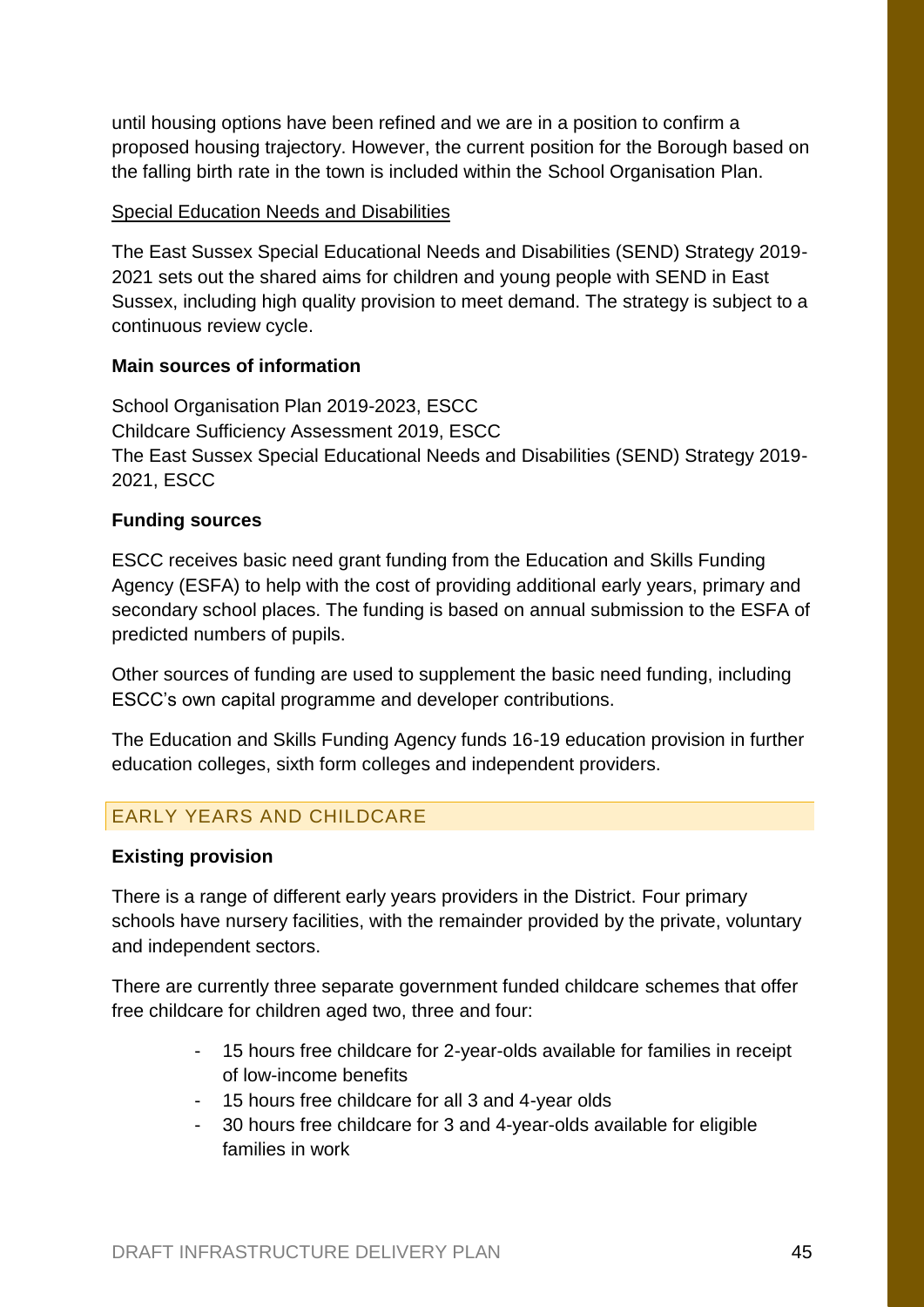until housing options have been refined and we are in a position to confirm a proposed housing trajectory. However, the current position for the Borough based on the falling birth rate in the town is included within the School Organisation Plan.

<u>Special Education Needs and Disabilities</u>

The East Sussex Special Educational Needs and Disabilities (SEND) Strategy 2019-2021 sets out the shared aims for children and young people with SEND in East Sussex, including high quality provision to meet demand. The strategy is subject to a continuous review cycle.

**Main sources of information**

School Organisation Plan 2019-2023, ESCC
Childcare Sufficiency Assessment 2019, ESCC
The East Sussex Special Educational Needs and Disabilities (SEND) Strategy 2019-2021, ESCC

**Funding sources**

ESCC receives basic need grant funding from the Education and Skills Funding Agency (ESFA) to help with the cost of providing additional early years, primary and secondary school places. The funding is based on annual submission to the ESFA of predicted numbers of pupils.

Other sources of funding are used to supplement the basic need funding, including ESCC's own capital programme and developer contributions.

The Education and Skills Funding Agency funds 16-19 education provision in further education colleges, sixth form colleges and independent providers.

## EARLY YEARS AND CHILDCARE

**Existing provision**

There is a range of different early years providers in the District. Four primary schools have nursery facilities, with the remainder provided by the private, voluntary and independent sectors.

There are currently three separate government funded childcare schemes that offer free childcare for children aged two, three and four:

- 15 hours free childcare for 2-year-olds available for families in receipt of low-income benefits
- 15 hours free childcare for all 3 and 4-year olds
- 30 hours free childcare for 3 and 4-year-olds available for eligible families in work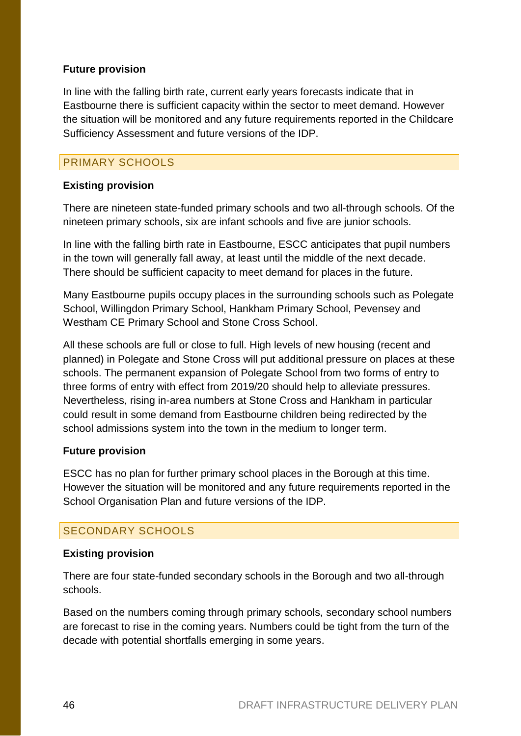**Future provision**

In line with the falling birth rate, current early years forecasts indicate that in Eastbourne there is sufficient capacity within the sector to meet demand. However the situation will be monitored and any future requirements reported in the Childcare Sufficiency Assessment and future versions of the IDP.

## PRIMARY SCHOOLS

**Existing provision**

There are nineteen state-funded primary schools and two all-through schools. Of the nineteen primary schools, six are infant schools and five are junior schools.

In line with the falling birth rate in Eastbourne, ESCC anticipates that pupil numbers in the town will generally fall away, at least until the middle of the next decade. There should be sufficient capacity to meet demand for places in the future.

Many Eastbourne pupils occupy places in the surrounding schools such as Polegate School, Willingdon Primary School, Hankham Primary School, Pevensey and Westham CE Primary School and Stone Cross School.

All these schools are full or close to full. High levels of new housing (recent and planned) in Polegate and Stone Cross will put additional pressure on places at these schools. The permanent expansion of Polegate School from two forms of entry to three forms of entry with effect from 2019/20 should help to alleviate pressures. Nevertheless, rising in-area numbers at Stone Cross and Hankham in particular could result in some demand from Eastbourne children being redirected by the school admissions system into the town in the medium to longer term.

**Future provision**

ESCC has no plan for further primary school places in the Borough at this time. However the situation will be monitored and any future requirements reported in the School Organisation Plan and future versions of the IDP.

## SECONDARY SCHOOLS

**Existing provision**

There are four state-funded secondary schools in the Borough and two all-through schools.

Based on the numbers coming through primary schools, secondary school numbers are forecast to rise in the coming years. Numbers could be tight from the turn of the decade with potential shortfalls emerging in some years.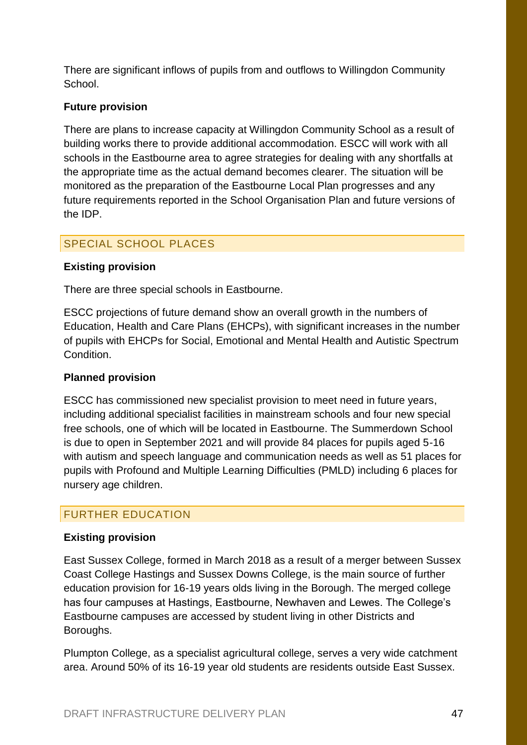There are significant inflows of pupils from and outflows to Willingdon Community School.

**Future provision**

There are plans to increase capacity at Willingdon Community School as a result of building works there to provide additional accommodation. ESCC will work with all schools in the Eastbourne area to agree strategies for dealing with any shortfalls at the appropriate time as the actual demand becomes clearer. The situation will be monitored as the preparation of the Eastbourne Local Plan progresses and any future requirements reported in the School Organisation Plan and future versions of the IDP.

## SPECIAL SCHOOL PLACES

**Existing provision**

There are three special schools in Eastbourne.

ESCC projections of future demand show an overall growth in the numbers of Education, Health and Care Plans (EHCPs), with significant increases in the number of pupils with EHCPs for Social, Emotional and Mental Health and Autistic Spectrum Condition.

**Planned provision**

ESCC has commissioned new specialist provision to meet need in future years, including additional specialist facilities in mainstream schools and four new special free schools, one of which will be located in Eastbourne. The Summerdown School is due to open in September 2021 and will provide 84 places for pupils aged 5-16 with autism and speech language and communication needs as well as 51 places for pupils with Profound and Multiple Learning Difficulties (PMLD) including 6 places for nursery age children.

## FURTHER EDUCATION

**Existing provision**

East Sussex College, formed in March 2018 as a result of a merger between Sussex Coast College Hastings and Sussex Downs College, is the main source of further education provision for 16-19 years olds living in the Borough. The merged college has four campuses at Hastings, Eastbourne, Newhaven and Lewes. The College's Eastbourne campuses are accessed by student living in other Districts and Boroughs.

Plumpton College, as a specialist agricultural college, serves a very wide catchment area. Around 50% of its 16-19 year old students are residents outside East Sussex.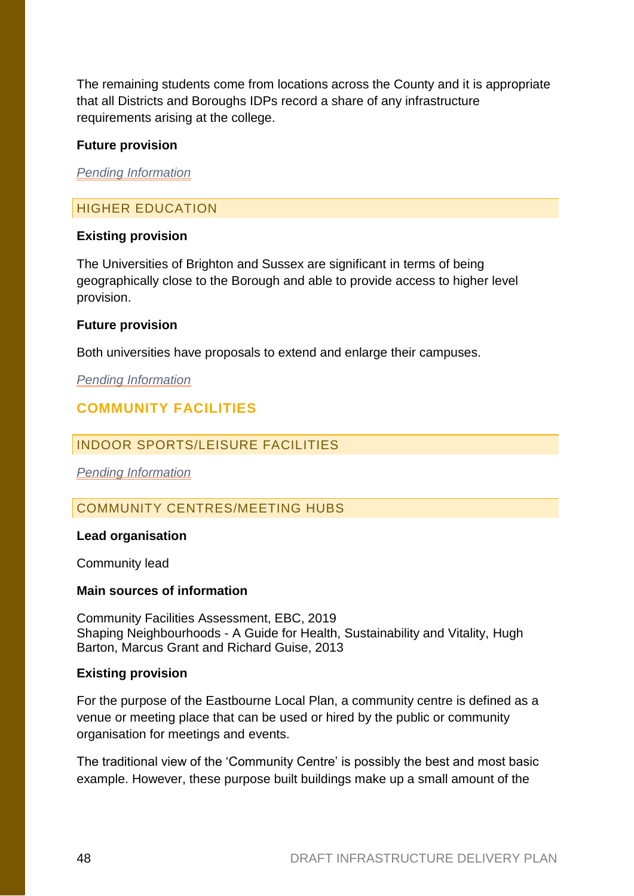The remaining students come from locations across the County and it is appropriate that all Districts and Boroughs IDPs record a share of any infrastructure requirements arising at the college.

**Future provision**

*Pending Information*

### HIGHER EDUCATION

**Existing provision**

The Universities of Brighton and Sussex are significant in terms of being geographically close to the Borough and able to provide access to higher level provision.

**Future provision**

Both universities have proposals to extend and enlarge their campuses.

*Pending Information*

## COMMUNITY FACILITIES

### INDOOR SPORTS/LEISURE FACILITIES

*Pending Information*

### COMMUNITY CENTRES/MEETING HUBS

**Lead organisation**

Community lead

**Main sources of information**

Community Facilities Assessment, EBC, 2019
Shaping Neighbourhoods - A Guide for Health, Sustainability and Vitality, Hugh Barton, Marcus Grant and Richard Guise, 2013

**Existing provision**

For the purpose of the Eastbourne Local Plan, a community centre is defined as a venue or meeting place that can be used or hired by the public or community organisation for meetings and events.

The traditional view of the 'Community Centre' is possibly the best and most basic example. However, these purpose built buildings make up a small amount of the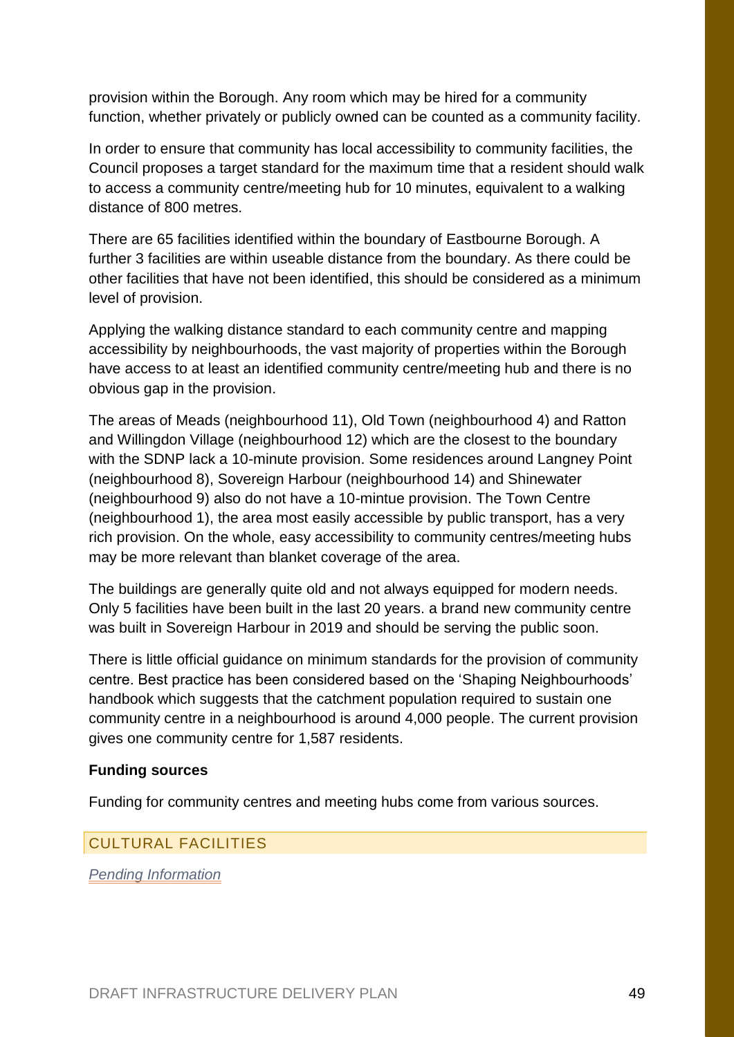provision within the Borough. Any room which may be hired for a community function, whether privately or publicly owned can be counted as a community facility.

In order to ensure that community has local accessibility to community facilities, the Council proposes a target standard for the maximum time that a resident should walk to access a community centre/meeting hub for 10 minutes, equivalent to a walking distance of 800 metres.

There are 65 facilities identified within the boundary of Eastbourne Borough. A further 3 facilities are within useable distance from the boundary. As there could be other facilities that have not been identified, this should be considered as a minimum level of provision.

Applying the walking distance standard to each community centre and mapping accessibility by neighbourhoods, the vast majority of properties within the Borough have access to at least an identified community centre/meeting hub and there is no obvious gap in the provision.

The areas of Meads (neighbourhood 11), Old Town (neighbourhood 4) and Ratton and Willingdon Village (neighbourhood 12) which are the closest to the boundary with the SDNP lack a 10-minute provision. Some residences around Langney Point (neighbourhood 8), Sovereign Harbour (neighbourhood 14) and Shinewater (neighbourhood 9) also do not have a 10-mintue provision. The Town Centre (neighbourhood 1), the area most easily accessible by public transport, has a very rich provision. On the whole, easy accessibility to community centres/meeting hubs may be more relevant than blanket coverage of the area.

The buildings are generally quite old and not always equipped for modern needs. Only 5 facilities have been built in the last 20 years. a brand new community centre was built in Sovereign Harbour in 2019 and should be serving the public soon.

There is little official guidance on minimum standards for the provision of community centre. Best practice has been considered based on the 'Shaping Neighbourhoods' handbook which suggests that the catchment population required to sustain one community centre in a neighbourhood is around 4,000 people. The current provision gives one community centre for 1,587 residents.

**Funding sources**

Funding for community centres and meeting hubs come from various sources.

## CULTURAL FACILITIES

*Pending Information*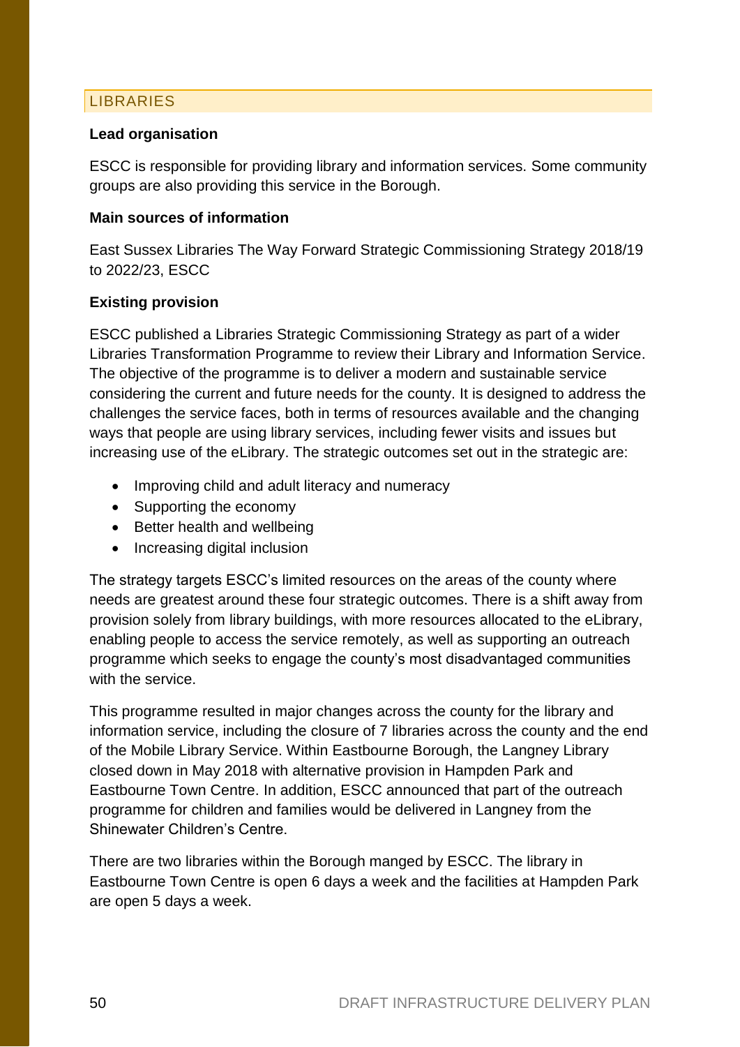## LIBRARIES

**Lead organisation**

ESCC is responsible for providing library and information services. Some community groups are also providing this service in the Borough.

**Main sources of information**

East Sussex Libraries The Way Forward Strategic Commissioning Strategy 2018/19 to 2022/23, ESCC

**Existing provision**

ESCC published a Libraries Strategic Commissioning Strategy as part of a wider Libraries Transformation Programme to review their Library and Information Service. The objective of the programme is to deliver a modern and sustainable service considering the current and future needs for the county. It is designed to address the challenges the service faces, both in terms of resources available and the changing ways that people are using library services, including fewer visits and issues but increasing use of the eLibrary. The strategic outcomes set out in the strategic are:

- Improving child and adult literacy and numeracy
- Supporting the economy
- Better health and wellbeing
- Increasing digital inclusion

The strategy targets ESCC's limited resources on the areas of the county where needs are greatest around these four strategic outcomes. There is a shift away from provision solely from library buildings, with more resources allocated to the eLibrary, enabling people to access the service remotely, as well as supporting an outreach programme which seeks to engage the county's most disadvantaged communities with the service.

This programme resulted in major changes across the county for the library and information service, including the closure of 7 libraries across the county and the end of the Mobile Library Service. Within Eastbourne Borough, the Langney Library closed down in May 2018 with alternative provision in Hampden Park and Eastbourne Town Centre. In addition, ESCC announced that part of the outreach programme for children and families would be delivered in Langney from the Shinewater Children's Centre.

There are two libraries within the Borough manged by ESCC. The library in Eastbourne Town Centre is open 6 days a week and the facilities at Hampden Park are open 5 days a week.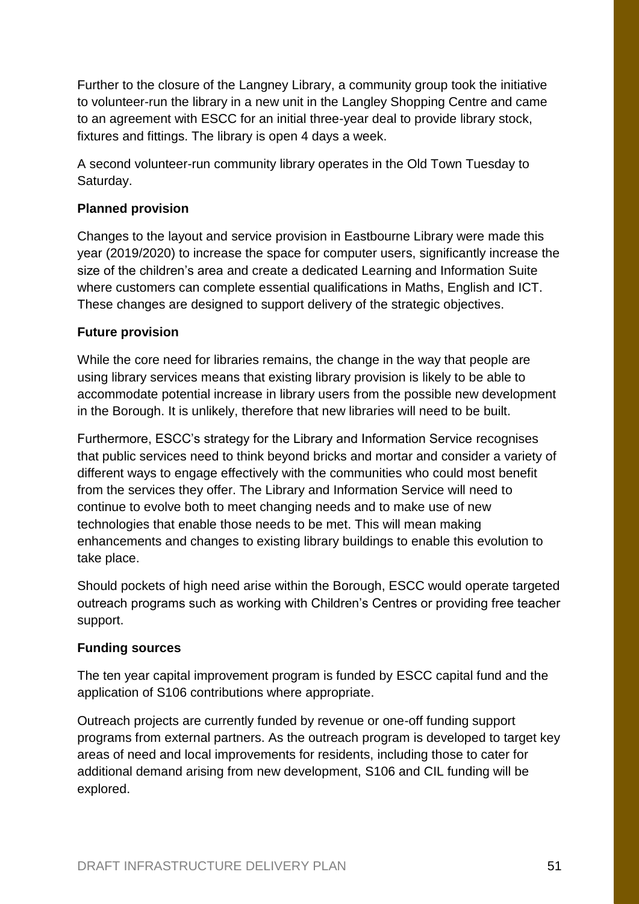Further to the closure of the Langney Library, a community group took the initiative to volunteer-run the library in a new unit in the Langley Shopping Centre and came to an agreement with ESCC for an initial three-year deal to provide library stock, fixtures and fittings. The library is open 4 days a week.

A second volunteer-run community library operates in the Old Town Tuesday to Saturday.

**Planned provision**

Changes to the layout and service provision in Eastbourne Library were made this year (2019/2020) to increase the space for computer users, significantly increase the size of the children's area and create a dedicated Learning and Information Suite where customers can complete essential qualifications in Maths, English and ICT. These changes are designed to support delivery of the strategic objectives.

**Future provision**

While the core need for libraries remains, the change in the way that people are using library services means that existing library provision is likely to be able to accommodate potential increase in library users from the possible new development in the Borough. It is unlikely, therefore that new libraries will need to be built.

Furthermore, ESCC's strategy for the Library and Information Service recognises that public services need to think beyond bricks and mortar and consider a variety of different ways to engage effectively with the communities who could most benefit from the services they offer. The Library and Information Service will need to continue to evolve both to meet changing needs and to make use of new technologies that enable those needs to be met. This will mean making enhancements and changes to existing library buildings to enable this evolution to take place.

Should pockets of high need arise within the Borough, ESCC would operate targeted outreach programs such as working with Children's Centres or providing free teacher support.

**Funding sources**

The ten year capital improvement program is funded by ESCC capital fund and the application of S106 contributions where appropriate.

Outreach projects are currently funded by revenue or one-off funding support programs from external partners. As the outreach program is developed to target key areas of need and local improvements for residents, including those to cater for additional demand arising from new development, S106 and CIL funding will be explored.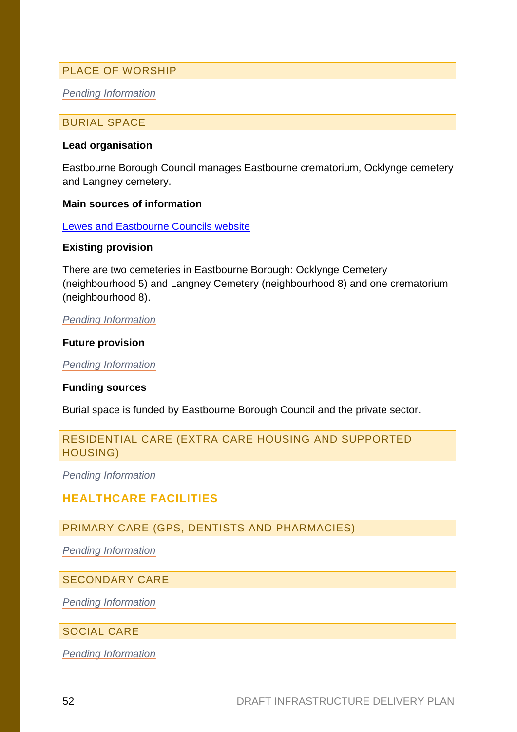### PLACE OF WORSHIP

*Pending Information*

### BURIAL SPACE

**Lead organisation**

Eastbourne Borough Council manages Eastbourne crematorium, Ocklynge cemetery and Langney cemetery.

**Main sources of information**

[Lewes and Eastbourne Councils website]

**Existing provision**

There are two cemeteries in Eastbourne Borough: Ocklynge Cemetery (neighbourhood 5) and Langney Cemetery (neighbourhood 8) and one crematorium (neighbourhood 8).

*Pending Information*

**Future provision**

*Pending Information*

**Funding sources**

Burial space is funded by Eastbourne Borough Council and the private sector.

### RESIDENTIAL CARE (EXTRA CARE HOUSING AND SUPPORTED HOUSING)

*Pending Information*

## HEALTHCARE FACILITIES

### PRIMARY CARE (GPS, DENTISTS AND PHARMACIES)

*Pending Information*

### SECONDARY CARE

*Pending Information*

### SOCIAL CARE

*Pending Information*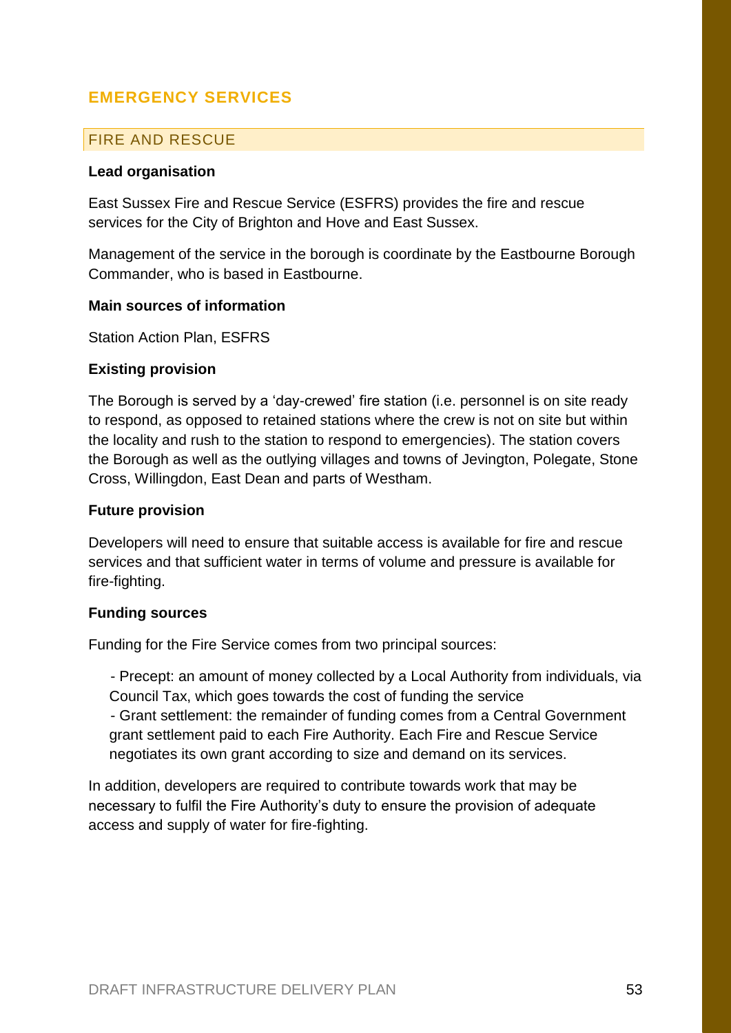## EMERGENCY SERVICES

### FIRE AND RESCUE

**Lead organisation**

East Sussex Fire and Rescue Service (ESFRS) provides the fire and rescue services for the City of Brighton and Hove and East Sussex.

Management of the service in the borough is coordinate by the Eastbourne Borough Commander, who is based in Eastbourne.

**Main sources of information**

Station Action Plan, ESFRS

**Existing provision**

The Borough is served by a 'day-crewed' fire station (i.e. personnel is on site ready to respond, as opposed to retained stations where the crew is not on site but within the locality and rush to the station to respond to emergencies). The station covers the Borough as well as the outlying villages and towns of Jevington, Polegate, Stone Cross, Willingdon, East Dean and parts of Westham.

**Future provision**

Developers will need to ensure that suitable access is available for fire and rescue services and that sufficient water in terms of volume and pressure is available for fire-fighting.

**Funding sources**

Funding for the Fire Service comes from two principal sources:

- Precept: an amount of money collected by a Local Authority from individuals, via Council Tax, which goes towards the cost of funding the service
- Grant settlement: the remainder of funding comes from a Central Government grant settlement paid to each Fire Authority. Each Fire and Rescue Service negotiates its own grant according to size and demand on its services.

In addition, developers are required to contribute towards work that may be necessary to fulfil the Fire Authority's duty to ensure the provision of adequate access and supply of water for fire-fighting.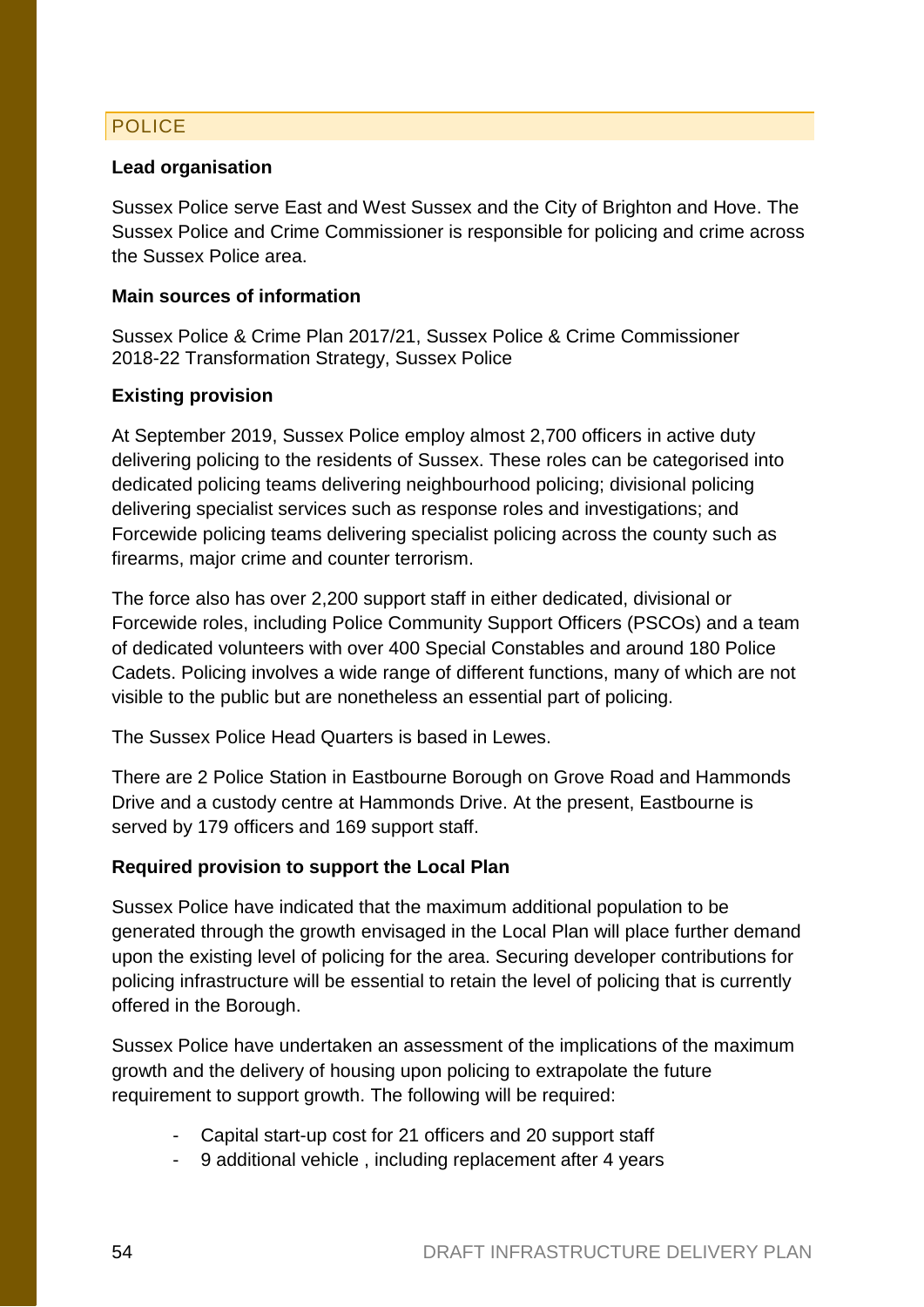## POLICE

**Lead organisation**

Sussex Police serve East and West Sussex and the City of Brighton and Hove. The Sussex Police and Crime Commissioner is responsible for policing and crime across the Sussex Police area.

**Main sources of information**

Sussex Police & Crime Plan 2017/21, Sussex Police & Crime Commissioner
2018-22 Transformation Strategy, Sussex Police

**Existing provision**

At September 2019, Sussex Police employ almost 2,700 officers in active duty delivering policing to the residents of Sussex. These roles can be categorised into dedicated policing teams delivering neighbourhood policing; divisional policing delivering specialist services such as response roles and investigations; and Forcewide policing teams delivering specialist policing across the county such as firearms, major crime and counter terrorism.

The force also has over 2,200 support staff in either dedicated, divisional or Forcewide roles, including Police Community Support Officers (PSCOs) and a team of dedicated volunteers with over 400 Special Constables and around 180 Police Cadets. Policing involves a wide range of different functions, many of which are not visible to the public but are nonetheless an essential part of policing.

The Sussex Police Head Quarters is based in Lewes.

There are 2 Police Station in Eastbourne Borough on Grove Road and Hammonds Drive and a custody centre at Hammonds Drive. At the present, Eastbourne is served by 179 officers and 169 support staff.

**Required provision to support the Local Plan**

Sussex Police have indicated that the maximum additional population to be generated through the growth envisaged in the Local Plan will place further demand upon the existing level of policing for the area. Securing developer contributions for policing infrastructure will be essential to retain the level of policing that is currently offered in the Borough.

Sussex Police have undertaken an assessment of the implications of the maximum growth and the delivery of housing upon policing to extrapolate the future requirement to support growth. The following will be required:

- Capital start-up cost for 21 officers and 20 support staff
- 9 additional vehicle , including replacement after 4 years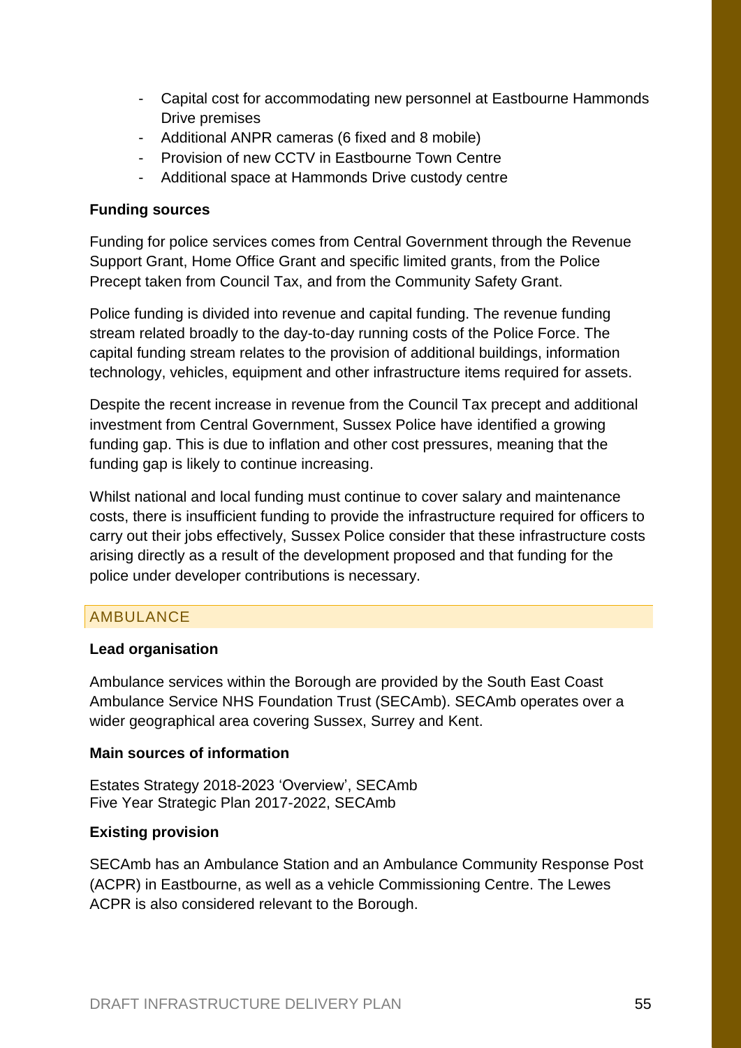- Capital cost for accommodating new personnel at Eastbourne Hammonds Drive premises
- Additional ANPR cameras (6 fixed and 8 mobile)
- Provision of new CCTV in Eastbourne Town Centre
- Additional space at Hammonds Drive custody centre

**Funding sources**

Funding for police services comes from Central Government through the Revenue Support Grant, Home Office Grant and specific limited grants, from the Police Precept taken from Council Tax, and from the Community Safety Grant.

Police funding is divided into revenue and capital funding. The revenue funding stream related broadly to the day-to-day running costs of the Police Force. The capital funding stream relates to the provision of additional buildings, information technology, vehicles, equipment and other infrastructure items required for assets.

Despite the recent increase in revenue from the Council Tax precept and additional investment from Central Government, Sussex Police have identified a growing funding gap. This is due to inflation and other cost pressures, meaning that the funding gap is likely to continue increasing.

Whilst national and local funding must continue to cover salary and maintenance costs, there is insufficient funding to provide the infrastructure required for officers to carry out their jobs effectively, Sussex Police consider that these infrastructure costs arising directly as a result of the development proposed and that funding for the police under developer contributions is necessary.

## AMBULANCE

**Lead organisation**

Ambulance services within the Borough are provided by the South East Coast Ambulance Service NHS Foundation Trust (SECAmb). SECAmb operates over a wider geographical area covering Sussex, Surrey and Kent.

**Main sources of information**

Estates Strategy 2018-2023 'Overview', SECAmb
Five Year Strategic Plan 2017-2022, SECAmb

**Existing provision**

SECAmb has an Ambulance Station and an Ambulance Community Response Post (ACPR) in Eastbourne, as well as a vehicle Commissioning Centre. The Lewes ACPR is also considered relevant to the Borough.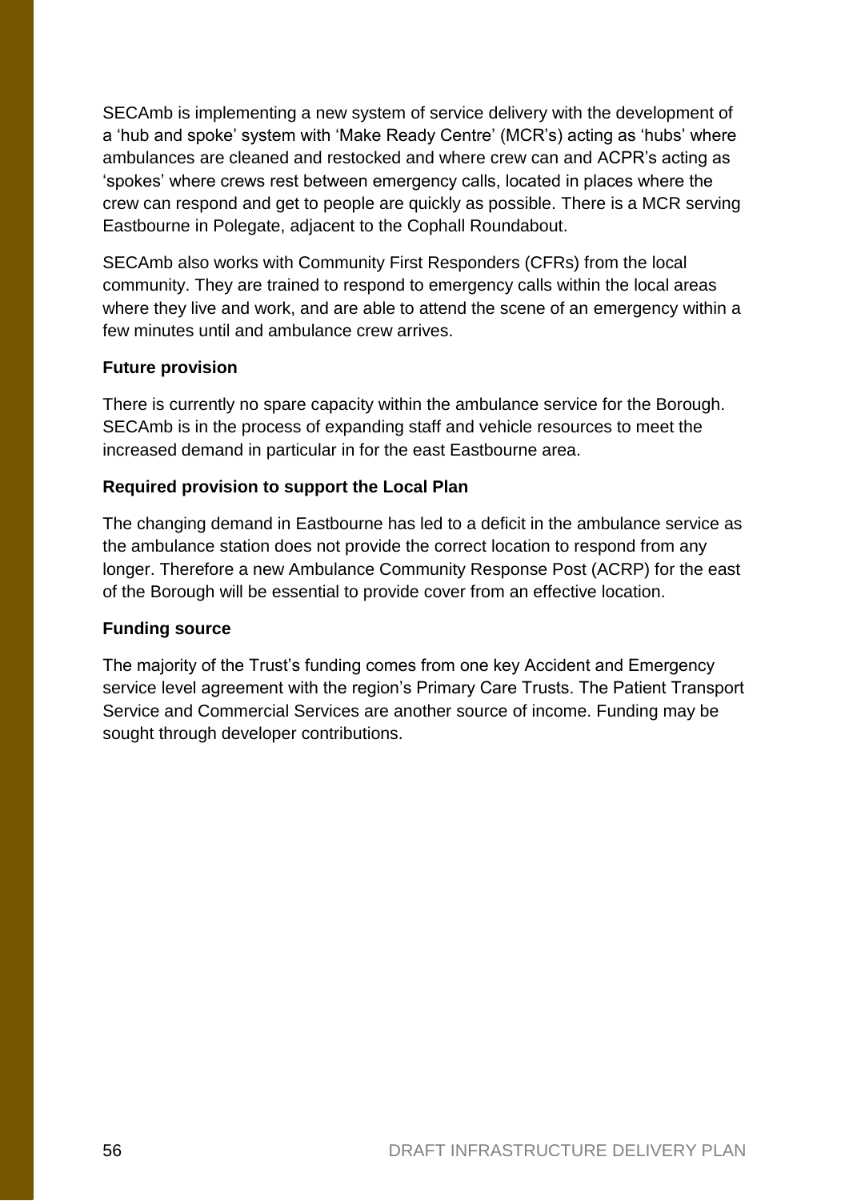SECAmb is implementing a new system of service delivery with the development of a 'hub and spoke' system with 'Make Ready Centre' (MCR's) acting as 'hubs' where ambulances are cleaned and restocked and where crew can and ACPR's acting as 'spokes' where crews rest between emergency calls, located in places where the crew can respond and get to people are quickly as possible. There is a MCR serving Eastbourne in Polegate, adjacent to the Cophall Roundabout.

SECAmb also works with Community First Responders (CFRs) from the local community. They are trained to respond to emergency calls within the local areas where they live and work, and are able to attend the scene of an emergency within a few minutes until and ambulance crew arrives.

**Future provision**

There is currently no spare capacity within the ambulance service for the Borough. SECAmb is in the process of expanding staff and vehicle resources to meet the increased demand in particular in for the east Eastbourne area.

**Required provision to support the Local Plan**

The changing demand in Eastbourne has led to a deficit in the ambulance service as the ambulance station does not provide the correct location to respond from any longer. Therefore a new Ambulance Community Response Post (ACRP) for the east of the Borough will be essential to provide cover from an effective location.

**Funding source**

The majority of the Trust's funding comes from one key Accident and Emergency service level agreement with the region's Primary Care Trusts. The Patient Transport Service and Commercial Services are another source of income. Funding may be sought through developer contributions.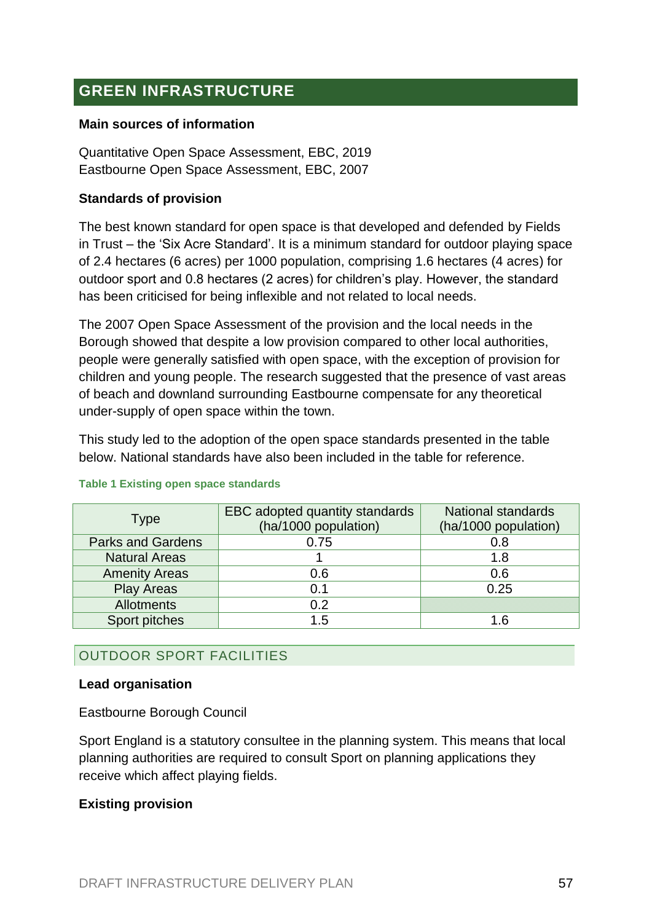## GREEN INFRASTRUCTURE

**Main sources of information**

Quantitative Open Space Assessment, EBC, 2019
Eastbourne Open Space Assessment, EBC, 2007

**Standards of provision**

The best known standard for open space is that developed and defended by Fields in Trust – the 'Six Acre Standard'. It is a minimum standard for outdoor playing space of 2.4 hectares (6 acres) per 1000 population, comprising 1.6 hectares (4 acres) for outdoor sport and 0.8 hectares (2 acres) for children's play. However, the standard has been criticised for being inflexible and not related to local needs.

The 2007 Open Space Assessment of the provision and the local needs in the Borough showed that despite a low provision compared to other local authorities, people were generally satisfied with open space, with the exception of provision for children and young people. The research suggested that the presence of vast areas of beach and downland surrounding Eastbourne compensate for any theoretical under-supply of open space within the town.

This study led to the adoption of the open space standards presented in the table below. National standards have also been included in the table for reference.

**Table 1 Existing open space standards**

| Type | EBC adopted quantity standards (ha/1000 population) | National standards (ha/1000 population) |
|---|---|---|
| Parks and Gardens | 0.75 | 0.8 |
| Natural Areas | 1 | 1.8 |
| Amenity Areas | 0.6 | 0.6 |
| Play Areas | 0.1 | 0.25 |
| Allotments | 0.2 | |
| Sport pitches | 1.5 | 1.6 |

### OUTDOOR SPORT FACILITIES

**Lead organisation**

Eastbourne Borough Council

Sport England is a statutory consultee in the planning system. This means that local planning authorities are required to consult Sport on planning applications they receive which affect playing fields.

**Existing provision**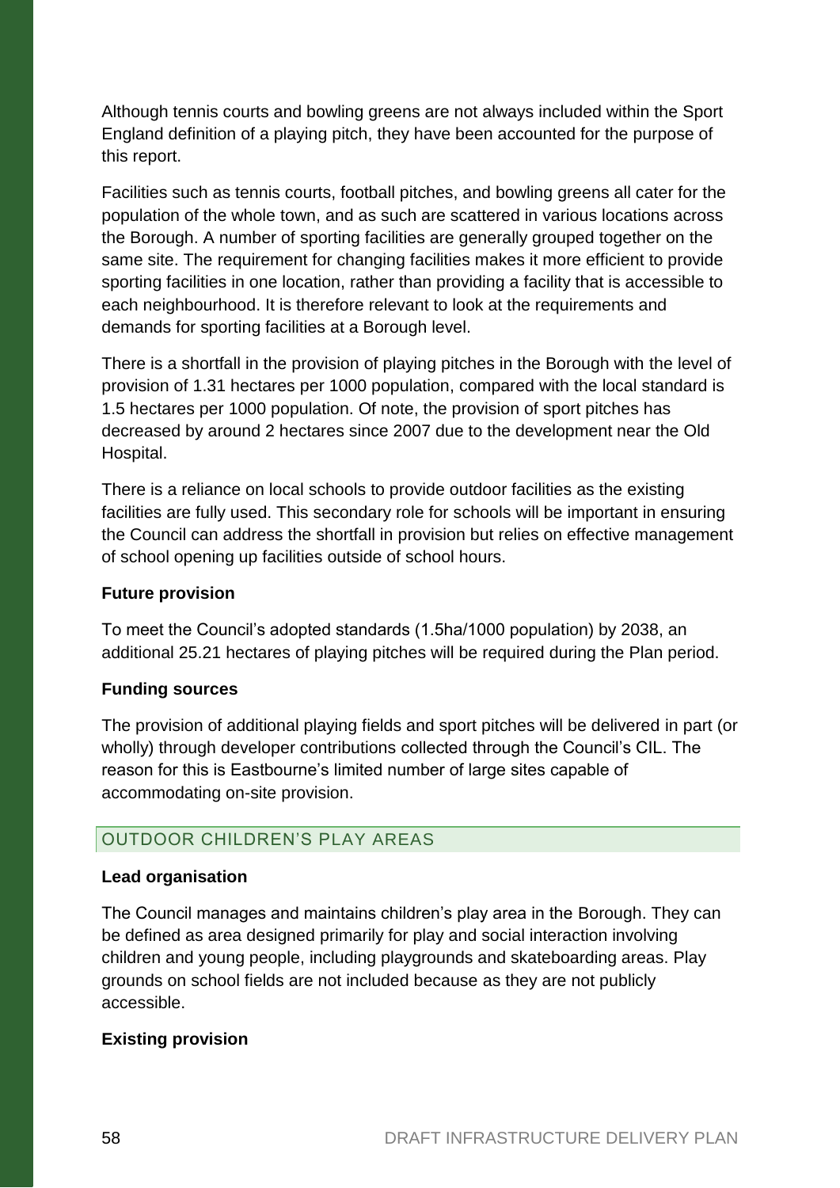Although tennis courts and bowling greens are not always included within the Sport England definition of a playing pitch, they have been accounted for the purpose of this report.

Facilities such as tennis courts, football pitches, and bowling greens all cater for the population of the whole town, and as such are scattered in various locations across the Borough. A number of sporting facilities are generally grouped together on the same site. The requirement for changing facilities makes it more efficient to provide sporting facilities in one location, rather than providing a facility that is accessible to each neighbourhood. It is therefore relevant to look at the requirements and demands for sporting facilities at a Borough level.

There is a shortfall in the provision of playing pitches in the Borough with the level of provision of 1.31 hectares per 1000 population, compared with the local standard is 1.5 hectares per 1000 population. Of note, the provision of sport pitches has decreased by around 2 hectares since 2007 due to the development near the Old Hospital.

There is a reliance on local schools to provide outdoor facilities as the existing facilities are fully used. This secondary role for schools will be important in ensuring the Council can address the shortfall in provision but relies on effective management of school opening up facilities outside of school hours.

**Future provision**

To meet the Council's adopted standards (1.5ha/1000 population) by 2038, an additional 25.21 hectares of playing pitches will be required during the Plan period.

**Funding sources**

The provision of additional playing fields and sport pitches will be delivered in part (or wholly) through developer contributions collected through the Council's CIL. The reason for this is Eastbourne's limited number of large sites capable of accommodating on-site provision.

## OUTDOOR CHILDREN'S PLAY AREAS

**Lead organisation**

The Council manages and maintains children's play area in the Borough. They can be defined as area designed primarily for play and social interaction involving children and young people, including playgrounds and skateboarding areas. Play grounds on school fields are not included because as they are not publicly accessible.

**Existing provision**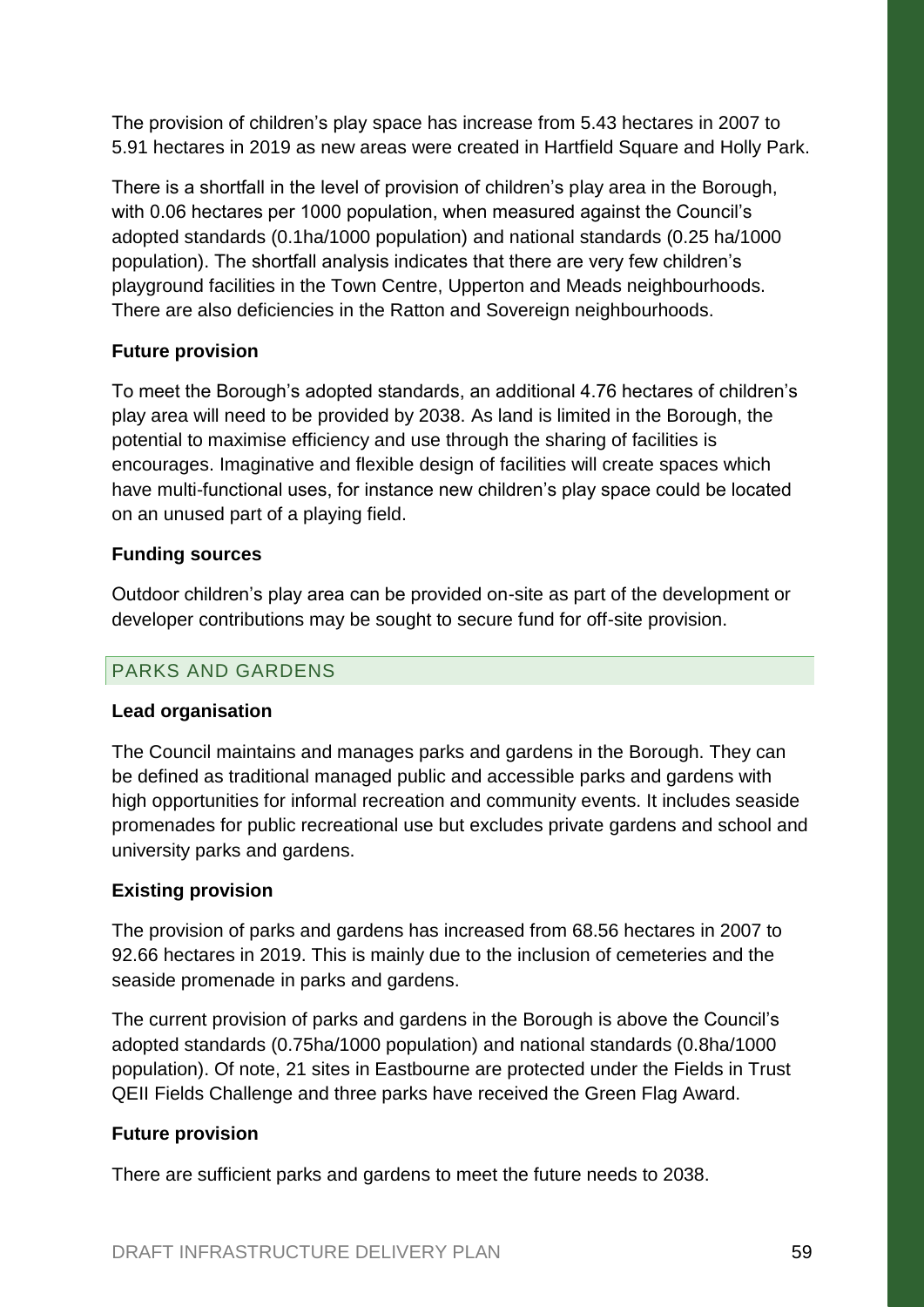The provision of children's play space has increase from 5.43 hectares in 2007 to 5.91 hectares in 2019 as new areas were created in Hartfield Square and Holly Park.

There is a shortfall in the level of provision of children's play area in the Borough, with 0.06 hectares per 1000 population, when measured against the Council's adopted standards (0.1ha/1000 population) and national standards (0.25 ha/1000 population). The shortfall analysis indicates that there are very few children's playground facilities in the Town Centre, Upperton and Meads neighbourhoods. There are also deficiencies in the Ratton and Sovereign neighbourhoods.

**Future provision**

To meet the Borough's adopted standards, an additional 4.76 hectares of children's play area will need to be provided by 2038. As land is limited in the Borough, the potential to maximise efficiency and use through the sharing of facilities is encourages. Imaginative and flexible design of facilities will create spaces which have multi-functional uses, for instance new children's play space could be located on an unused part of a playing field.

**Funding sources**

Outdoor children's play area can be provided on-site as part of the development or developer contributions may be sought to secure fund for off-site provision.

## PARKS AND GARDENS

**Lead organisation**

The Council maintains and manages parks and gardens in the Borough. They can be defined as traditional managed public and accessible parks and gardens with high opportunities for informal recreation and community events. It includes seaside promenades for public recreational use but excludes private gardens and school and university parks and gardens.

**Existing provision**

The provision of parks and gardens has increased from 68.56 hectares in 2007 to 92.66 hectares in 2019. This is mainly due to the inclusion of cemeteries and the seaside promenade in parks and gardens.

The current provision of parks and gardens in the Borough is above the Council's adopted standards (0.75ha/1000 population) and national standards (0.8ha/1000 population). Of note, 21 sites in Eastbourne are protected under the Fields in Trust QEII Fields Challenge and three parks have received the Green Flag Award.

**Future provision**

There are sufficient parks and gardens to meet the future needs to 2038.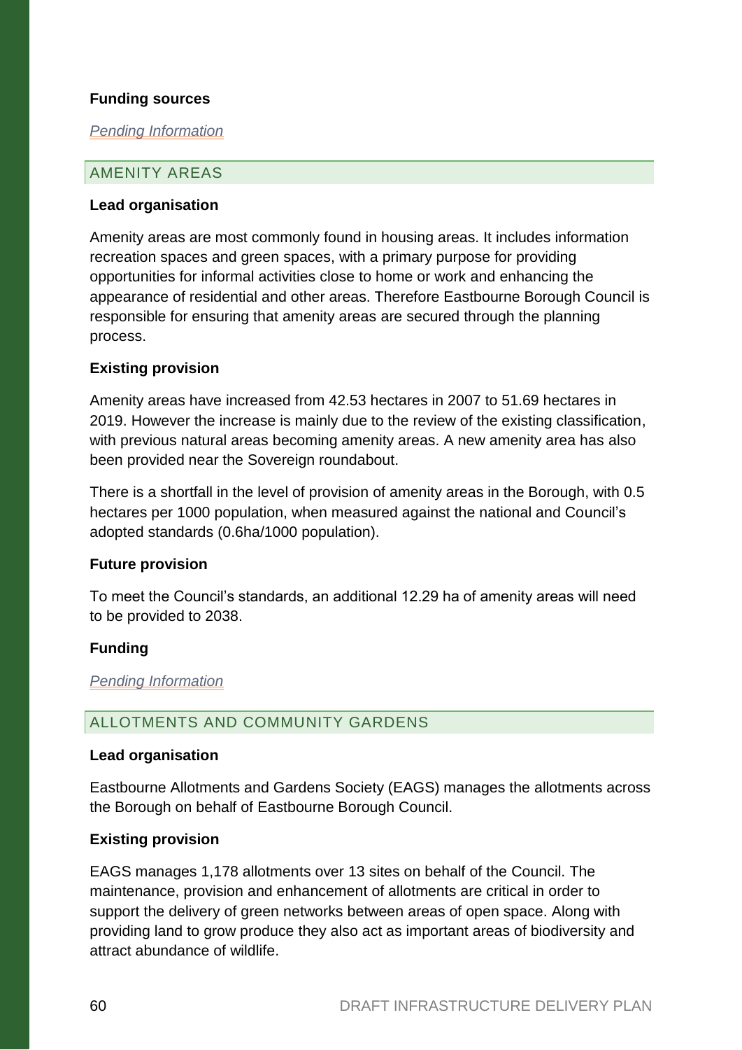**Funding sources**

*Pending Information*

## AMENITY AREAS

**Lead organisation**

Amenity areas are most commonly found in housing areas. It includes information recreation spaces and green spaces, with a primary purpose for providing opportunities for informal activities close to home or work and enhancing the appearance of residential and other areas. Therefore Eastbourne Borough Council is responsible for ensuring that amenity areas are secured through the planning process.

**Existing provision**

Amenity areas have increased from 42.53 hectares in 2007 to 51.69 hectares in 2019. However the increase is mainly due to the review of the existing classification, with previous natural areas becoming amenity areas. A new amenity area has also been provided near the Sovereign roundabout.

There is a shortfall in the level of provision of amenity areas in the Borough, with 0.5 hectares per 1000 population, when measured against the national and Council's adopted standards (0.6ha/1000 population).

**Future provision**

To meet the Council's standards, an additional 12.29 ha of amenity areas will need to be provided to 2038.

**Funding**

*Pending Information*

## ALLOTMENTS AND COMMUNITY GARDENS

**Lead organisation**

Eastbourne Allotments and Gardens Society (EAGS) manages the allotments across the Borough on behalf of Eastbourne Borough Council.

**Existing provision**

EAGS manages 1,178 allotments over 13 sites on behalf of the Council. The maintenance, provision and enhancement of allotments are critical in order to support the delivery of green networks between areas of open space. Along with providing land to grow produce they also act as important areas of biodiversity and attract abundance of wildlife.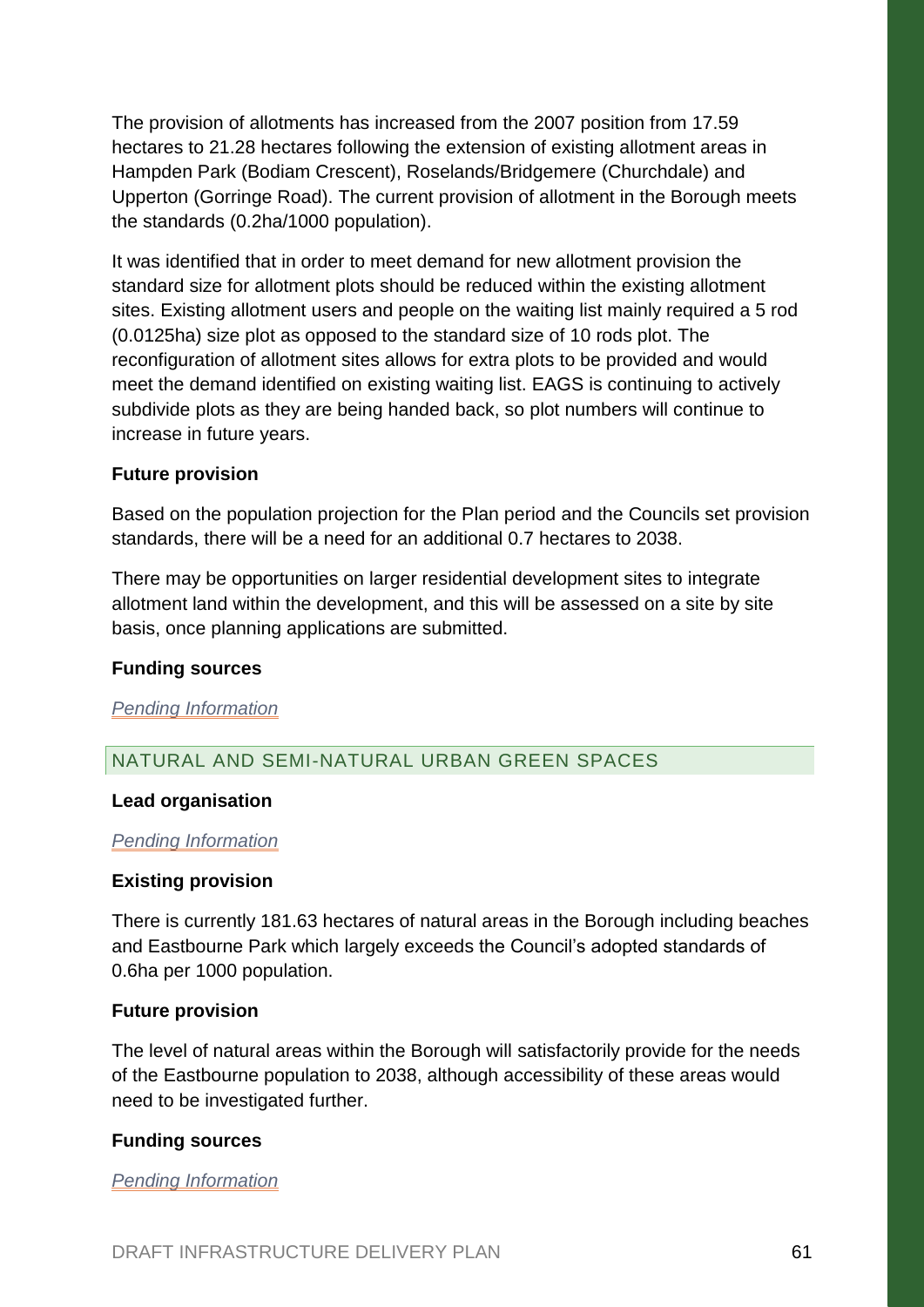The provision of allotments has increased from the 2007 position from 17.59 hectares to 21.28 hectares following the extension of existing allotment areas in Hampden Park (Bodiam Crescent), Roselands/Bridgemere (Churchdale) and Upperton (Gorringe Road). The current provision of allotment in the Borough meets the standards (0.2ha/1000 population).

It was identified that in order to meet demand for new allotment provision the standard size for allotment plots should be reduced within the existing allotment sites. Existing allotment users and people on the waiting list mainly required a 5 rod (0.0125ha) size plot as opposed to the standard size of 10 rods plot. The reconfiguration of allotment sites allows for extra plots to be provided and would meet the demand identified on existing waiting list. EAGS is continuing to actively subdivide plots as they are being handed back, so plot numbers will continue to increase in future years.

**Future provision**

Based on the population projection for the Plan period and the Councils set provision standards, there will be a need for an additional 0.7 hectares to 2038.

There may be opportunities on larger residential development sites to integrate allotment land within the development, and this will be assessed on a site by site basis, once planning applications are submitted.

**Funding sources**

*Pending Information*

## NATURAL AND SEMI-NATURAL URBAN GREEN SPACES

**Lead organisation**

*Pending Information*

**Existing provision**

There is currently 181.63 hectares of natural areas in the Borough including beaches and Eastbourne Park which largely exceeds the Council's adopted standards of 0.6ha per 1000 population.

**Future provision**

The level of natural areas within the Borough will satisfactorily provide for the needs of the Eastbourne population to 2038, although accessibility of these areas would need to be investigated further.

**Funding sources**

*Pending Information*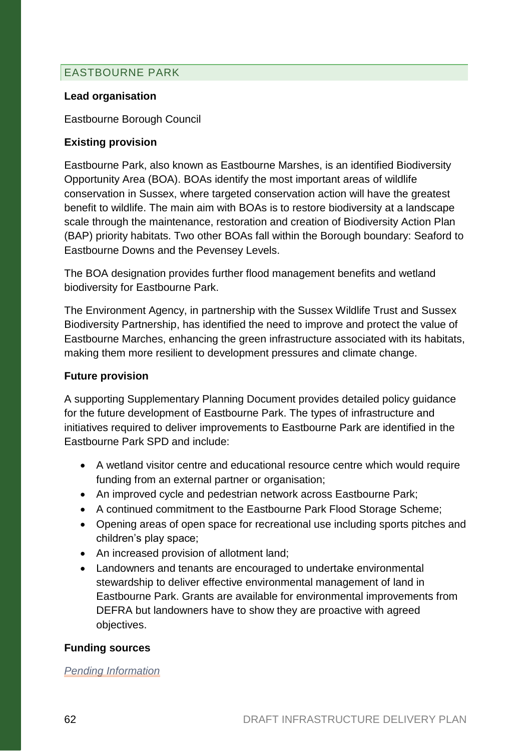## EASTBOURNE PARK

**Lead organisation**

Eastbourne Borough Council

**Existing provision**

Eastbourne Park, also known as Eastbourne Marshes, is an identified Biodiversity Opportunity Area (BOA). BOAs identify the most important areas of wildlife conservation in Sussex, where targeted conservation action will have the greatest benefit to wildlife. The main aim with BOAs is to restore biodiversity at a landscape scale through the maintenance, restoration and creation of Biodiversity Action Plan (BAP) priority habitats. Two other BOAs fall within the Borough boundary: Seaford to Eastbourne Downs and the Pevensey Levels.

The BOA designation provides further flood management benefits and wetland biodiversity for Eastbourne Park.

The Environment Agency, in partnership with the Sussex Wildlife Trust and Sussex Biodiversity Partnership, has identified the need to improve and protect the value of Eastbourne Marches, enhancing the green infrastructure associated with its habitats, making them more resilient to development pressures and climate change.

**Future provision**

A supporting Supplementary Planning Document provides detailed policy guidance for the future development of Eastbourne Park. The types of infrastructure and initiatives required to deliver improvements to Eastbourne Park are identified in the Eastbourne Park SPD and include:

- A wetland visitor centre and educational resource centre which would require funding from an external partner or organisation;
- An improved cycle and pedestrian network across Eastbourne Park;
- A continued commitment to the Eastbourne Park Flood Storage Scheme;
- Opening areas of open space for recreational use including sports pitches and children's play space;
- An increased provision of allotment land;
- Landowners and tenants are encouraged to undertake environmental stewardship to deliver effective environmental management of land in Eastbourne Park. Grants are available for environmental improvements from DEFRA but landowners have to show they are proactive with agreed objectives.

**Funding sources**

*Pending Information*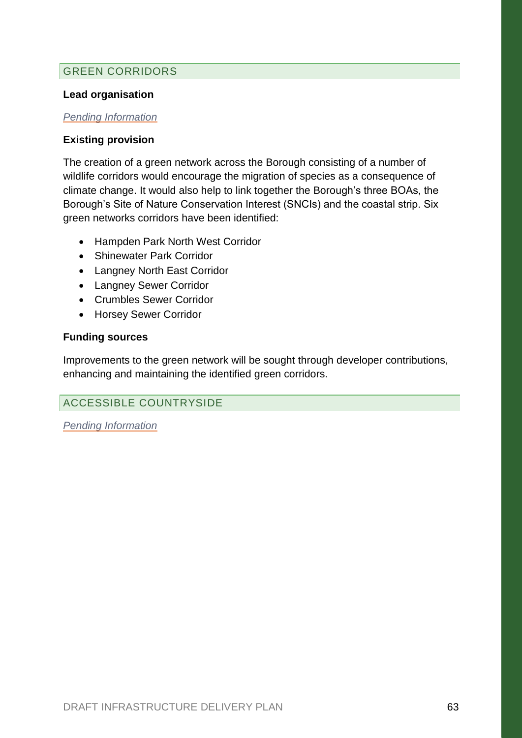## GREEN CORRIDORS

**Lead organisation**

*Pending Information*

**Existing provision**

The creation of a green network across the Borough consisting of a number of wildlife corridors would encourage the migration of species as a consequence of climate change. It would also help to link together the Borough's three BOAs, the Borough's Site of Nature Conservation Interest (SNCIs) and the coastal strip. Six green networks corridors have been identified:

- Hampden Park North West Corridor
- Shinewater Park Corridor
- Langney North East Corridor
- Langney Sewer Corridor
- Crumbles Sewer Corridor
- Horsey Sewer Corridor

**Funding sources**

Improvements to the green network will be sought through developer contributions, enhancing and maintaining the identified green corridors.

## ACCESSIBLE COUNTRYSIDE

*Pending Information*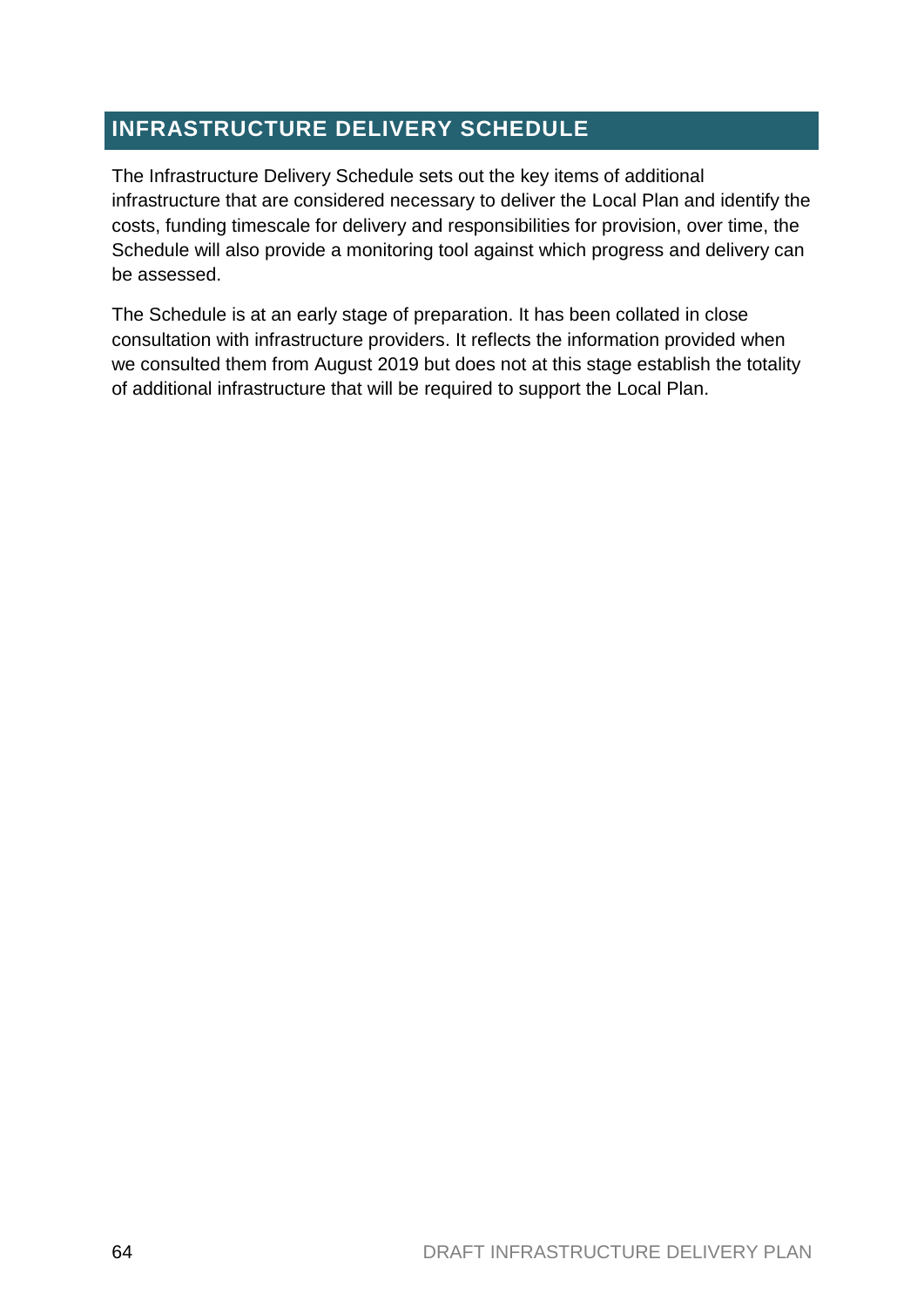## INFRASTRUCTURE DELIVERY SCHEDULE

The Infrastructure Delivery Schedule sets out the key items of additional infrastructure that are considered necessary to deliver the Local Plan and identify the costs, funding timescale for delivery and responsibilities for provision, over time, the Schedule will also provide a monitoring tool against which progress and delivery can be assessed.

The Schedule is at an early stage of preparation. It has been collated in close consultation with infrastructure providers. It reflects the information provided when we consulted them from August 2019 but does not at this stage establish the totality of additional infrastructure that will be required to support the Local Plan.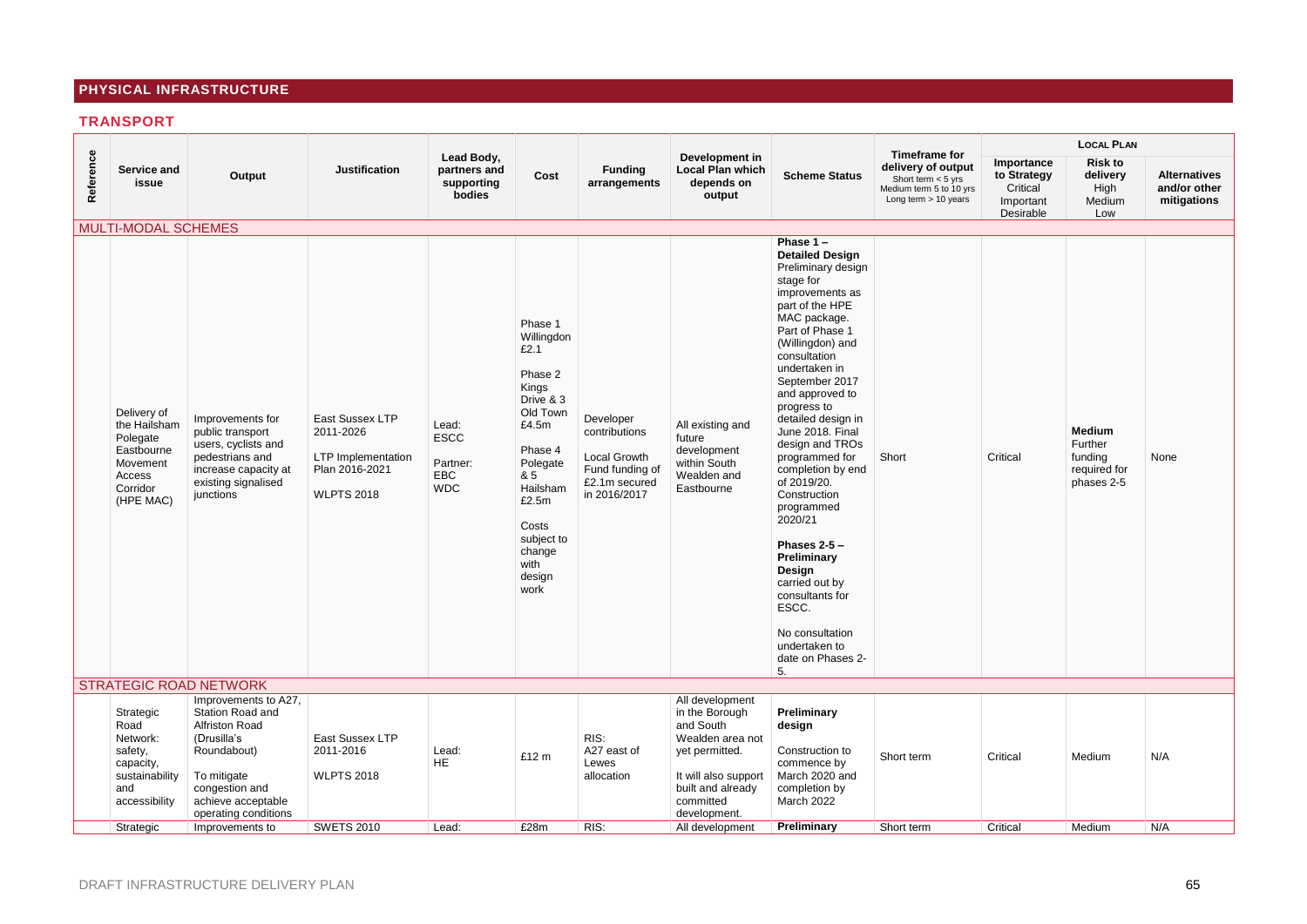## PHYSICAL INFRASTRUCTURE

### TRANSPORT

| Reference | Service and issue | Output | Justification | Lead Body, partners and supporting bodies | Cost | Funding arrangements | Development in Local Plan which depends on output | Scheme Status | Timeframe for delivery of output<br>Short term < 5 yrs<br>Medium term 5 to 10 yrs<br>Long term > 10 years | LOCAL PLAN | | |
|---|---|---|---|---|---|---|---|---|---|---|---|---|
| | | | | | | | | | | Importance to Strategy<br>Critical<br>Important<br>Desirable | Risk to delivery<br>High<br>Medium<br>Low | Alternatives and/or other mitigations |
| MULTI-MODAL SCHEMES | | | | | | | | | | | | |
| | Delivery of the Hailsham Polegate Eastbourne Movement Access Corridor (HPE MAC) | Improvements for public transport users, cyclists and pedestrians and increase capacity at existing signalised junctions | East Sussex LTP 2011-2026<br><br>LTP Implementation Plan 2016-2021<br><br>WLPTS 2018 | Lead: ESCC<br><br>Partner: EBC WDC | Phase 1 Willingdon £2.1<br><br>Phase 2 Kings Drive & 3 Old Town £4.5m<br><br>Phase 4 Polegate & 5 Hailsham £2.5m<br><br>Costs subject to change with design work | Developer contributions<br><br>Local Growth Fund funding of £2.1m secured in 2016/2017 | All existing and future development within South Wealden and Eastbourne | **Phase 1 – Detailed Design** Preliminary design stage for improvements as part of the HPE MAC package. Part of Phase 1 (Willingdon) and consultation undertaken in September 2017 and approved to progress to detailed design in June 2018. Final design and TROs programmed for completion by end of 2019/20. Construction programmed 2020/21<br><br>**Phases 2-5 – Preliminary Design** carried out by consultants for ESCC.<br><br>No consultation undertaken to date on Phases 2-5. | Short | Critical | **Medium** Further funding required for phases 2-5 | None |
| STRATEGIC ROAD NETWORK | | | | | | | | | | | | |
| | Strategic Road Network: safety, capacity, sustainability and accessibility | Improvements to A27, Station Road and Alfriston Road (Drusilla's Roundabout)<br><br>To mitigate congestion and achieve acceptable operating conditions | East Sussex LTP 2011-2016<br><br>WLPTS 2018 | Lead: HE | £12 m | RIS: A27 east of Lewes allocation | All development in the Borough and South Wealden area not yet permitted.<br><br>It will also support built and already committed development. | **Preliminary design**<br><br>Construction to commence by March 2020 and completion by March 2022 | Short term | Critical | Medium | N/A |
| | Strategic | Improvements to | SWETS 2010 | Lead: | £28m | RIS: | All development | **Preliminary** | Short term | Critical | Medium | N/A |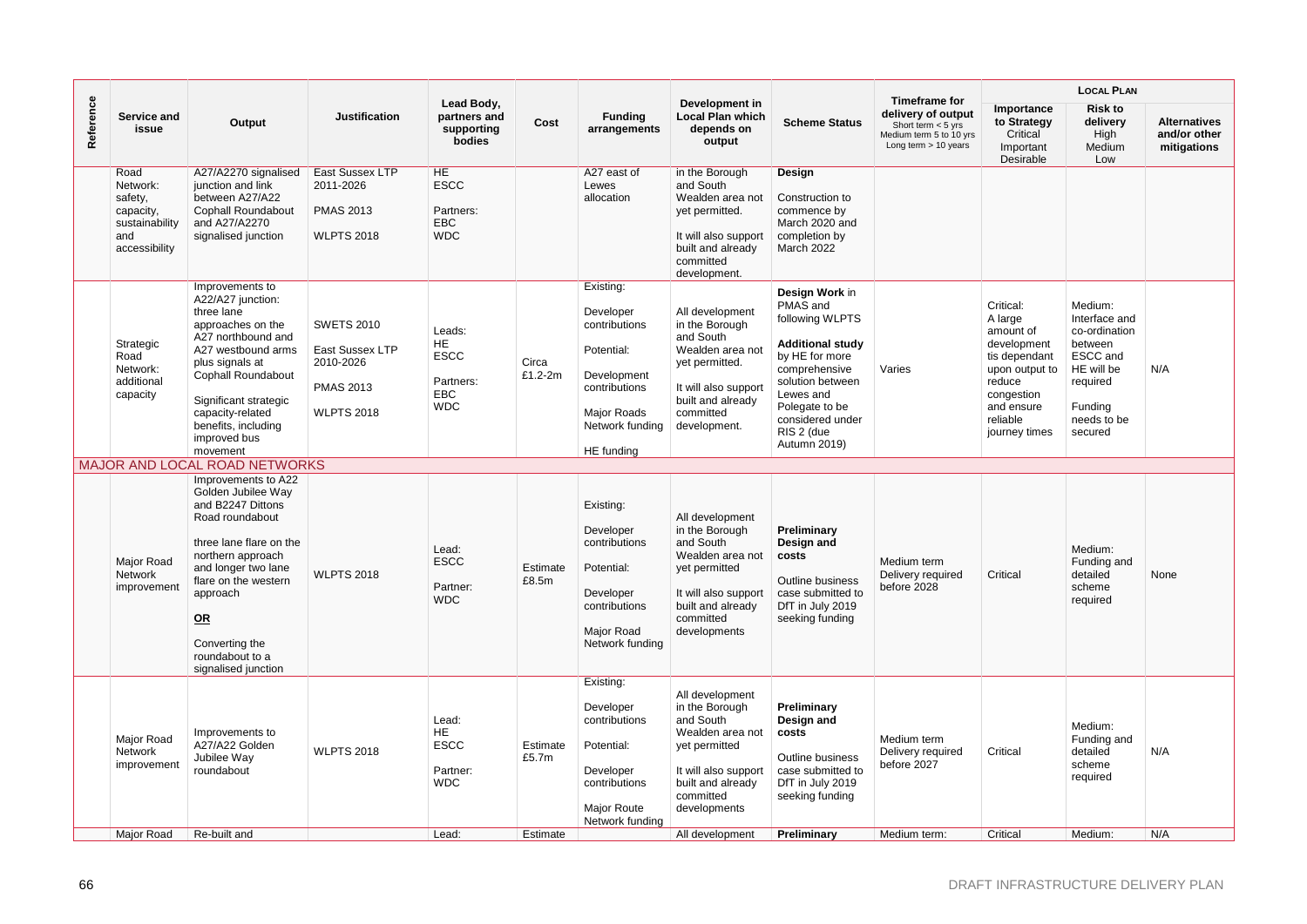| Reference | Service and issue | Output | Justification | Lead Body, partners and supporting bodies | Cost | Funding arrangements | Development in Local Plan which depends on output | Scheme Status | Timeframe for delivery of output Short term < 5 yrs Medium term 5 to 10 yrs Long term > 10 years | LOCAL PLAN Importance to Strategy Critical Important Desirable | Risk to delivery High Medium Low | Alternatives and/or other mitigations |
|---|---|---|---|---|---|---|---|---|---|---|---|---|
| | Road Network: safety, capacity, sustainability and accessibility | A27/A2270 signalised junction and link between A27/A22 Cophall Roundabout and A27/A2270 signalised junction | East Sussex LTP 2011-2026<br><br>PMAS 2013<br><br>WLPTS 2018 | HE<br>ESCC<br><br>Partners:<br>EBC<br>WDC | | A27 east of Lewes allocation | in the Borough and South Wealden area not yet permitted.<br><br>It will also support built and already committed development. | **Design**<br><br>Construction to commence by March 2020 and completion by March 2022 | | | | |
| | Strategic Road Network: additional capacity | Improvements to A22/A27 junction: three lane approaches on the A27 northbound and A27 westbound arms plus signals at Cophall Roundabout<br><br>Significant strategic capacity-related benefits, including improved bus movement | SWETS 2010<br><br>East Sussex LTP 2010-2026<br><br>PMAS 2013<br><br>WLPTS 2018 | Leads:<br>HE<br>ESCC<br><br>Partners:<br>EBC<br>WDC | Circa £1.2-2m | Existing:<br><br>Developer contributions<br><br>Potential:<br><br>Development contributions<br><br>Major Roads Network funding<br><br>HE funding | All development in the Borough and South Wealden area not yet permitted.<br><br>It will also support built and already committed development. | **Design Work** in PMAS and following WLPTS<br><br>**Additional study** by HE for more comprehensive solution between Lewes and Polegate to be considered under RIS 2 (due Autumn 2019) | Varies | Critical: A large amount of development tis dependant upon output to reduce congestion and ensure reliable journey times | Medium: Interface and co-ordination between ESCC and HE will be required<br><br>Funding needs to be secured | N/A |
| MAJOR AND LOCAL ROAD NETWORKS | | | | | | | | | | | | |
| | Major Road Network improvement | Improvements to A22 Golden Jubilee Way and B2247 Dittons Road roundabout<br><br>three lane flare on the northern approach and longer two lane flare on the western approach<br><br>**OR**<br><br>Converting the roundabout to a signalised junction | WLPTS 2018 | Lead:<br>ESCC<br><br>Partner:<br>WDC | Estimate £8.5m | Existing:<br><br>Developer contributions<br><br>Potential:<br><br>Developer contributions<br><br>Major Road Network funding | All development in the Borough and South Wealden area not yet permitted<br><br>It will also support built and already committed developments | **Preliminary Design and costs**<br><br>Outline business case submitted to DfT in July 2019 seeking funding | Medium term Delivery required before 2028 | Critical | Medium: Funding and detailed scheme required | None |
| | Major Road Network improvement | Improvements to A27/A22 Golden Jubilee Way roundabout | WLPTS 2018 | Lead:<br>HE<br>ESCC<br><br>Partner:<br>WDC | Estimate £5.7m | Existing:<br><br>Developer contributions<br><br>Potential:<br><br>Developer contributions<br><br>Major Route Network funding | All development in the Borough and South Wealden area not yet permitted<br><br>It will also support built and already committed developments | **Preliminary Design and costs**<br><br>Outline business case submitted to DfT in July 2019 seeking funding | Medium term Delivery required before 2027 | Critical | Medium: Funding and detailed scheme required | N/A |
| | Major Road | Re-built and | | Lead: | Estimate | | All development | **Preliminary** | Medium term: | Critical | Medium: | N/A |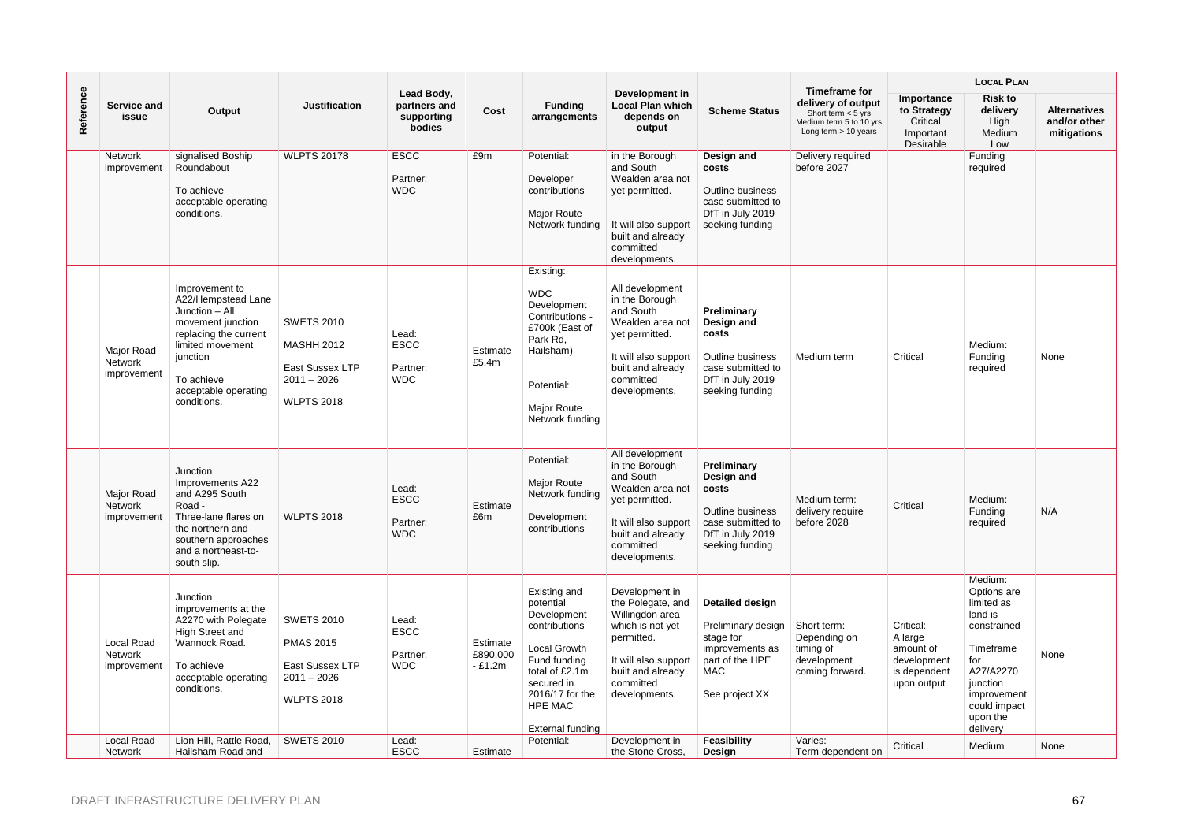| Reference | Service and issue | Output | Justification | Lead Body, partners and supporting bodies | Cost | Funding arrangements | Development in Local Plan which depends on output | Scheme Status | Timeframe for delivery of output Short term < 5 yrs Medium term 5 to 10 yrs Long term > 10 years | LOCAL PLAN Importance to Strategy Critical Important Desirable | Risk to delivery High Medium Low | Alternatives and/or other mitigations |
|---|---|---|---|---|---|---|---|---|---|---|---|---|
| | Network improvement | signalised Boship Roundabout<br><br>To achieve acceptable operating conditions. | WLPTS 20178 | ESCC<br><br>Partner: WDC | £9m | Potential:<br><br>Developer contributions<br><br>Major Route Network funding | in the Borough and South Wealden area not yet permitted.<br><br>It will also support built and already committed developments. | **Design and costs**<br><br>Outline business case submitted to DfT in July 2019 seeking funding | Delivery required before 2027 | | Funding required | |
| | Major Road Network improvement | Improvement to A22/Hempstead Lane Junction – All movement junction replacing the current limited movement junction<br><br>To achieve acceptable operating conditions. | SWETS 2010<br><br>MASHH 2012<br><br>East Sussex LTP 2011 – 2026<br><br>WLPTS 2018 | Lead: ESCC<br><br>Partner: WDC | Estimate £5.4m | Existing:<br><br>WDC Development Contributions - £700k (East of Park Rd, Hailsham)<br><br>Potential:<br><br>Major Route Network funding | All development in the Borough and South Wealden area not yet permitted.<br><br>It will also support built and already committed developments. | **Preliminary Design and costs**<br><br>Outline business case submitted to DfT in July 2019 seeking funding | Medium term | Critical | Medium: Funding required | None |
| | Major Road Network improvement | Junction Improvements A22 and A295 South Road - Three-lane flares on the northern and southern approaches and a northeast-to-south slip. | WLPTS 2018 | Lead: ESCC<br><br>Partner: WDC | Estimate £6m | Potential:<br><br>Major Route Network funding<br><br>Development contributions | All development in the Borough and South Wealden area not yet permitted.<br><br>It will also support built and already committed developments. | **Preliminary Design and costs**<br><br>Outline business case submitted to DfT in July 2019 seeking funding | Medium term: delivery require before 2028 | Critical | Medium: Funding required | N/A |
| | Local Road Network improvement | Junction improvements at the A2270 with Polegate High Street and Wannock Road.<br><br>To achieve acceptable operating conditions. | SWETS 2010<br><br>PMAS 2015<br><br>East Sussex LTP 2011 – 2026<br><br>WLPTS 2018 | Lead: ESCC<br><br>Partner: WDC | Estimate £890,000 - £1.2m | Existing and potential Development contributions<br><br>Local Growth Fund funding total of £2.1m secured in 2016/17 for the HPE MAC<br><br>External funding | Development in the Polegate, and Willingdon area which is not yet permitted.<br><br>It will also support built and already committed developments. | **Detailed design**<br><br>Preliminary design stage for improvements as part of the HPE MAC<br><br>See project XX | Short term: Depending on timing of development coming forward. | Critical: A large amount of development is dependent upon output | Medium: Options are limited as land is constrained<br><br>Timeframe for A27/A2270 junction improvement could impact upon the delivery | None |
| | Local Road Network | Lion Hill, Rattle Road, Hailsham Road and | SWETS 2010 | Lead: ESCC | Estimate | Potential: | Development in the Stone Cross, | **Feasibility Design** | Varies: Term dependent on | Critical | Medium | None |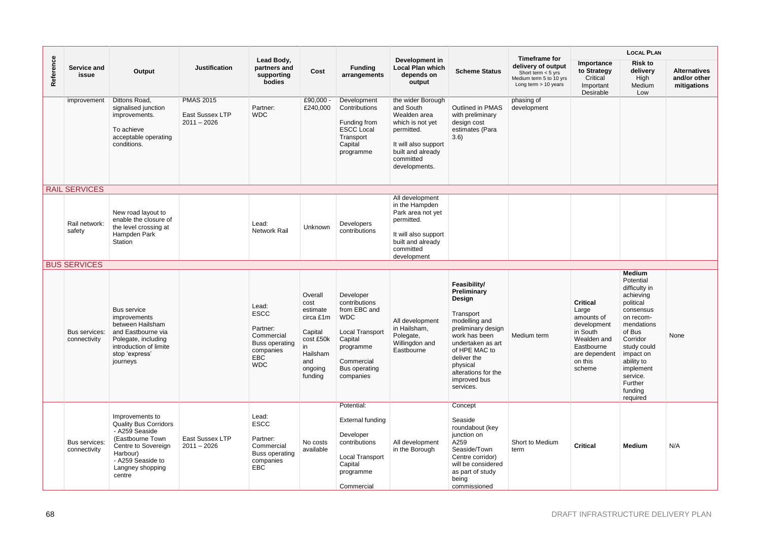| Reference | Service and issue | Output | Justification | Lead Body, partners and supporting bodies | Cost | Funding arrangements | Development in Local Plan which depends on output | Scheme Status | Timeframe for delivery of output<br>Short term < 5 yrs<br>Medium term 5 to 10 yrs<br>Long term > 10 years | LOCAL PLAN<br>Importance to Strategy<br>Critical<br>Important<br>Desirable | Risk to delivery<br>High<br>Medium<br>Low | Alternatives and/or other mitigations |
|---|---|---|---|---|---|---|---|---|---|---|---|---|
| | improvement | Dittons Road, signalised junction improvements.<br><br>To achieve acceptable operating conditions. | PMAS 2015<br><br>East Sussex LTP 2011 – 2026 | Partner: WDC | £90,000 - £240,000 | Development Contributions<br><br>Funding from ESCC Local Transport Capital programme | the wider Borough and South Wealden area which is not yet permitted.<br><br>It will also support built and already committed developments. | Outlined in PMAS with preliminary design cost estimates (Para 3.6) | phasing of development | | | |
| **RAIL SERVICES** | | | | | | | | | | | | |
| | Rail network: safety | New road layout to enable the closure of the level crossing at Hampden Park Station | | Lead: Network Rail | Unknown | Developers contributions | All development in the Hampden Park area not yet permitted.<br><br>It will also support built and already committed development | | | | | |
| **BUS SERVICES** | | | | | | | | | | | | |
| | Bus services: connectivity | Bus service improvements between Hailsham and Eastbourne via Polegate, including introduction of limite stop 'express' journeys | | Lead: ESCC<br><br>Partner: Commercial Bus operating companies EBC WDC | Overall cost estimate circa £1m<br><br>Capital cost £50k in Hailsham and ongoing funding | Developer contributions from EBC and WDC<br><br>Local Transport Capital programme<br><br>Commercial Bus operating companies | All development in Hailsham, Polegate, Willingdon and Eastbourne | **Feasibility/ Preliminary Design**<br><br>Transport modelling and preliminary design work has been undertaken as art of HPE MAC to deliver the physical alterations for the improved bus services. | Medium term | **Critical**<br>Large amounts of development in South Wealden and Eastbourne are dependent on this scheme | **Medium**<br>Potential difficulty in achieving political consensus on recom-mendations of Bus Corridor study could impact on ability to implement service. Further funding required | None |
| | Bus services: connectivity | Improvements to Quality Bus Corridors<br>- A259 Seaside (Eastbourne Town Centre to Sovereign Harbour)<br>- A259 Seaside to Langney shopping centre | East Sussex LTP 2011 – 2026 | Lead: ESCC<br><br>Partner: Commercial Bus operating companies EBC | No costs available | Potential:<br><br>External funding<br><br>Developer contributions<br><br>Local Transport Capital programme<br><br>Commercial | All development in the Borough | Concept<br><br>Seaside roundabout (key junction on A259 Seaside/Town Centre corridor) will be considered as part of study being commissioned | Short to Medium term | **Critical** | **Medium** | N/A |

DRAFT INFRASTRUCTURE DELIVERY PLAN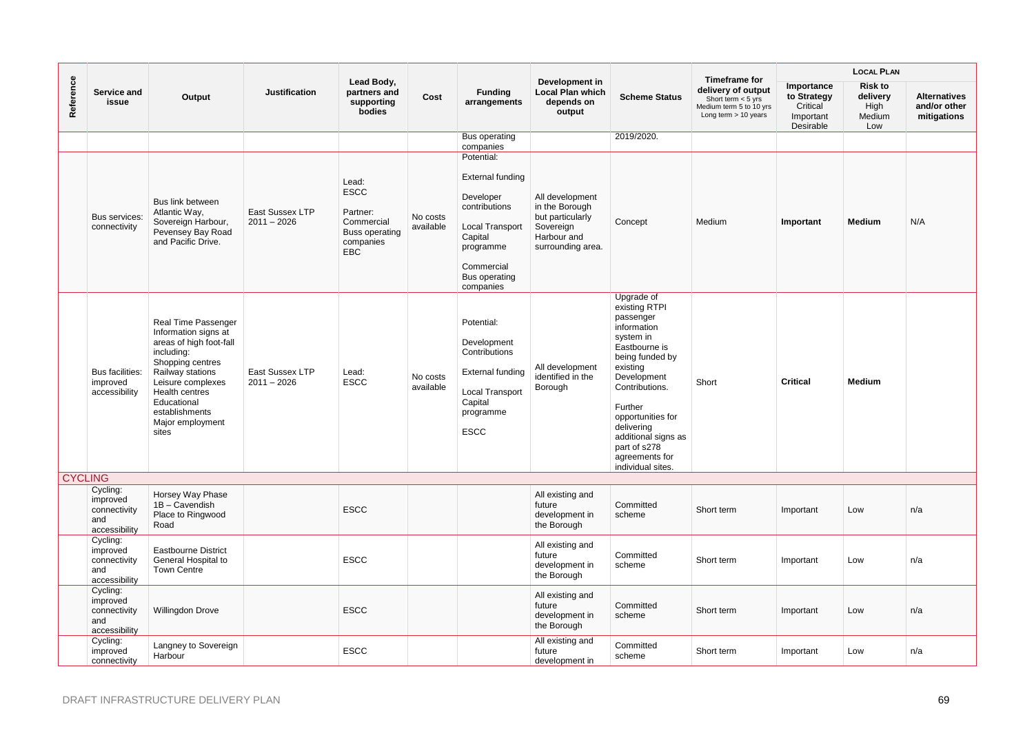| Reference | Service and issue | Output | Justification | Lead Body, partners and supporting bodies | Cost | Funding arrangements | Development in Local Plan which depends on output | Scheme Status | Timeframe for delivery of output<br>Short term < 5 yrs<br>Medium term 5 to 10 yrs<br>Long term > 10 years | LOCAL PLAN<br>Importance to Strategy<br>Critical<br>Important<br>Desirable | LOCAL PLAN<br>Risk to delivery<br>High<br>Medium<br>Low | LOCAL PLAN<br>Alternatives and/or other mitigations |
|---|---|---|---|---|---|---|---|---|---|---|---|---|
| | | | | | | Bus operating companies | | 2019/2020. | | | | |
| | Bus services: connectivity | Bus link between Atlantic Way, Sovereign Harbour, Pevensey Bay Road and Pacific Drive. | East Sussex LTP 2011 – 2026 | Lead: ESCC<br><br>Partner: Commercial Buss operating companies EBC | No costs available | Potential:<br><br>External funding<br><br>Developer contributions<br><br>Local Transport Capital programme<br><br>Commercial Bus operating companies | All development in the Borough but particularly Sovereign Harbour and surrounding area. | Concept | Medium | **Important** | **Medium** | N/A |
| | Bus facilities: improved accessibility | Real Time Passenger Information signs at areas of high foot-fall including:<br>Shopping centres<br>Railway stations<br>Leisure complexes<br>Health centres<br>Educational establishments<br>Major employment sites | East Sussex LTP 2011 – 2026 | Lead: ESCC | No costs available | Potential:<br><br>Development Contributions<br><br>External funding<br><br>Local Transport Capital programme<br><br>ESCC | All development identified in the Borough | Upgrade of existing RTPI passenger information system in Eastbourne is being funded by existing Development Contributions.<br><br>Further opportunities for delivering additional signs as part of s278 agreements for individual sites. | Short | **Critical** | **Medium** | |
| CYCLING | | | | | | | | | | | | |
| | Cycling: improved connectivity and accessibility | Horsey Way Phase 1B – Cavendish Place to Ringwood Road | | ESCC | | | All existing and future development in the Borough | Committed scheme | Short term | Important | Low | n/a |
| | Cycling: improved connectivity and accessibility | Eastbourne District General Hospital to Town Centre | | ESCC | | | All existing and future development in the Borough | Committed scheme | Short term | Important | Low | n/a |
| | Cycling: improved connectivity and accessibility | Willingdon Drove | | ESCC | | | All existing and future development in the Borough | Committed scheme | Short term | Important | Low | n/a |
| | Cycling: improved connectivity | Langney to Sovereign Harbour | | ESCC | | | All existing and future development in | Committed scheme | Short term | Important | Low | n/a |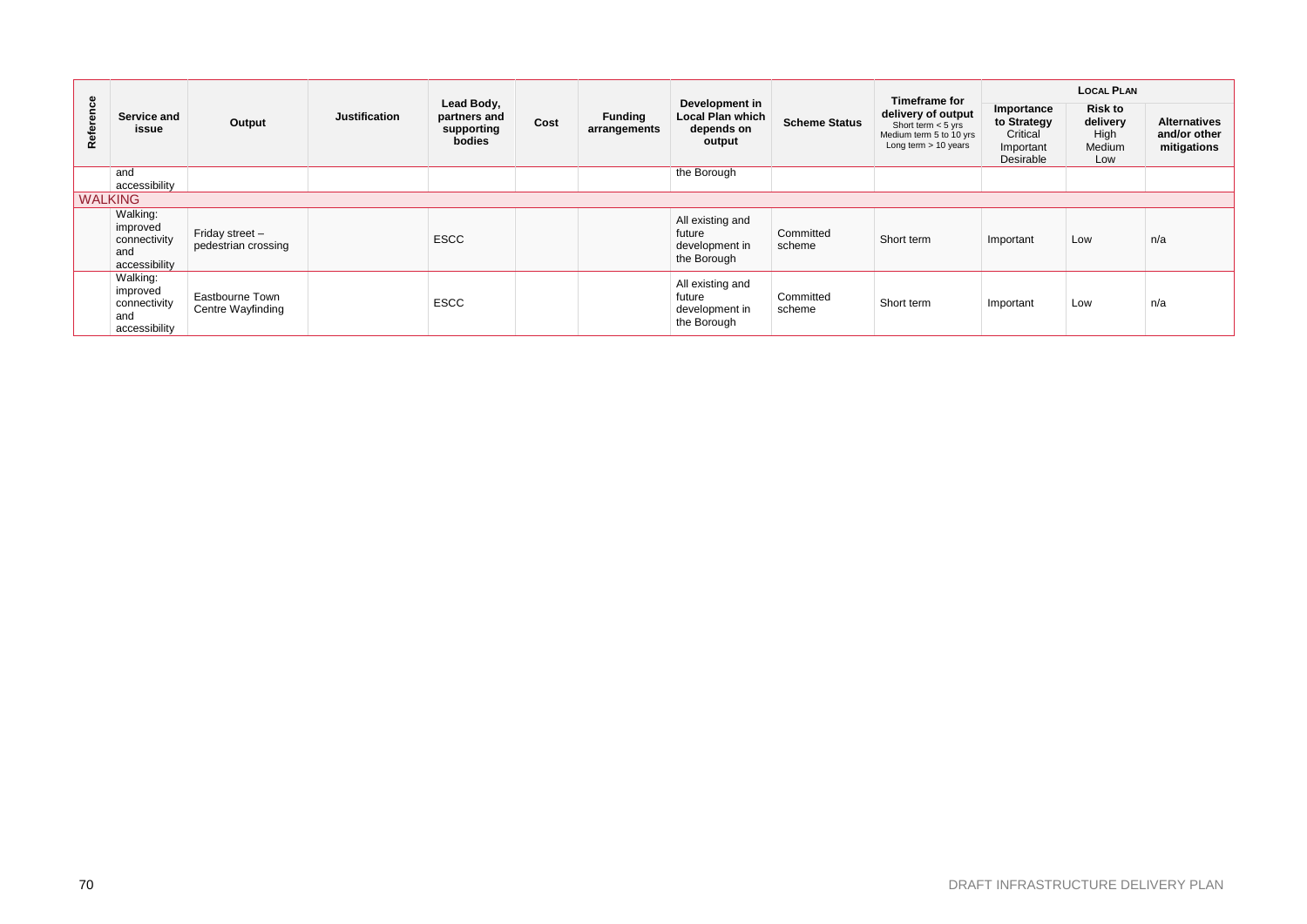| Reference | Service and issue | Output | Justification | Lead Body, partners and supporting bodies | Cost | Funding arrangements | Development in Local Plan which depends on output | Scheme Status | Timeframe for delivery of output Short term < 5 yrs Medium term 5 to 10 yrs Long term > 10 years | LOCAL PLAN Importance to Strategy Critical Important Desirable | Risk to delivery High Medium Low | Alternatives and/or other mitigations |
|---|---|---|---|---|---|---|---|---|---|---|---|---|
| | and accessibility | | | | | | the Borough | | | | | |
| WALKING | | | | | | | | | | | | |
| | Walking: improved connectivity and accessibility | Friday street – pedestrian crossing | | ESCC | | | All existing and future development in the Borough | Committed scheme | Short term | Important | Low | n/a |
| | Walking: improved connectivity and accessibility | Eastbourne Town Centre Wayfinding | | ESCC | | | All existing and future development in the Borough | Committed scheme | Short term | Important | Low | n/a |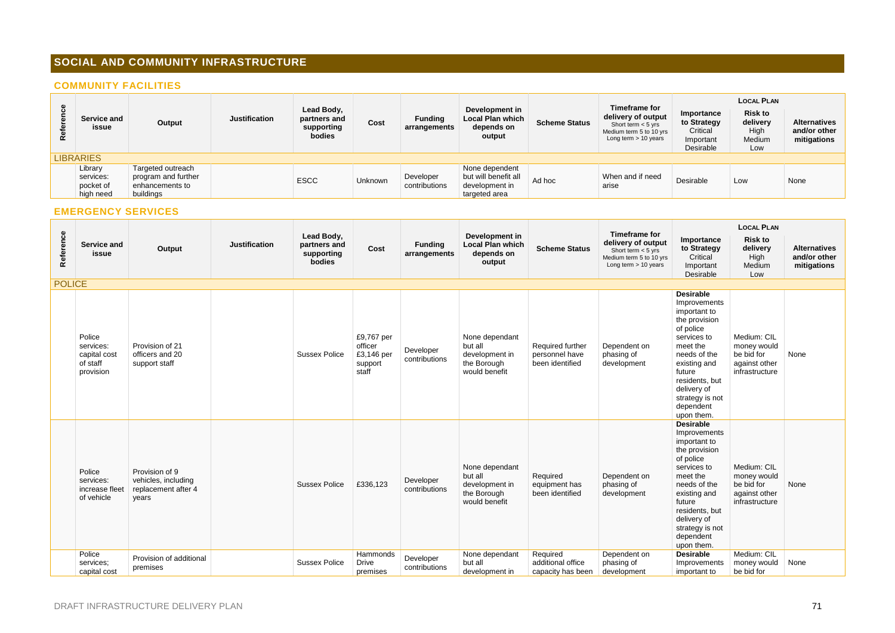## SOCIAL AND COMMUNITY INFRASTRUCTURE

### COMMUNITY FACILITIES

| Reference | Service and issue | Output | Justification | Lead Body, partners and supporting bodies | Cost | Funding arrangements | Development in Local Plan which depends on output | Scheme Status | Timeframe for delivery of output Short term < 5 yrs Medium term 5 to 10 yrs Long term > 10 years | LOCAL PLAN Importance to Strategy Critical Important Desirable | Risk to delivery High Medium Low | Alternatives and/or other mitigations |
|---|---|---|---|---|---|---|---|---|---|---|---|---|
| LIBRARIES | | | | | | | | | | | | |
| | Library services: pocket of high need | Targeted outreach program and further enhancements to buildings | | ESCC | Unknown | Developer contributions | None dependent but will benefit all development in targeted area | Ad hoc | When and if need arise | Desirable | Low | None |

### EMERGENCY SERVICES

| Reference | Service and issue | Output | Justification | Lead Body, partners and supporting bodies | Cost | Funding arrangements | Development in Local Plan which depends on output | Scheme Status | Timeframe for delivery of output Short term < 5 yrs Medium term 5 to 10 yrs Long term > 10 years | LOCAL PLAN Importance to Strategy Critical Important Desirable | Risk to delivery High Medium Low | Alternatives and/or other mitigations |
|---|---|---|---|---|---|---|---|---|---|---|---|---|
| POLICE | | | | | | | | | | | | |
| | Police services: capital cost of staff provision | Provision of 21 officers and 20 support staff | | Sussex Police | £9,767 per officer £3,146 per support staff | Developer contributions | None dependant but all development in the Borough would benefit | Required further personnel have been identified | Dependent on phasing of development | **Desirable** Improvements important to the provision of police services to meet the needs of the existing and future residents, but delivery of strategy is not dependent upon them. | Medium: CIL money would be bid for against other infrastructure | None |
| | Police services: increase fleet of vehicle | Provision of 9 vehicles, including replacement after 4 years | | Sussex Police | £336,123 | Developer contributions | None dependant but all development in the Borough would benefit | Required equipment has been identified | Dependent on phasing of development | **Desirable** Improvements important to the provision of police services to meet the needs of the existing and future residents, but delivery of strategy is not dependent upon them. | Medium: CIL money would be bid for against other infrastructure | None |
| | Police services; capital cost | Provision of additional premises | | Sussex Police | Hammonds Drive premises | Developer contributions | None dependant but all development in | Required additional office capacity has been | Dependent on phasing of development | **Desirable** Improvements important to | Medium: CIL money would be bid for | None |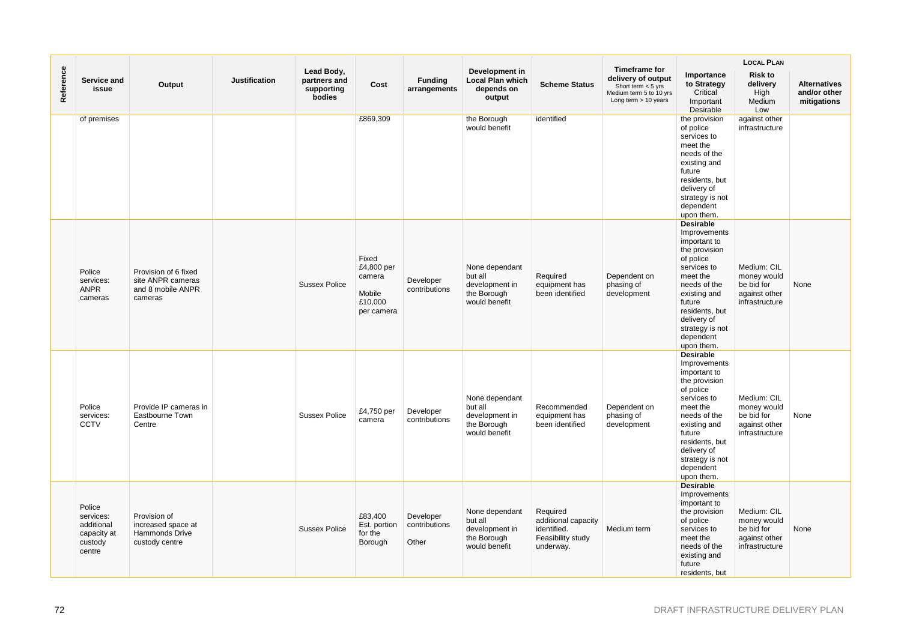| Reference | Service and issue | Output | Justification | Lead Body, partners and supporting bodies | Cost | Funding arrangements | Development in Local Plan which depends on output | Scheme Status | Timeframe for delivery of output<br>Short term < 5 yrs<br>Medium term 5 to 10 yrs<br>Long term > 10 years | LOCAL PLAN<br>Importance to Strategy<br>Critical<br>Important<br>Desirable | Risk to delivery<br>High<br>Medium<br>Low | Alternatives and/or other mitigations |
|---|---|---|---|---|---|---|---|---|---|---|---|---|
| | of premises | | | | £869,309 | | the Borough would benefit | identified | | the provision of police services to meet the needs of the existing and future residents, but delivery of strategy is not dependent upon them. | against other infrastructure | |
| | Police services: ANPR cameras | Provision of 6 fixed site ANPR cameras and 8 mobile ANPR cameras | | Sussex Police | Fixed £4,800 per camera<br>Mobile £10,000 per camera | Developer contributions | None dependant but all development in the Borough would benefit | Required equipment has been identified | Dependent on phasing of development | **Desirable**<br>Improvements important to the provision of police services to meet the needs of the existing and future residents, but delivery of strategy is not dependent upon them. | Medium: CIL money would be bid for against other infrastructure | None |
| | Police services: CCTV | Provide IP cameras in Eastbourne Town Centre | | Sussex Police | £4,750 per camera | Developer contributions | None dependant but all development in the Borough would benefit | Recommended equipment has been identified | Dependent on phasing of development | **Desirable**<br>Improvements important to the provision of police services to meet the needs of the existing and future residents, but delivery of strategy is not dependent upon them. | Medium: CIL money would be bid for against other infrastructure | None |
| | Police services: additional capacity at custody centre | Provision of increased space at Hammonds Drive custody centre | | Sussex Police | £83,400 Est. portion for the Borough | Developer contributions<br>Other | None dependant but all development in the Borough would benefit | Required additional capacity identified. Feasibility study underway. | Medium term | **Desirable**<br>Improvements important to the provision of police services to meet the needs of the existing and future residents, but | Medium: CIL money would be bid for against other infrastructure | None |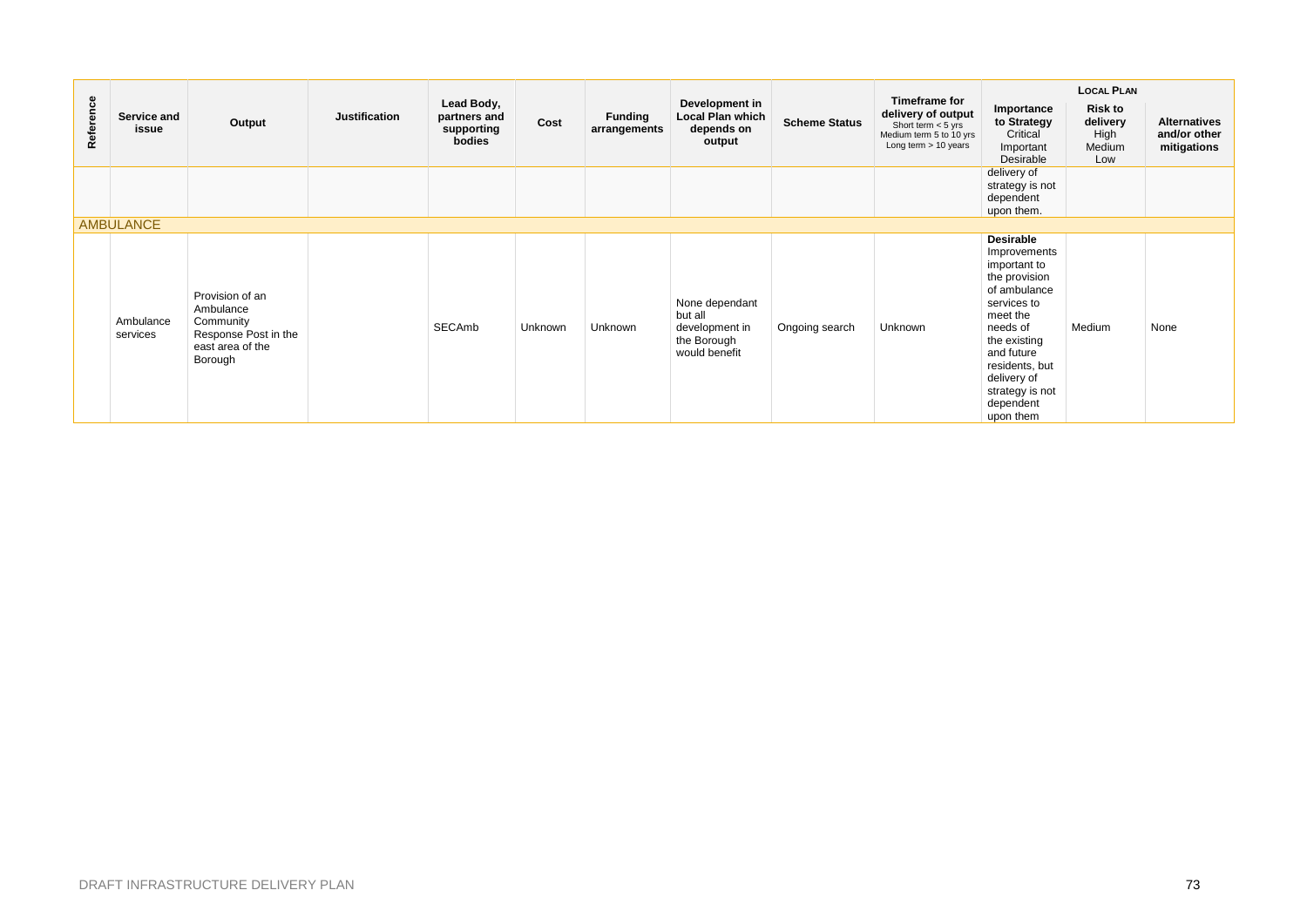| Reference | Service and issue | Output | Justification | Lead Body, partners and supporting bodies | Cost | Funding arrangements | Development in Local Plan which depends on output | Scheme Status | Timeframe for delivery of output Short term < 5 yrs Medium term 5 to 10 yrs Long term > 10 years | LOCAL PLAN Importance to Strategy Critical Important Desirable | Risk to delivery High Medium Low | Alternatives and/or other mitigations |
|---|---|---|---|---|---|---|---|---|---|---|---|---|
| | | | | | | | | | | delivery of strategy is not dependent upon them. | | |
| AMBULANCE | | | | | | | | | | | | |
| | Ambulance services | Provision of an Ambulance Community Response Post in the east area of the Borough | | SECAmb | Unknown | Unknown | None dependant but all development in the Borough would benefit | Ongoing search | Unknown | **Desirable** Improvements important to the provision of ambulance services to meet the needs of the existing and future residents, but delivery of strategy is not dependent upon them | Medium | None |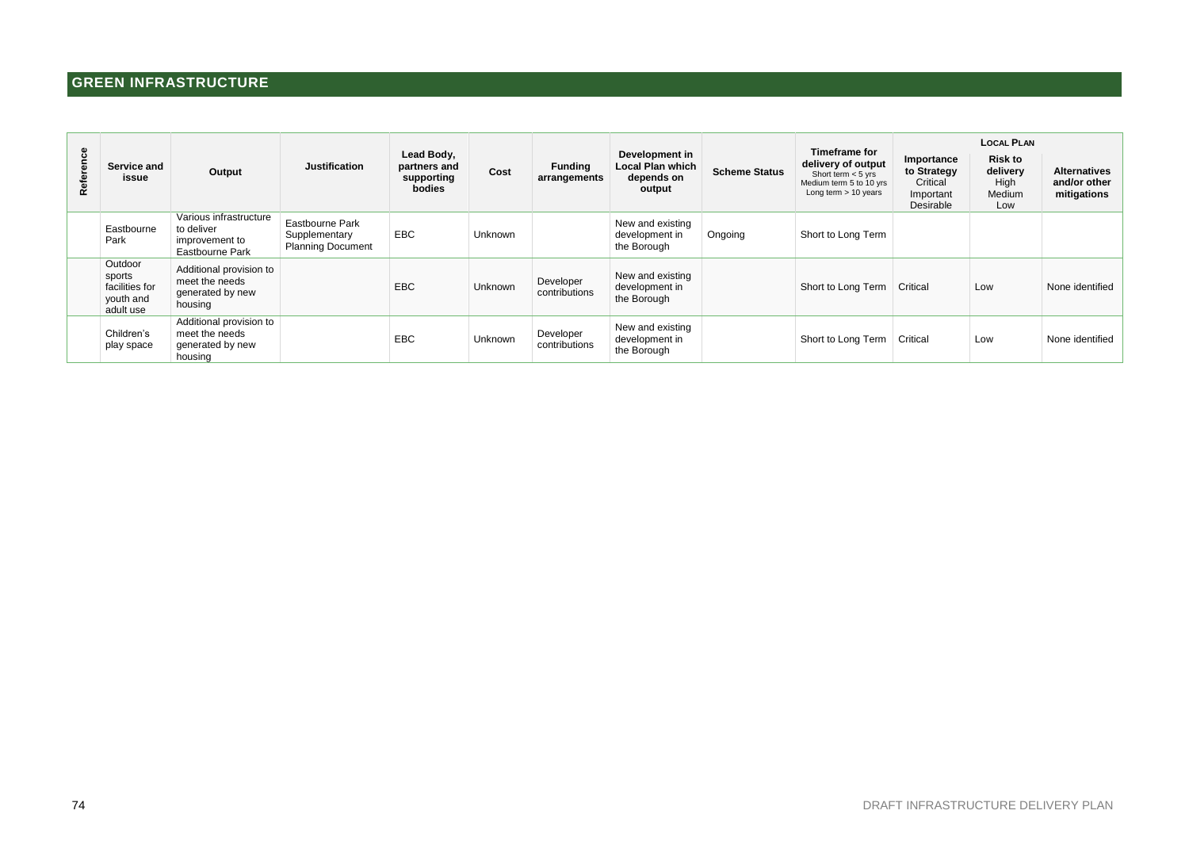## GREEN INFRASTRUCTURE

| Reference | Service and issue | Output | Justification | Lead Body, partners and supporting bodies | Cost | Funding arrangements | Development in Local Plan which depends on output | Scheme Status | Timeframe for delivery of output Short term < 5 yrs Medium term 5 to 10 yrs Long term > 10 years | LOCAL PLAN | | |
|---|---|---|---|---|---|---|---|---|---|---|---|---|
| | | | | | | | | | | Importance to Strategy Critical Important Desirable | Risk to delivery High Medium Low | Alternatives and/or other mitigations |
| | Eastbourne Park | Various infrastructure to deliver improvement to Eastbourne Park | Eastbourne Park Supplementary Planning Document | EBC | Unknown | | New and existing development in the Borough | Ongoing | Short to Long Term | | | |
| | Outdoor sports facilities for youth and adult use | Additional provision to meet the needs generated by new housing | | EBC | Unknown | Developer contributions | New and existing development in the Borough | | Short to Long Term | Critical | Low | None identified |
| | Children's play space | Additional provision to meet the needs generated by new housing | | EBC | Unknown | Developer contributions | New and existing development in the Borough | | Short to Long Term | Critical | Low | None identified |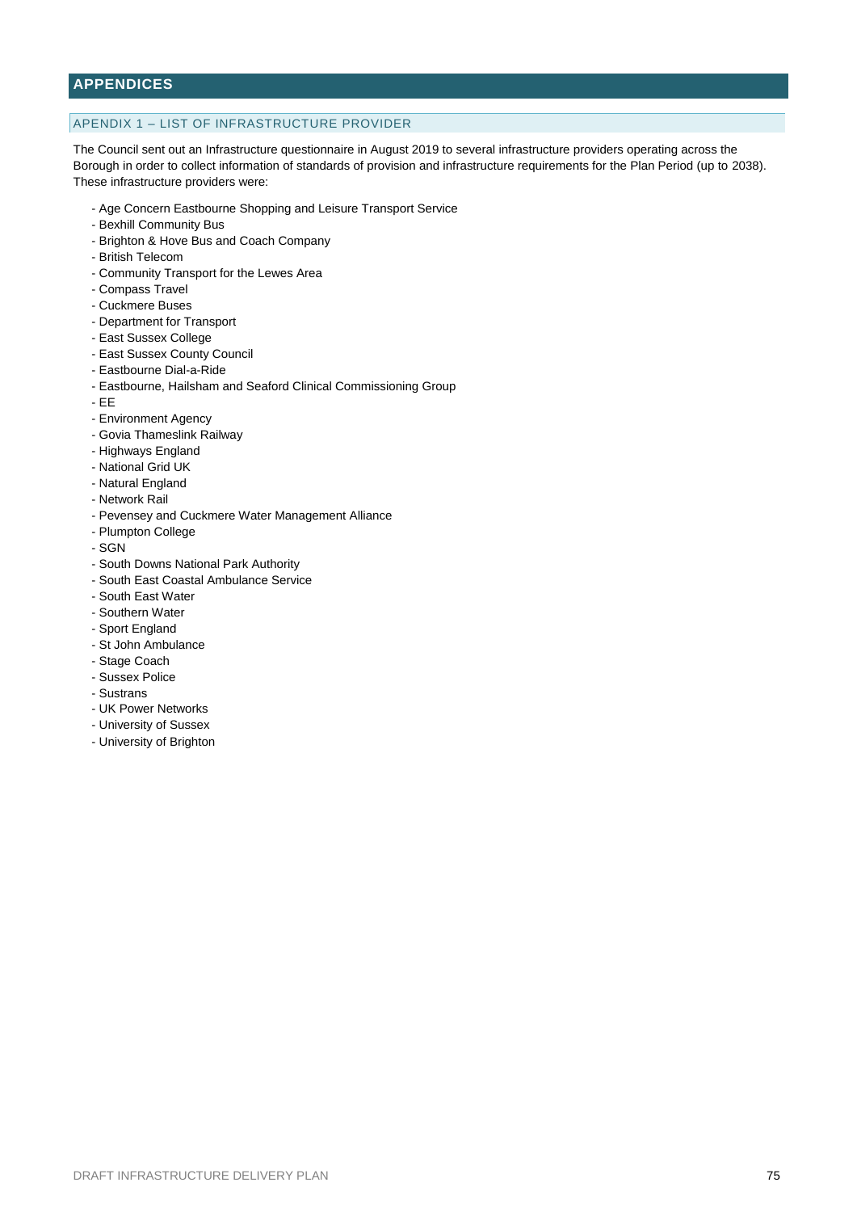# APPENDICES

## APENDIX 1 – LIST OF INFRASTRUCTURE PROVIDER

The Council sent out an Infrastructure questionnaire in August 2019 to several infrastructure providers operating across the Borough in order to collect information of standards of provision and infrastructure requirements for the Plan Period (up to 2038). These infrastructure providers were:

- Age Concern Eastbourne Shopping and Leisure Transport Service
- Bexhill Community Bus
- Brighton & Hove Bus and Coach Company
- British Telecom
- Community Transport for the Lewes Area
- Compass Travel
- Cuckmere Buses
- Department for Transport
- East Sussex College
- East Sussex County Council
- Eastbourne Dial-a-Ride
- Eastbourne, Hailsham and Seaford Clinical Commissioning Group
- EE
- Environment Agency
- Govia Thameslink Railway
- Highways England
- National Grid UK
- Natural England
- Network Rail
- Pevensey and Cuckmere Water Management Alliance
- Plumpton College
- SGN
- South Downs National Park Authority
- South East Coastal Ambulance Service
- South East Water
- Southern Water
- Sport England
- St John Ambulance
- Stage Coach
- Sussex Police
- Sustrans
- UK Power Networks
- University of Sussex
- University of Brighton